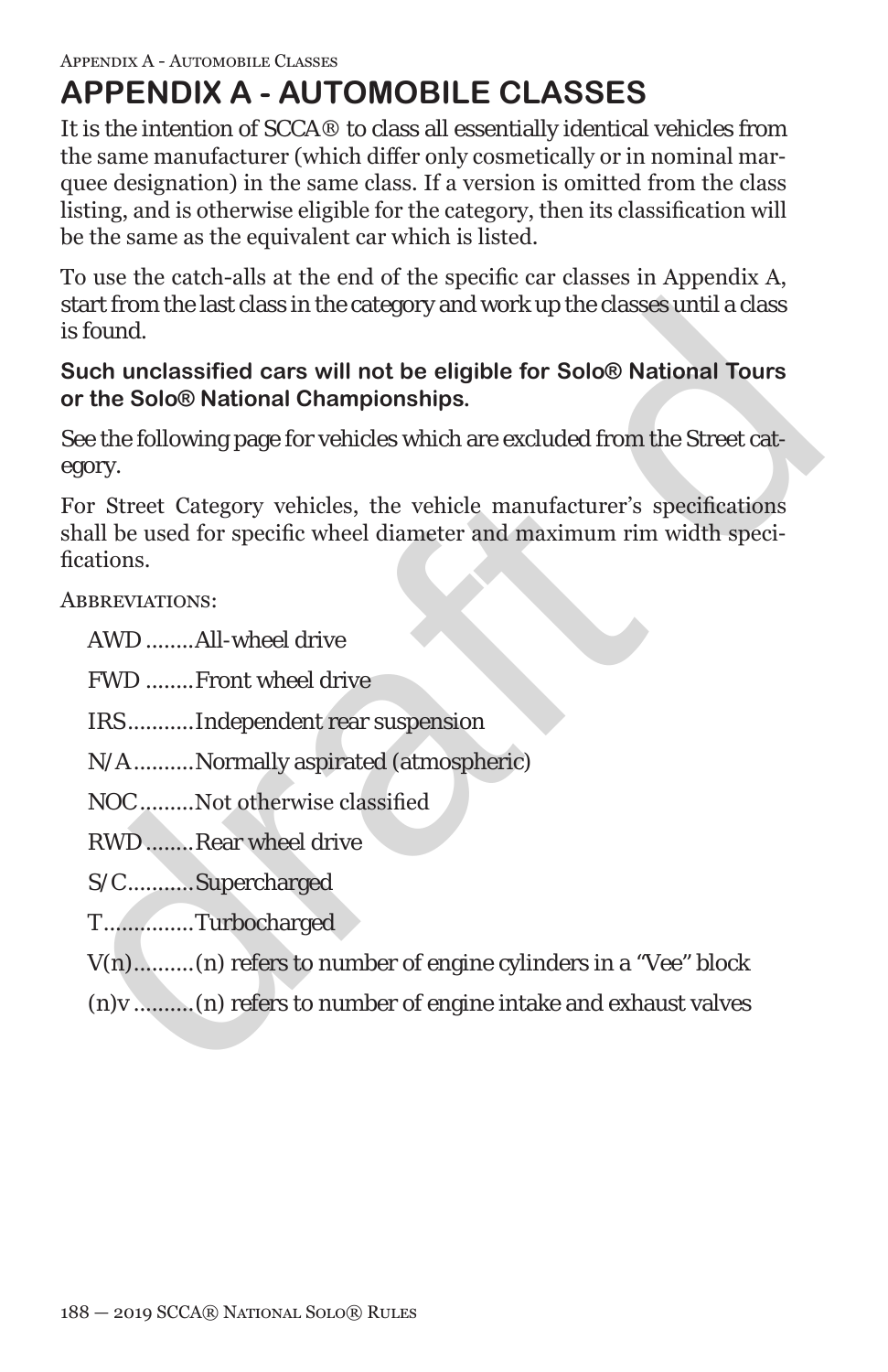# APPENDIX A - AUTOMOBILE CLASSES

It is the intention of SCCA® to class all essentially identical vehicles from the same manufacturer (which differ only cosmetically or in nominal marquee designation) in the same class. If a version is omitted from the class listing, and is otherwise eligible for the category, then its classification will be the same as the equivalent car which is listed.

To use the catch-alls at the end of the specific car classes in Appendix A, start from the last class in the category and work up the classes until a class is found.

**Such unclassified cars will not be eligible for Solo® National Tours or the Solo® National Championships.**

See the following page for vehicles which are excluded from the Street category.

For Street Category vehicles, the vehicle manufacturer's specifications shall be used for specific wheel diameter and maximum rim width specifications.

ABBREVIATIONS:

- AWD ........All-wheel drive
- FWD ........Front wheel drive
- IRS...........Independent rear suspension
- N/A..........Normally aspirated (atmospheric)
- NOC.........Not otherwise classified
- RWD ........Rear wheel drive
- S/C...........Supercharged
- T..............Turbocharged
- V(n)..........(n) refers to number of engine cylinders in a "Vee" block
- (n)v ..........(n) refers to number of engine intake and exhaust valves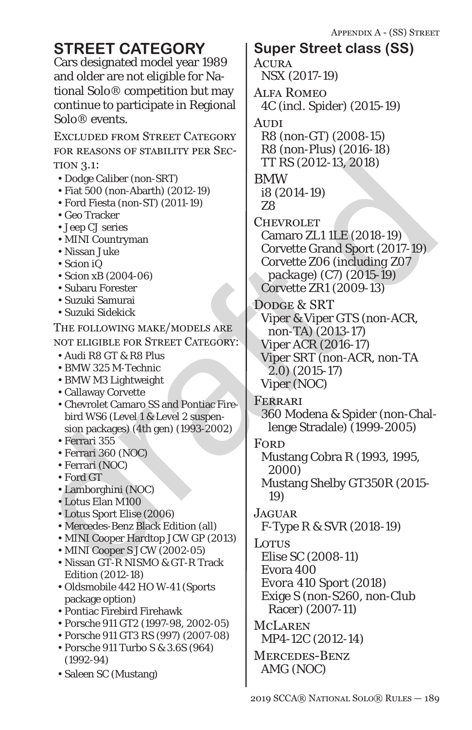# STREET CATEGORY

Cars designated model year 1989 and older are not eligible for National Solo® competition but may continue to participate in Regional Solo® events.

EXCLUDED FROM STREET CATEGORY FOR REASONS OF STABILITY PER SECTION 3.1:

- Dodge Caliber (non-SRT)
- Fiat 500 (non-Abarth) (2012-19)
- Ford Fiesta (non-ST) (2011-19)
- Geo Tracker
- Jeep CJ series
- MINI Countryman
- Nissan Juke
- Scion iQ
- Scion xB (2004-06)
- Subaru Forester
- Suzuki Samurai
- Suzuki Sidekick

THE FOLLOWING MAKE/MODELS ARE NOT ELIGIBLE FOR STREET CATEGORY:

- Audi R8 GT & R8 Plus
- BMW 325 M-Technic
- BMW M3 Lightweight
- Callaway Corvette
- Chevrolet Camaro SS and Pontiac Firebird WS6 (Level 1 & Level 2 suspension packages) (4th gen) (1993-2002)
- Ferrari 355
- Ferrari 360 (NOC)
- Ferrari (NOC)
- Ford GT
- Lamborghini (NOC)
- Lotus Elan M100
- Lotus Sport Elise (2006)
- Mercedes-Benz Black Edition (all)
- MINI Cooper Hardtop JCW GP (2013)
- MINI Cooper S JCW (2002-05)
- Nissan GT-R NISMO & GT-R Track Edition (2012-18)
- Oldsmobile 442 HO W-41 (Sports package option)
- Pontiac Firebird Firehawk
- Porsche 911 GT2 (1997-98, 2002-05)
- Porsche 911 GT3 RS (997) (2007-08)
- Porsche 911 Turbo S & 3.6S (964) (1992-94)
- Saleen SC (Mustang)

## Super Street class (SS)

ACURA
- NSX (2017-19)

ALFA ROMEO
- 4C (incl. Spider) (2015-19)

AUDI
- R8 (non-GT) (2008-15)
- R8 (non-Plus) (2016-18)
- TT RS (2012-13, 2018)

BMW
- i8 (2014-19)
- Z8

CHEVROLET
- Camaro ZL1 1LE (2018-19)
- Corvette Grand Sport (2017-19)
- Corvette Z06 (including Z07 package) (C7) (2015-19)
- Corvette ZR1 (2009-13)

DODGE & SRT
- Viper & Viper GTS (non-ACR, non-TA) (2013-17)
- Viper ACR (2016-17)
- Viper SRT (non-ACR, non-TA 2.0) (2015-17)
- Viper (NOC)

FERRARI
- 360 Modena & Spider (non-Challenge Stradale) (1999-2005)

FORD
- Mustang Cobra R (1993, 1995, 2000)
- Mustang Shelby GT350R (2015-19)

JAGUAR
- F-Type R & SVR (2018-19)

LOTUS
- Elise SC (2008-11)
- Evora 400
- Evora 410 Sport (2018)
- Exige S (non-S260, non-Club Racer) (2007-11)

MCLAREN
- MP4-12C (2012-14)

MERCEDES-BENZ
- AMG (NOC)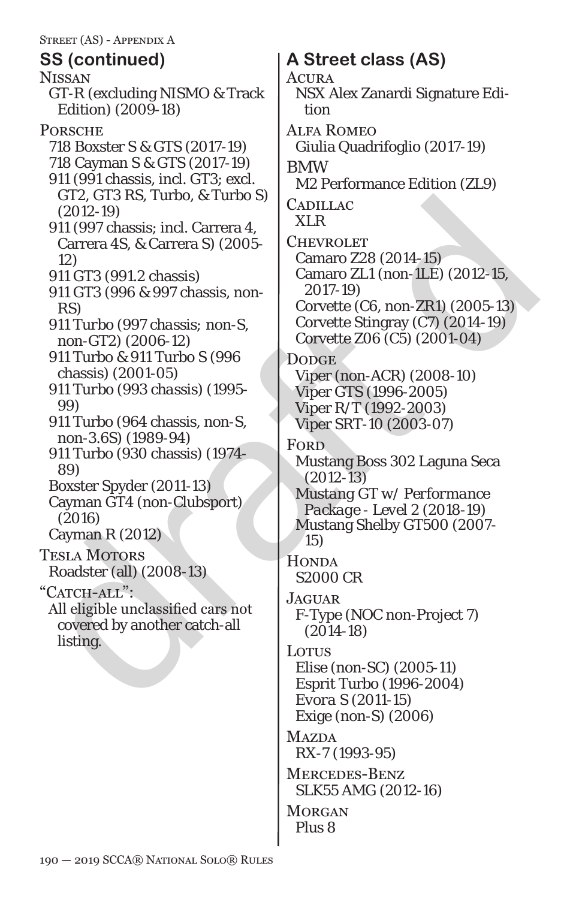## SS (continued)

NISSAN

- GT-R (excluding NISMO & Track Edition) (2009-18)

PORSCHE

- 718 Boxster S & GTS (2017-19)
- 718 Cayman S & GTS (2017-19)
- 911 (991 chassis, incl. GT3; excl. GT2, GT3 RS, Turbo, & Turbo S) (2012-19)
- 911 (997 chassis; incl. Carrera 4, Carrera 4S, & Carrera S) (2005-12)
- 911 GT3 (991.2 chassis)
- 911 GT3 (996 & 997 chassis, non-RS)
- 911 Turbo (997 chassis; non-S, non-GT2) (2006-12)
- 911 Turbo & 911 Turbo S (996 chassis) (2001-05)
- 911 Turbo (993 chassis) (1995-99)
- 911 Turbo (964 chassis, non-S, non-3.6S) (1989-94)
- 911 Turbo (930 chassis) (1974-89)
- Boxster Spyder (2011-13)
- Cayman GT4 (non-Clubsport) (2016)
- Cayman R (2012)

TESLA MOTORS

- Roadster (all) (2008-13)

"CATCH-ALL":

- All eligible unclassified cars not covered by another catch-all listing.

## A Street class (AS)

ACURA

- NSX Alex Zanardi Signature Edition

ALFA ROMEO

- Giulia Quadrifoglio (2017-19)

BMW

- M2 Performance Edition (ZL9)

CADILLAC

- XLR

CHEVROLET

- Camaro Z28 (2014-15)
- Camaro ZL1 (non-1LE) (2012-15, 2017-19)
- Corvette (C6, non-ZR1) (2005-13)
- Corvette Stingray (C7) (2014-19)
- Corvette Z06 (C5) (2001-04)

DODGE

- Viper (non-ACR) (2008-10)
- Viper GTS (1996-2005)
- Viper R/T (1992-2003)
- Viper SRT-10 (2003-07)

FORD

- Mustang Boss 302 Laguna Seca (2012-13)
- Mustang GT w/ Performance Package - Level 2 (2018-19)
- Mustang Shelby GT500 (2007-15)

HONDA

- S2000 CR

JAGUAR

- F-Type (NOC non-Project 7) (2014-18)

LOTUS

- Elise (non-SC) (2005-11)
- Esprit Turbo (1996-2004)
- Evora S (2011-15)
- Exige (non-S) (2006)

MAZDA

- RX-7 (1993-95)

MERCEDES-BENZ

- SLK55 AMG (2012-16)

MORGAN

- Plus 8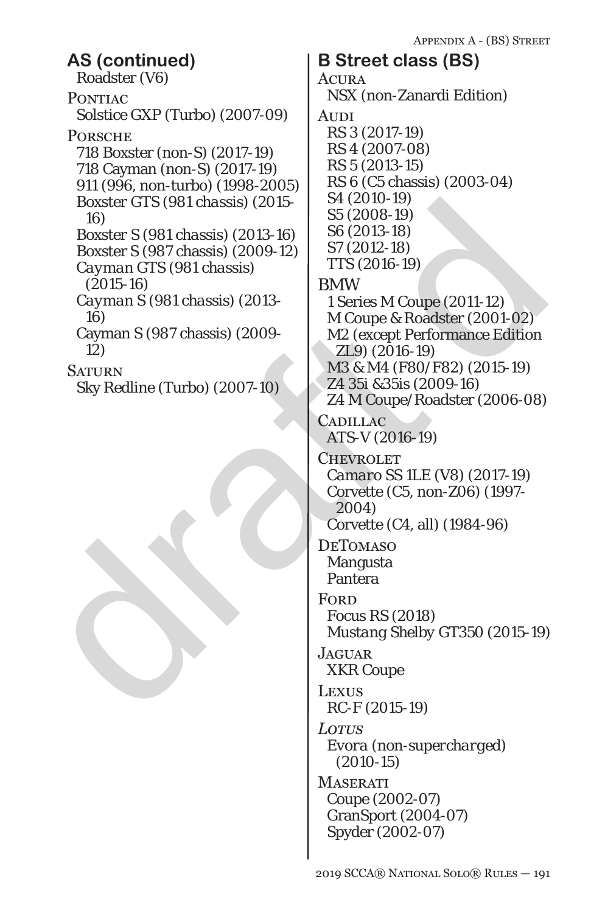## AS (continued)

Roadster (V6)

PONTIAC
Solstice GXP (Turbo) (2007-09)

PORSCHE
718 Boxster (non-S) (2017-19)
718 Cayman (non-S) (2017-19)
911 (996, non-turbo) (1998-2005)
Boxster GTS (981 chassis) (2015-16)
Boxster S (981 chassis) (2013-16)
Boxster S (987 chassis) (2009-12)
Cayman GTS (981 chassis) (2015-16)
Cayman S (981 chassis) (2013-16)
Cayman S (987 chassis) (2009-12)

SATURN
Sky Redline (Turbo) (2007-10)

## B Street class (BS)

ACURA
NSX (non-Zanardi Edition)

AUDI
RS 3 (2017-19)
RS 4 (2007-08)
RS 5 (2013-15)
RS 6 (C5 chassis) (2003-04)
S4 (2010-19)
S5 (2008-19)
S6 (2013-18)
S7 (2012-18)
TTS (2016-19)

BMW
1 Series M Coupe (2011-12)
M Coupe & Roadster (2001-02)
M2 (except Performance Edition ZL9) (2016-19)
M3 & M4 (F80/F82) (2015-19)
Z4 35i &35is (2009-16)
Z4 M Coupe/Roadster (2006-08)

CADILLAC
ATS-V (2016-19)

CHEVROLET
Camaro SS 1LE (V8) (2017-19)
Corvette (C5, non-Z06) (1997-2004)
Corvette (C4, all) (1984-96)

DETOMASO
Mangusta
Pantera

FORD
Focus RS (2018)
Mustang Shelby GT350 (2015-19)

JAGUAR
XKR Coupe

LEXUS
RC-F (2015-19)

*LOTUS*
*Evora (non-supercharged) (2010-15)*

MASERATI
Coupe (2002-07)
GranSport (2004-07)
Spyder (2002-07)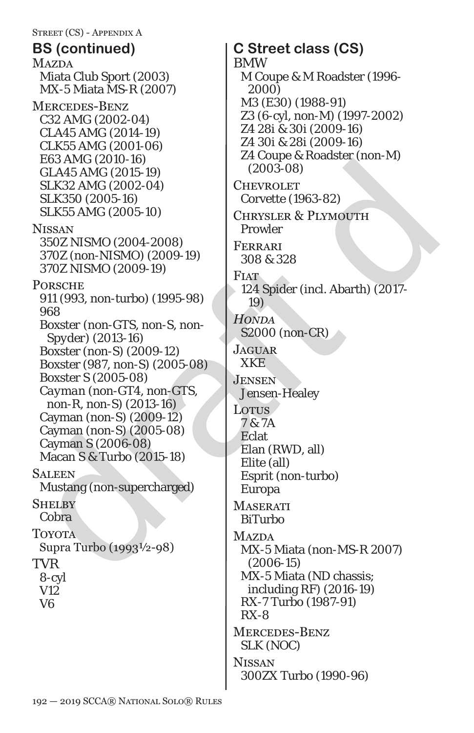## BS (continued)

MAZDA
- Miata Club Sport (2003)
- MX-5 Miata MS-R (2007)

MERCEDES-BENZ
- C32 AMG (2002-04)
- CLA45 AMG (2014-19)
- CLK55 AMG (2001-06)
- E63 AMG (2010-16)
- GLA45 AMG (2015-19)
- SLK32 AMG (2002-04)
- SLK350 (2005-16)
- SLK55 AMG (2005-10)

NISSAN
- 350Z NISMO (2004-2008)
- 370Z (non-NISMO) (2009-19)
- 370Z NISMO (2009-19)

PORSCHE
- 911 (993, non-turbo) (1995-98)
- 968
- Boxster (non-GTS, non-S, non-Spyder) (2013-16)
- Boxster (non-S) (2009-12)
- Boxster (987, non-S) (2005-08)
- Boxster S (2005-08)
- Cayman (non-GT4, non-GTS, non-R, non-S) (2013-16)
- Cayman (non-S) (2009-12)
- Cayman (non-S) (2005-08)
- Cayman S (2006-08)
- Macan S & Turbo (2015-18)

SALEEN
- Mustang (non-supercharged)

SHELBY
- Cobra

TOYOTA
- Supra Turbo (1993½-98)

TVR
- 8-cyl
- V12
- V6

## C Street class (CS)

BMW
- M Coupe & M Roadster (1996-2000)
- M3 (E30) (1988-91)
- Z3 (6-cyl, non-M) (1997-2002)
- Z4 28i & 30i (2009-16)
- Z4 30i & 28i (2009-16)
- Z4 Coupe & Roadster (non-M) (2003-08)

CHEVROLET
- Corvette (1963-82)

CHRYSLER & PLYMOUTH
- Prowler

FERRARI
- 308 & 328

FIAT
- 124 Spider (incl. Abarth) (2017-19)

*HONDA*
- S2000 (non-CR)

JAGUAR
- XKE

JENSEN
- Jensen-Healey

LOTUS
- 7 & 7A
- Eclat
- Elan (RWD, all)
- Elite (all)
- Esprit (non-turbo)
- Europa

MASERATI
- BiTurbo

MAZDA
- MX-5 Miata (non-MS-R 2007) (2006-15)
- MX-5 Miata (ND chassis; including RF) (2016-19)
- RX-7 Turbo (1987-91)
- RX-8

MERCEDES-BENZ
- SLK (NOC)

NISSAN
- 300ZX Turbo (1990-96)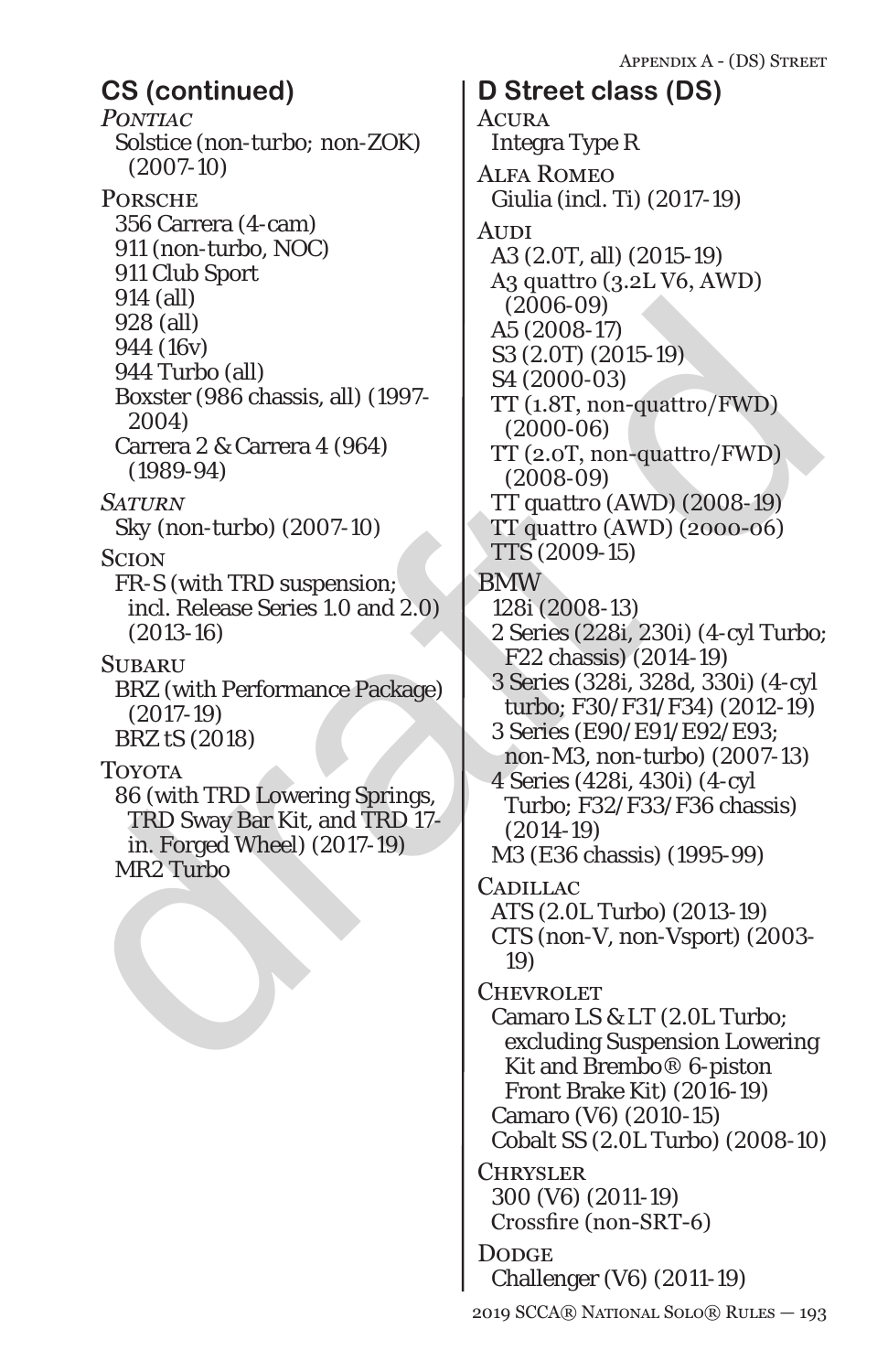## CS (continued)

*Pontiac*

- Solstice (non-turbo; non-ZOK) (2007-10)

Porsche

- 356 Carrera (4-cam)
- 911 (non-turbo, NOC)
- 911 Club Sport
- 914 (all)
- 928 (all)
- 944 (16v)
- 944 Turbo (all)
- Boxster (986 chassis, all) (1997-2004)
- Carrera 2 & Carrera 4 (964) (1989-94)

*Saturn*

- Sky (non-turbo) (2007-10)

Scion

- FR-S (with TRD suspension; incl. Release Series 1.0 and 2.0) (2013-16)

Subaru

- BRZ (with Performance Package) (2017-19)
- BRZ tS (2018)

Toyota

- 86 (with TRD Lowering Springs, TRD Sway Bar Kit, and TRD 17-in. Forged Wheel) (2017-19)
- MR2 Turbo

## D Street class (DS)

Acura

- Integra Type R

Alfa Romeo

- Giulia (incl. Ti) (2017-19)

Audi

- A3 (2.0T, all) (2015-19)
- A3 quattro (3.2L V6, AWD) (2006-09)
- A5 (2008-17)
- S3 (2.0T) (2015-19)
- S4 (2000-03)
- TT (1.8T, non-quattro/FWD) (2000-06)
- TT (2.0T, non-quattro/FWD) (2008-09)
- TT quattro (AWD) (2008-19)
- TT quattro (AWD) (2000-06)
- TTS (2009-15)

BMW

- 128i (2008-13)
- 2 Series (228i, 230i) (4-cyl Turbo; F22 chassis) (2014-19)
- 3 Series (328i, 328d, 330i) (4-cyl turbo; F30/F31/F34) (2012-19)
- 3 Series (E90/E91/E92/E93; non-M3, non-turbo) (2007-13)
- 4 Series (428i, 430i) (4-cyl Turbo; F32/F33/F36 chassis) (2014-19)
- M3 (E36 chassis) (1995-99)

Cadillac

- ATS (2.0L Turbo) (2013-19)
- CTS (non-V, non-Vsport) (2003-19)

Chevrolet

- Camaro LS & LT (2.0L Turbo; excluding Suspension Lowering Kit and Brembo® 6-piston Front Brake Kit) (2016-19)
- Camaro (V6) (2010-15)
- Cobalt SS (2.0L Turbo) (2008-10)

Chrysler

- 300 (V6) (2011-19)
- Crossfire (non-SRT-6)

Dodge

- Challenger (V6) (2011-19)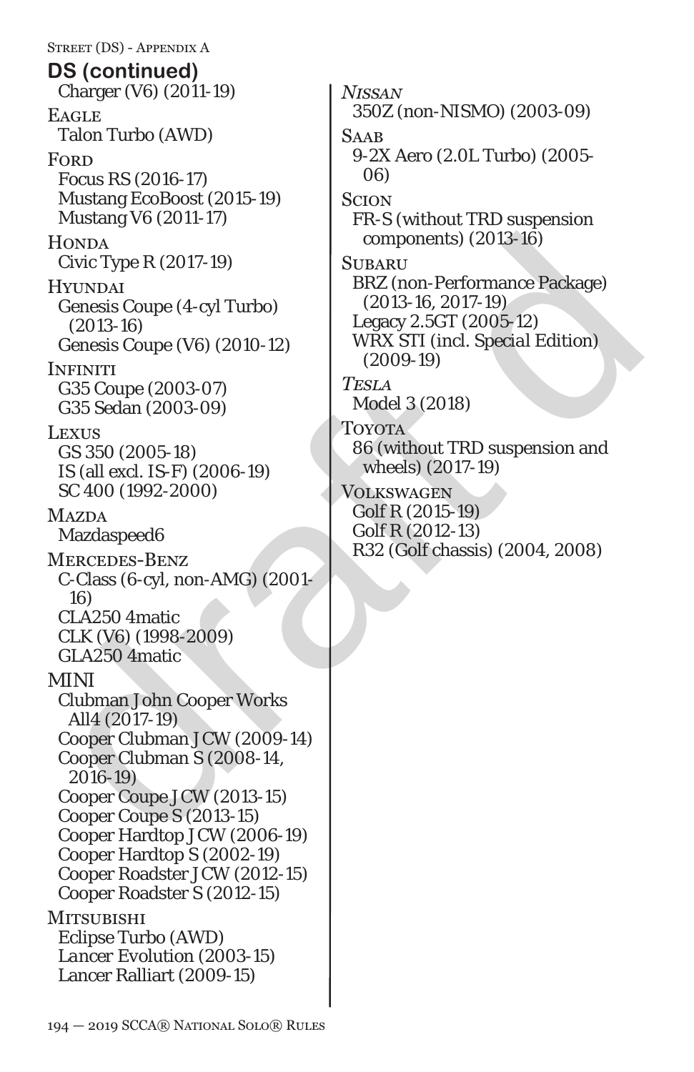## DS (continued)

Charger (V6) (2011-19)

EAGLE

Talon Turbo (AWD)

FORD

Focus RS (2016-17)
Mustang EcoBoost (2015-19)
Mustang V6 (2011-17)

HONDA

Civic Type R (2017-19)

HYUNDAI

Genesis Coupe (4-cyl Turbo) (2013-16)
Genesis Coupe (V6) (2010-12)

INFINITI

G35 Coupe (2003-07)
G35 Sedan (2003-09)

LEXUS

GS 350 (2005-18)
IS (all excl. IS-F) (2006-19)
SC 400 (1992-2000)

MAZDA

Mazdaspeed6

MERCEDES-BENZ

C-Class (6-cyl, non-AMG) (2001-16)
CLA250 4matic
CLK (V6) (1998-2009)
GLA250 4matic

MINI

Clubman John Cooper Works All4 (2017-19)
Cooper Clubman JCW (2009-14)
Cooper Clubman S (2008-14, 2016-19)
Cooper Coupe JCW (2013-15)
Cooper Coupe S (2013-15)
Cooper Hardtop JCW (2006-19)
Cooper Hardtop S (2002-19)
Cooper Roadster JCW (2012-15)
Cooper Roadster S (2012-15)

MITSUBISHI

Eclipse Turbo (AWD)
Lancer Evolution (2003-15)
Lancer Ralliart (2009-15)

*NISSAN*

350Z (non-NISMO) (2003-09)

SAAB

9-2X Aero (2.0L Turbo) (2005-06)

SCION

FR-S (without TRD suspension components) (2013-16)

SUBARU

BRZ (non-Performance Package) (2013-16, 2017-19)
Legacy 2.5GT (2005-12)
WRX STI (incl. Special Edition) (2009-19)

*TESLA*

Model 3 (2018)

TOYOTA

86 (without TRD suspension and wheels) (2017-19)

VOLKSWAGEN

Golf R (2015-19)
Golf R (2012-13)
R32 (Golf chassis) (2004, 2008)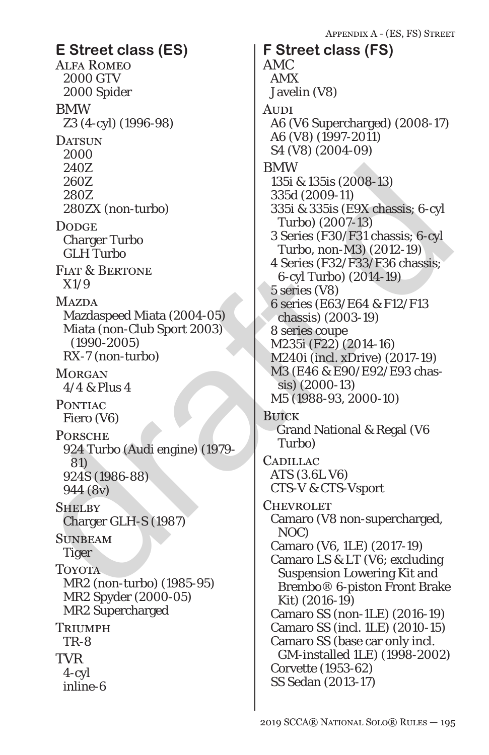## E Street class (ES)

ALFA ROMEO
- 2000 GTV
- 2000 Spider

BMW
- Z3 (4-cyl) (1996-98)

DATSUN
- 2000
- 240Z
- 260Z
- 280Z
- 280ZX (non-turbo)

DODGE
- Charger Turbo
- GLH Turbo

FIAT & BERTONE
- X1/9

MAZDA
- Mazdaspeed Miata (2004-05)
- Miata (non-Club Sport 2003) (1990-2005)
- RX-7 (non-turbo)

MORGAN
- 4/4 & Plus 4

PONTIAC
- Fiero (V6)

PORSCHE
- 924 Turbo (Audi engine) (1979-81)
- 924S (1986-88)
- 944 (8v)

SHELBY
- Charger GLH-S (1987)

SUNBEAM
- Tiger

TOYOTA
- MR2 (non-turbo) (1985-95)
- MR2 Spyder (2000-05)
- MR2 Supercharged

TRIUMPH
- TR-8

TVR
- 4-cyl
- inline-6

## F Street class (FS)

AMC
- AMX
- Javelin (V8)

AUDI
- A6 (V6 Supercharged) (2008-17)
- A6 (V8) (1997-2011)
- S4 (V8) (2004-09)

BMW
- 135i & 135is (2008-13)
- 335d (2009-11)
- 335i & 335is (E9X chassis; 6-cyl Turbo) (2007-13)
- 3 Series (F30/F31 chassis; 6-cyl Turbo, non-M3) (2012-19)
- 4 Series (F32/F33/F36 chassis; 6-cyl Turbo) (2014-19)
- 5 series (V8)
- 6 series (E63/E64 & F12/F13 chassis) (2003-19)
- 8 series coupe
- M235i (F22) (2014-16)
- M240i (incl. xDrive) (2017-19)
- M3 (E46 & E90/E92/E93 chassis) (2000-13)
- M5 (1988-93, 2000-10)

BUICK
- Grand National & Regal (V6 Turbo)

CADILLAC
- ATS (3.6L V6)
- CTS-V & CTS-Vsport

CHEVROLET
- Camaro (V8 non-supercharged, NOC)
- Camaro (V6, 1LE) (2017-19)
- Camaro LS & LT (V6; excluding Suspension Lowering Kit and Brembo® 6-piston Front Brake Kit) (2016-19)
- Camaro SS (non-1LE) (2016-19)
- Camaro SS (incl. 1LE) (2010-15)
- Camaro SS (base car only incl. GM-installed 1LE) (1998-2002)
- Corvette (1953-62)
- SS Sedan (2013-17)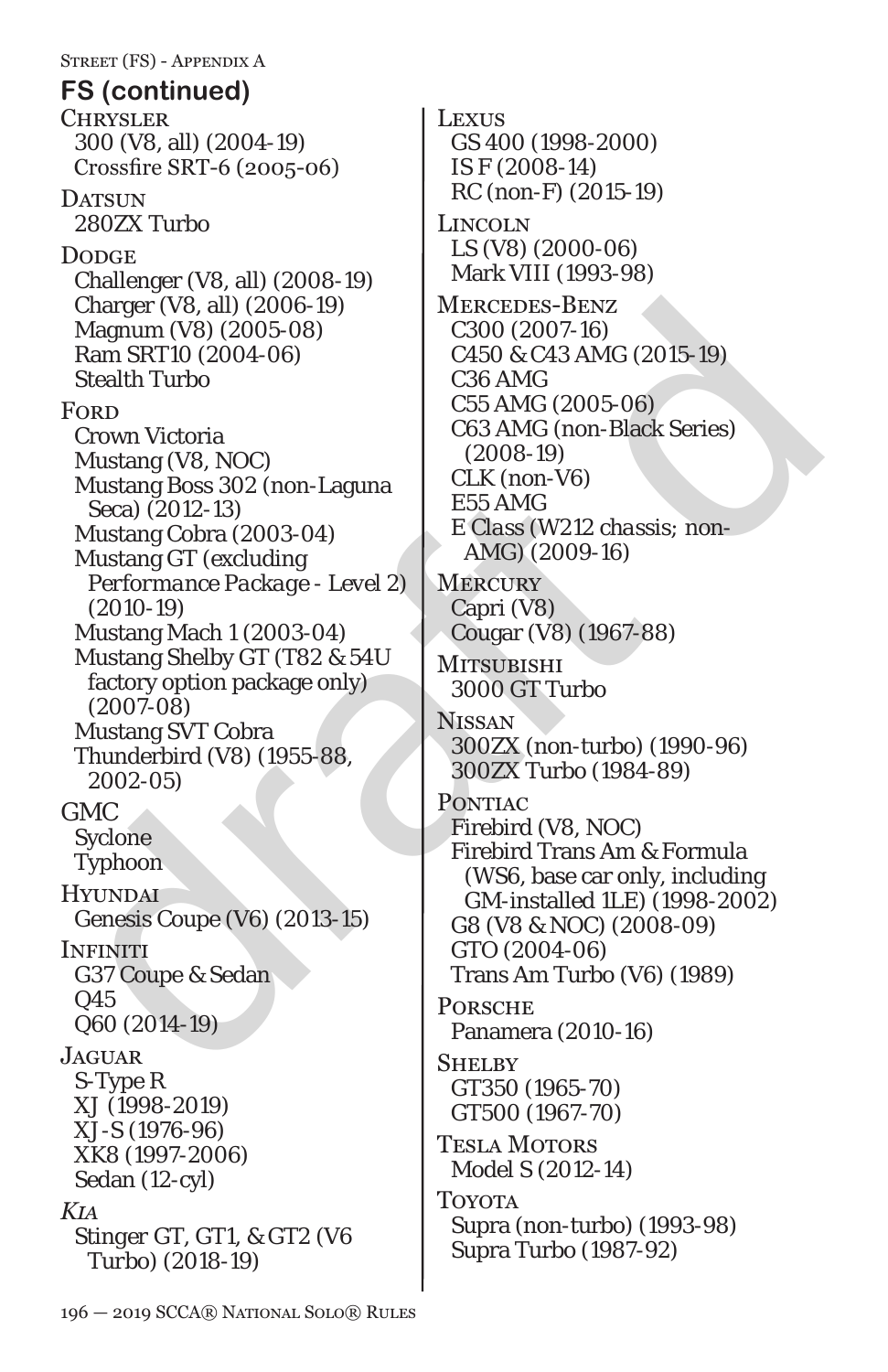## FS (continued)

**Chrysler**
- 300 (V8, all) (2004-19)
- Crossfire SRT-6 (2005-06)

**Datsun**
- 280ZX Turbo

**Dodge**
- Challenger (V8, all) (2008-19)
- Charger (V8, all) (2006-19)
- Magnum (V8) (2005-08)
- Ram SRT10 (2004-06)
- Stealth Turbo

**Ford**
- Crown Victoria
- Mustang (V8, NOC)
- Mustang Boss 302 (non-Laguna Seca) (2012-13)
- Mustang Cobra (2003-04)
- Mustang GT (excluding *Performance Package - Level 2*) (2010-19)
- Mustang Mach 1 (2003-04)
- Mustang Shelby GT (T82 & 54U factory option package only) (2007-08)
- Mustang SVT Cobra
- Thunderbird (V8) (1955-88, 2002-05)

**GMC**
- Syclone
- Typhoon

**Hyundai**
- Genesis Coupe (V6) (2013-15)

**Infiniti**
- G37 Coupe & Sedan
- Q45
- Q60 (2014-19)

**Jaguar**
- S-Type R
- XJ (1998-2019)
- XJ-S (1976-96)
- XK8 (1997-2006)
- Sedan (12-cyl)

***Kia***
- Stinger GT, GT1, & GT2 (V6 Turbo) (2018-19)

**Lexus**
- GS 400 (1998-2000)
- IS F (2008-14)
- RC (non-F) (2015-19)

**Lincoln**
- LS (V8) (2000-06)
- Mark VIII (1993-98)

**Mercedes-Benz**
- C300 (2007-16)
- C450 & C43 AMG (2015-19)
- C36 AMG
- C55 AMG (2005-06)
- C63 AMG (non-Black Series) (2008-19)
- CLK (non-V6)
- E55 AMG
- E Class (W212 chassis; non-AMG) (2009-16)

**Mercury**
- Capri (V8)
- Cougar (V8) (1967-88)

**Mitsubishi**
- 3000 GT Turbo

**Nissan**
- 300ZX (non-turbo) (1990-96)
- 300ZX Turbo (1984-89)

**Pontiac**
- Firebird (V8, NOC)
- Firebird Trans Am & Formula (WS6, base car only, including GM-installed 1LE) (1998-2002)
- G8 (V8 & NOC) (2008-09)
- GTO (2004-06)
- Trans Am Turbo (V6) (1989)

**Porsche**
- Panamera (2010-16)

**Shelby**
- GT350 (1965-70)
- GT500 (1967-70)

**Tesla Motors**
- Model S (2012-14)

**Toyota**
- Supra (non-turbo) (1993-98)
- Supra Turbo (1987-92)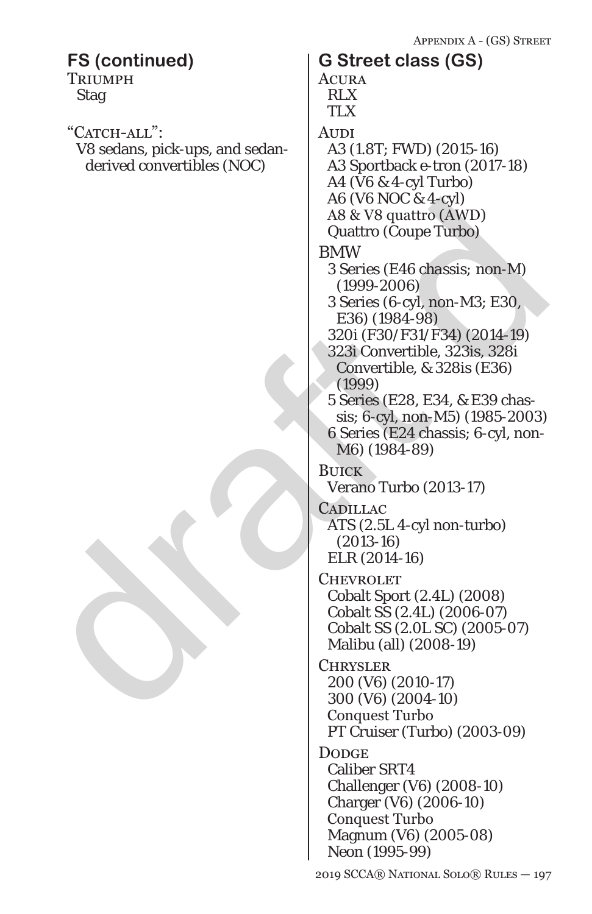## FS (continued)

TRIUMPH
- Stag

"CATCH-ALL":
- V8 sedans, pick-ups, and sedan-derived convertibles (NOC)

## G Street class (GS)

ACURA
- RLX
- TLX

AUDI
- A3 (1.8T; FWD) (2015-16)
- A3 Sportback e-tron (2017-18)
- A4 (V6 & 4-cyl Turbo)
- A6 (V6 NOC & 4-cyl)
- A8 & V8 quattro (AWD)
- Quattro (Coupe Turbo)

BMW
- 3 Series (E46 chassis; non-M) (1999-2006)
- 3 Series (6-cyl, non-M3; E30, E36) (1984-98)
- 320i (F30/F31/F34) (2014-19)
- 323i Convertible, 323is, 328i Convertible, & 328is (E36) (1999)
- 5 Series (E28, E34, & E39 chassis; 6-cyl, non-M5) (1985-2003)
- 6 Series (E24 chassis; 6-cyl, non-M6) (1984-89)

BUICK
- Verano Turbo (2013-17)

CADILLAC
- ATS (2.5L 4-cyl non-turbo) (2013-16)
- ELR (2014-16)

CHEVROLET
- Cobalt Sport (2.4L) (2008)
- Cobalt SS (2.4L) (2006-07)
- Cobalt SS (2.0L SC) (2005-07)
- Malibu (all) (2008-19)

CHRYSLER
- 200 (V6) (2010-17)
- 300 (V6) (2004-10)
- Conquest Turbo
- PT Cruiser (Turbo) (2003-09)

DODGE
- Caliber SRT4
- Challenger (V6) (2008-10)
- Charger (V6) (2006-10)
- Conquest Turbo
- Magnum (V6) (2005-08)
- Neon (1995-99)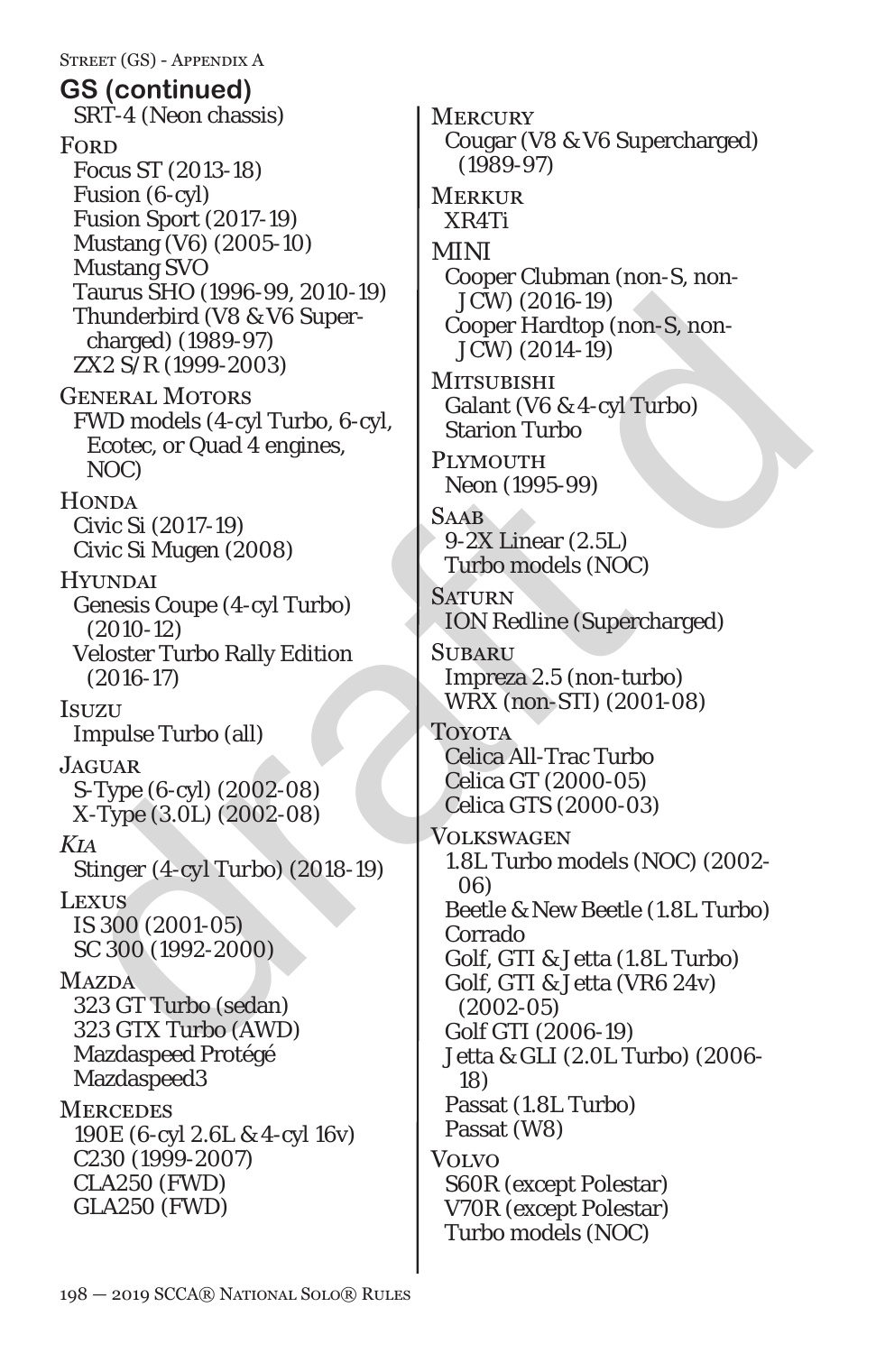## GS (continued)

SRT-4 (Neon chassis)

**Ford**
- Focus ST (2013-18)
- Fusion (6-cyl)
- Fusion Sport (2017-19)
- Mustang (V6) (2005-10)
- Mustang SVO
- Taurus SHO (1996-99, 2010-19)
- Thunderbird (V8 & V6 Supercharged) (1989-97)
- ZX2 S/R (1999-2003)

**General Motors**
- FWD models (4-cyl Turbo, 6-cyl, Ecotec, or Quad 4 engines, NOC)

**Honda**
- Civic Si (2017-19)
- Civic Si Mugen (2008)

**Hyundai**
- Genesis Coupe (4-cyl Turbo) (2010-12)
- Veloster Turbo Rally Edition (2016-17)

**Isuzu**
- Impulse Turbo (all)

**Jaguar**
- S-Type (6-cyl) (2002-08)
- X-Type (3.0L) (2002-08)

***Kia***
- Stinger (4-cyl Turbo) (2018-19)

**Lexus**
- IS 300 (2001-05)
- SC 300 (1992-2000)

**Mazda**
- 323 GT Turbo (sedan)
- 323 GTX Turbo (AWD)
- Mazdaspeed Protégé
- Mazdaspeed3

**Mercedes**
- 190E (6-cyl 2.6L & 4-cyl 16v)
- C230 (1999-2007)
- CLA250 (FWD)
- GLA250 (FWD)

**Mercury**
- Cougar (V8 & V6 Supercharged) (1989-97)

**Merkur**
- XR4Ti

**MINI**
- Cooper Clubman (non-S, non-JCW) (2016-19)
- Cooper Hardtop (non-S, non-JCW) (2014-19)

**Mitsubishi**
- Galant (V6 & 4-cyl Turbo)
- Starion Turbo

**Plymouth**
- Neon (1995-99)

**Saab**
- 9-2X Linear (2.5L)
- Turbo models (NOC)

**Saturn**
- ION Redline (Supercharged)

**Subaru**
- Impreza 2.5 (non-turbo)
- WRX (non-STI) (2001-08)

**Toyota**
- Celica All-Trac Turbo
- Celica GT (2000-05)
- Celica GTS (2000-03)

**Volkswagen**
- 1.8L Turbo models (NOC) (2002-06)
- Beetle & New Beetle (1.8L Turbo)
- Corrado
- Golf, GTI & Jetta (1.8L Turbo)
- Golf, GTI & Jetta (VR6 24v) (2002-05)
- Golf GTI (2006-19)
- Jetta & GLI (2.0L Turbo) (2006-18)
- Passat (1.8L Turbo)
- Passat (W8)

**Volvo**
- S60R (except Polestar)
- V70R (except Polestar)
- Turbo models (NOC)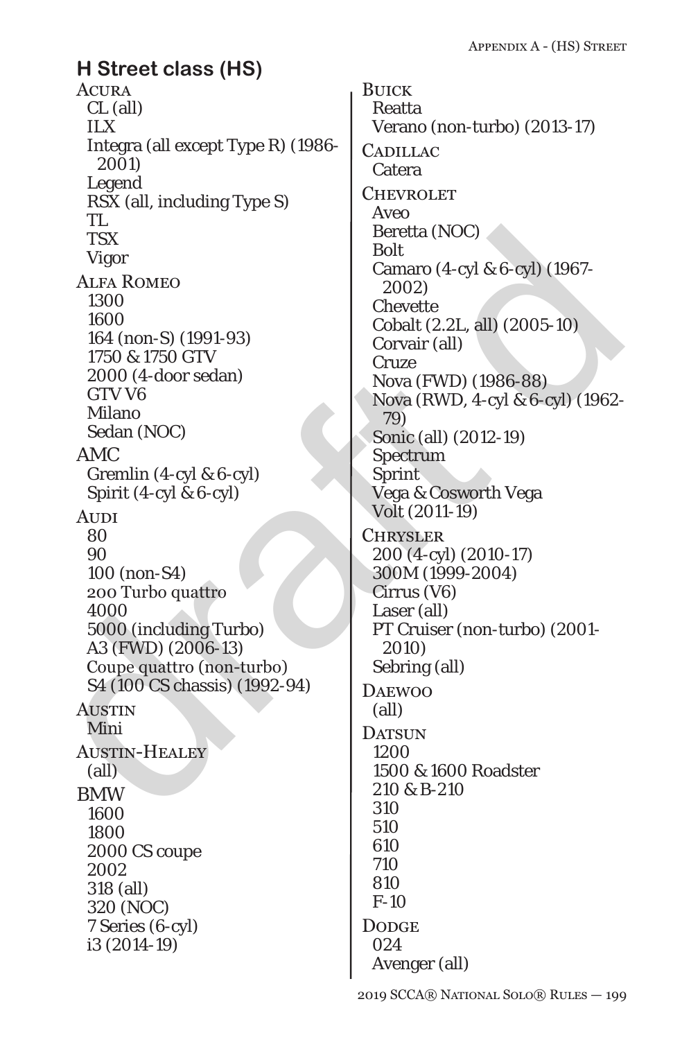## H Street class (HS)

**Acura**
- CL (all)
- ILX
- Integra (all except Type R) (1986-2001)
- Legend
- RSX (all, including Type S)
- TL
- TSX
- Vigor

**Alfa Romeo**
- 1300
- 1600
- 164 (non-S) (1991-93)
- 1750 & 1750 GTV
- 2000 (4-door sedan)
- GTV V6
- Milano
- Sedan (NOC)

**AMC**
- Gremlin (4-cyl & 6-cyl)
- Spirit (4-cyl & 6-cyl)

**Audi**
- 80
- 90
- 100 (non-S4)
- 200 Turbo quattro
- 4000
- 5000 (including Turbo)
- A3 (FWD) (2006-13)
- Coupe quattro (non-turbo)
- S4 (100 CS chassis) (1992-94)

**Austin**
- Mini

**Austin-Healey**
- (all)

**BMW**
- 1600
- 1800
- 2000 CS coupe
- 2002
- 318 (all)
- 320 (NOC)
- 7 Series (6-cyl)
- i3 (2014-19)

**Buick**
- Reatta
- Verano (non-turbo) (2013-17)

**Cadillac**
- Catera

**Chevrolet**
- Aveo
- Beretta (NOC)
- Bolt
- Camaro (4-cyl & 6-cyl) (1967-2002)
- Chevette
- Cobalt (2.2L, all) (2005-10)
- Corvair (all)
- Cruze
- Nova (FWD) (1986-88)
- Nova (RWD, 4-cyl & 6-cyl) (1962-79)
- Sonic (all) (2012-19)
- Spectrum
- Sprint
- Vega & Cosworth Vega
- Volt (2011-19)

**Chrysler**
- 200 (4-cyl) (2010-17)
- 300M (1999-2004)
- Cirrus (V6)
- Laser (all)
- PT Cruiser (non-turbo) (2001-2010)
- Sebring (all)

**Daewoo**
- (all)

**Datsun**
- 1200
- 1500 & 1600 Roadster
- 210 & B-210
- 310
- 510
- 610
- 710
- 810
- F-10

**Dodge**
- 024
- Avenger (all)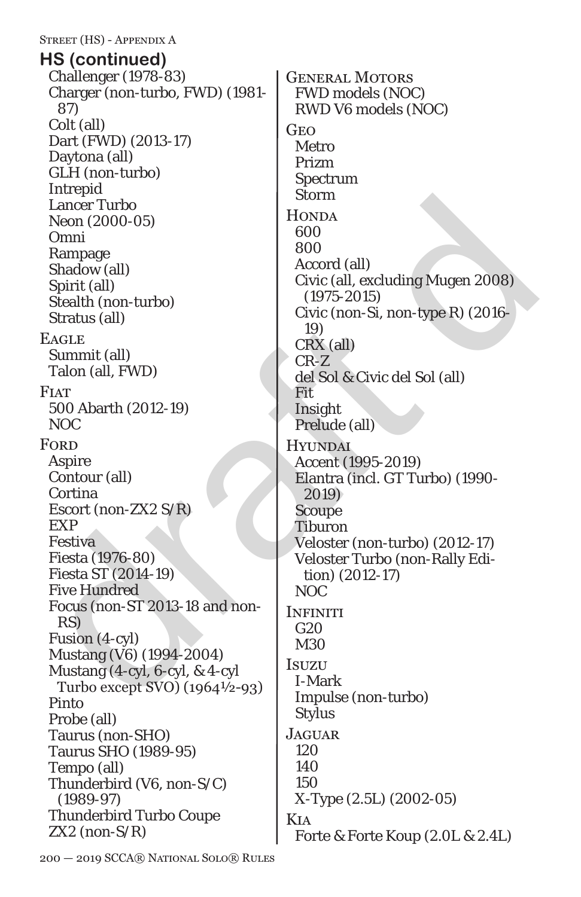## HS (continued)

Challenger (1978-83)
Charger (non-turbo, FWD) (1981-87)
Colt (all)
Dart (FWD) (2013-17)
Daytona (all)
GLH (non-turbo)
Intrepid
Lancer Turbo
Neon (2000-05)
Omni
Rampage
Shadow (all)
Spirit (all)
Stealth (non-turbo)
Stratus (all)

Eagle
Summit (all)
Talon (all, FWD)

Fiat
500 Abarth (2012-19)
NOC

Ford
Aspire
Contour (all)
Cortina
Escort (non-ZX2 S/R)
EXP
Festiva
Fiesta (1976-80)
Fiesta ST (2014-19)
Five Hundred
Focus (non-ST 2013-18 and non-RS)
Fusion (4-cyl)
Mustang (V6) (1994-2004)
Mustang (4-cyl, 6-cyl, & 4-cyl Turbo except SVO) (1964½-93)
Pinto
Probe (all)
Taurus (non-SHO)
Taurus SHO (1989-95)
Tempo (all)
Thunderbird (V6, non-S/C) (1989-97)
Thunderbird Turbo Coupe
ZX2 (non-S/R)

General Motors
FWD models (NOC)
RWD V6 models (NOC)

Geo
Metro
Prizm
Spectrum
Storm

Honda
600
800
Accord (all)
Civic (all, excluding Mugen 2008) (1975-2015)
Civic (non-Si, non-type R) (2016-19)
CRX (all)
CR-Z
del Sol & Civic del Sol (all)
Fit
Insight
Prelude (all)

Hyundai
Accent (1995-2019)
Elantra (incl. GT Turbo) (1990-2019)
Scoupe
Tiburon
Veloster (non-turbo) (2012-17)
Veloster Turbo (non-Rally Edition) (2012-17)
NOC

Infiniti
G20
M30

Isuzu
I-Mark
Impulse (non-turbo)
Stylus

Jaguar
120
140
150
X-Type (2.5L) (2002-05)

Kia
Forte & Forte Koup (2.0L & 2.4L)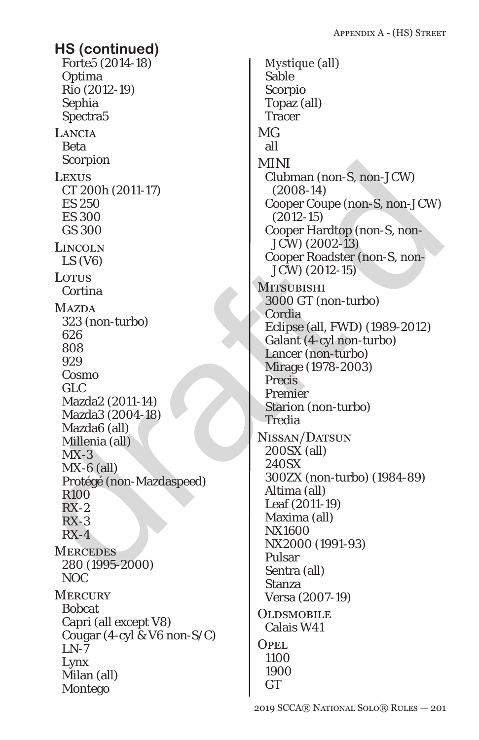## HS (continued)

Forte5 (2014-18)
Optima
Rio (2012-19)
Sephia
Spectra5

**Lancia**
Beta
Scorpion

**Lexus**
CT 200h (2011-17)
ES 250
ES 300
GS 300

**Lincoln**
LS (V6)

**Lotus**
Cortina

**Mazda**
323 (non-turbo)
626
808
929
Cosmo
GLC
Mazda2 (2011-14)
Mazda3 (2004-18)
Mazda6 (all)
Millenia (all)
MX-3
MX-6 (all)
Protégé (non-Mazdaspeed)
R100
RX-2
RX-3
RX-4

**Mercedes**
280 (1995-2000)
NOC

**Mercury**
Bobcat
Capri (all except V8)
Cougar (4-cyl & V6 non-S/C)
LN-7
Lynx
Milan (all)
Montego
Mystique (all)
Sable
Scorpio
Topaz (all)
Tracer

**MG**
all

**MINI**
Clubman (non-S, non-JCW) (2008-14)
Cooper Coupe (non-S, non-JCW) (2012-15)
Cooper Hardtop (non-S, non-JCW) (2002-13)
Cooper Roadster (non-S, non-JCW) (2012-15)

**Mitsubishi**
3000 GT (non-turbo)
Cordia
Eclipse (all, FWD) (1989-2012)
Galant (4-cyl non-turbo)
Lancer (non-turbo)
Mirage (1978-2003)
Precis
Premier
Starion (non-turbo)
Tredia

**Nissan/Datsun**
200SX (all)
240SX
300ZX (non-turbo) (1984-89)
Altima (all)
Leaf (2011-19)
Maxima (all)
NX1600
NX2000 (1991-93)
Pulsar
Sentra (all)
Stanza
Versa (2007-19)

**Oldsmobile**
Calais W41

**Opel**
1100
1900
GT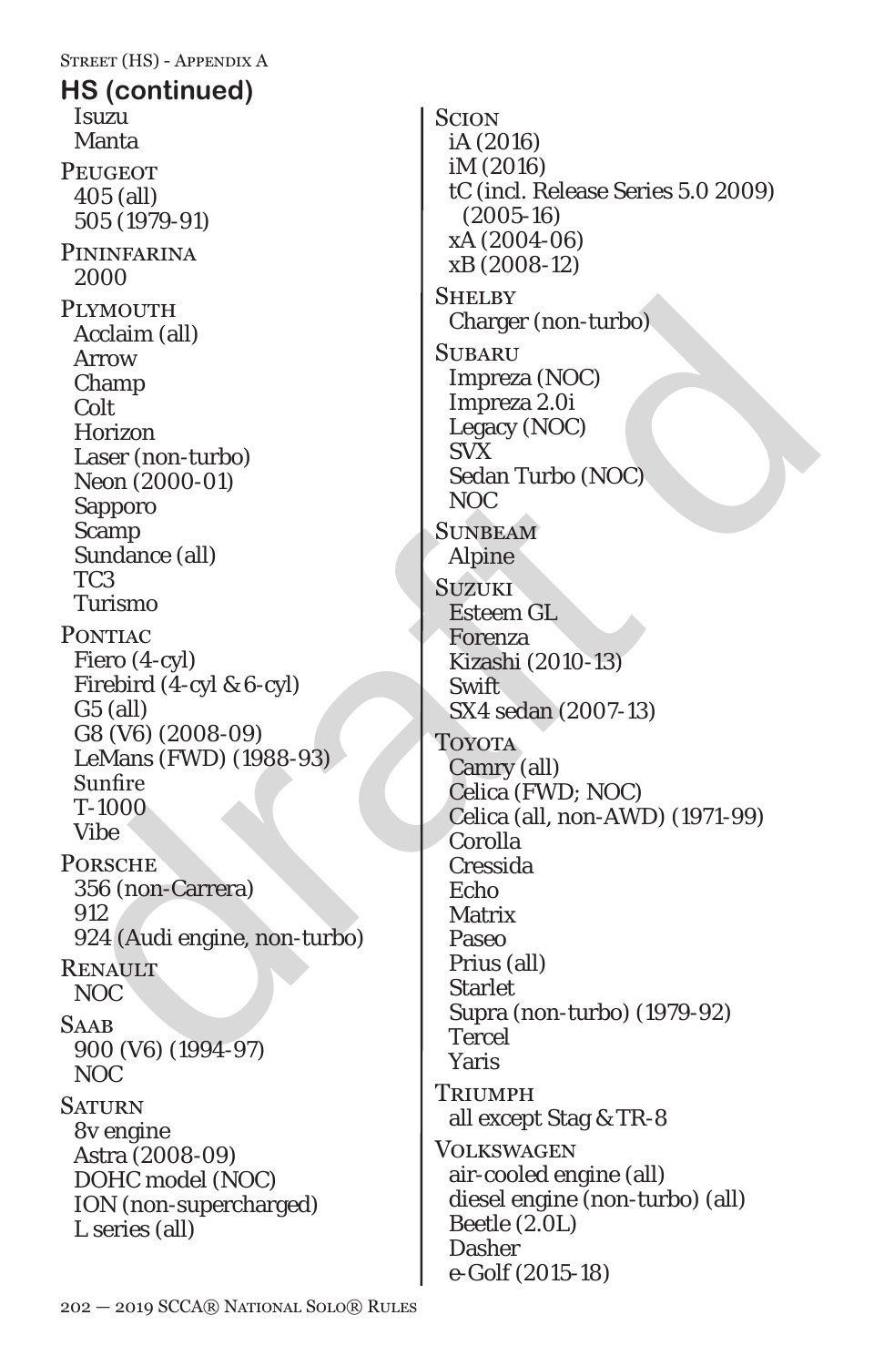## HS (continued)

Isuzu
Manta

PEUGEOT
405 (all)
505 (1979-91)

PININFARINA
2000

PLYMOUTH
Acclaim (all)
Arrow
Champ
Colt
Horizon
Laser (non-turbo)
Neon (2000-01)
Sapporo
Scamp
Sundance (all)
TC3
Turismo

PONTIAC
Fiero (4-cyl)
Firebird (4-cyl & 6-cyl)
G5 (all)
G8 (V6) (2008-09)
LeMans (FWD) (1988-93)
Sunfire
T-1000
Vibe

PORSCHE
356 (non-Carrera)
912
924 (Audi engine, non-turbo)

RENAULT
NOC

SAAB
900 (V6) (1994-97)
NOC

SATURN
8v engine
Astra (2008-09)
DOHC model (NOC)
ION (non-supercharged)
L series (all)

SCION
iA (2016)
iM (2016)
tC (incl. Release Series 5.0 2009) (2005-16)
xA (2004-06)
xB (2008-12)

SHELBY
Charger (non-turbo)

SUBARU
Impreza (NOC)
Impreza 2.0i
Legacy (NOC)
SVX
Sedan Turbo (NOC)
NOC

SUNBEAM
Alpine

SUZUKI
Esteem GL
Forenza
Kizashi (2010-13)
Swift
SX4 sedan (2007-13)

TOYOTA
Camry (all)
Celica (FWD; NOC)
Celica (all, non-AWD) (1971-99)
Corolla
Cressida
Echo
Matrix
Paseo
Prius (all)
Starlet
Supra (non-turbo) (1979-92)
Tercel
Yaris

TRIUMPH
all except Stag & TR-8

VOLKSWAGEN
air-cooled engine (all)
diesel engine (non-turbo) (all)
Beetle (2.0L)
Dasher
e-Golf (2015-18)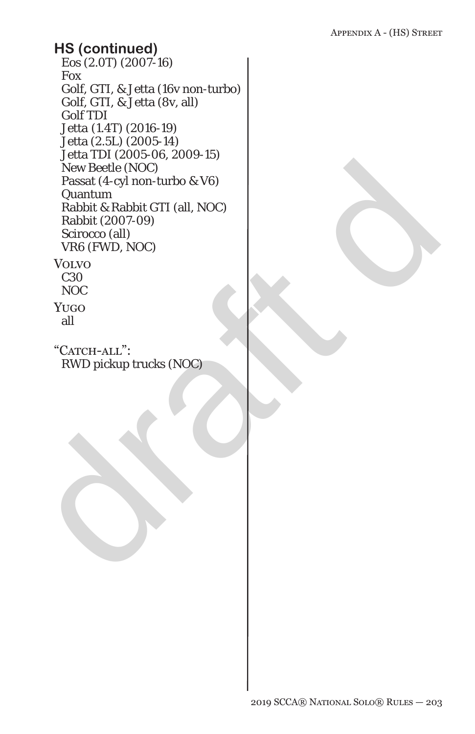## HS (continued)

Eos (2.0T) (2007-16)
Fox
Golf, GTI, & Jetta (16v non-turbo)
Golf, GTI, & Jetta (8v, all)
Golf TDI
Jetta (1.4T) (2016-19)
Jetta (2.5L) (2005-14)
Jetta TDI (2005-06, 2009-15)
New Beetle (NOC)
Passat (4-cyl non-turbo & V6)
Quantum
Rabbit & Rabbit GTI (all, NOC)
Rabbit (2007-09)
Scirocco (all)
VR6 (FWD, NOC)

Volvo
C30
NOC

Yugo
all

"Catch-all":
RWD pickup trucks (NOC)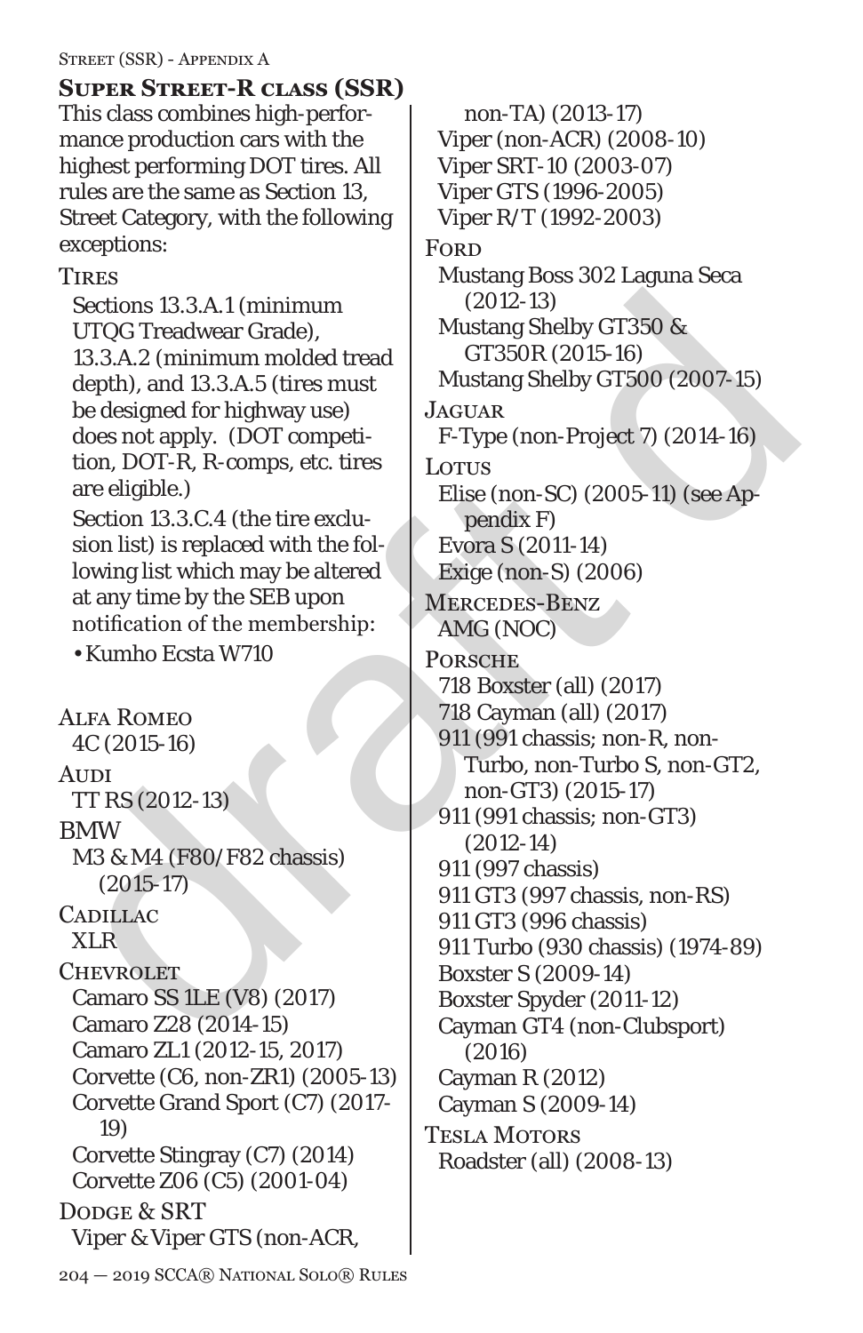## Super Street-R class (SSR)

This class combines high-performance production cars with the highest performing DOT tires. All rules are the same as Section 13, Street Category, with the following exceptions:

### Tires

Sections 13.3.A.1 (minimum UTQG Treadwear Grade), 13.3.A.2 (minimum molded tread depth), and 13.3.A.5 (tires must be designed for highway use) does not apply. (DOT competition, DOT-R, R-comps, etc. tires are eligible.)

Section 13.3.C.4 (the tire exclusion list) is replaced with the following list which may be altered at any time by the SEB upon notification of the membership:

- Kumho Ecsta W710

**Alfa Romeo**
- 4C (2015-16)

**Audi**
- TT RS (2012-13)

**BMW**
- M3 & M4 (F80/F82 chassis) (2015-17)

**Cadillac**
- XLR

**Chevrolet**
- Camaro SS 1LE (V8) (2017)
- Camaro Z28 (2014-15)
- Camaro ZL1 (2012-15, 2017)
- Corvette (C6, non-ZR1) (2005-13)
- Corvette Grand Sport (C7) (2017-19)
- Corvette Stingray (C7) (2014)
- Corvette Z06 (C5) (2001-04)

**Dodge & SRT**
- Viper & Viper GTS (non-ACR, non-TA) (2013-17)
- Viper (non-ACR) (2008-10)
- Viper SRT-10 (2003-07)
- Viper GTS (1996-2005)
- Viper R/T (1992-2003)

**Ford**
- Mustang Boss 302 Laguna Seca (2012-13)
- Mustang Shelby GT350 & GT350R (2015-16)
- Mustang Shelby GT500 (2007-15)

**Jaguar**
- F-Type (non-Project 7) (2014-16)

**Lotus**
- Elise (non-SC) (2005-11) (see Appendix F)
- Evora S (2011-14)
- Exige (non-S) (2006)

**Mercedes-Benz**
- AMG (NOC)

**Porsche**
- 718 Boxster (all) (2017)
- 718 Cayman (all) (2017)
- 911 (991 chassis; non-R, non-Turbo, non-Turbo S, non-GT2, non-GT3) (2015-17)
- 911 (991 chassis; non-GT3) (2012-14)
- 911 (997 chassis)
- 911 GT3 (997 chassis, non-RS)
- 911 GT3 (996 chassis)
- 911 Turbo (930 chassis) (1974-89)
- Boxster S (2009-14)
- Boxster Spyder (2011-12)
- Cayman GT4 (non-Clubsport) (2016)
- Cayman R (2012)
- Cayman S (2009-14)

**Tesla Motors**
- Roadster (all) (2008-13)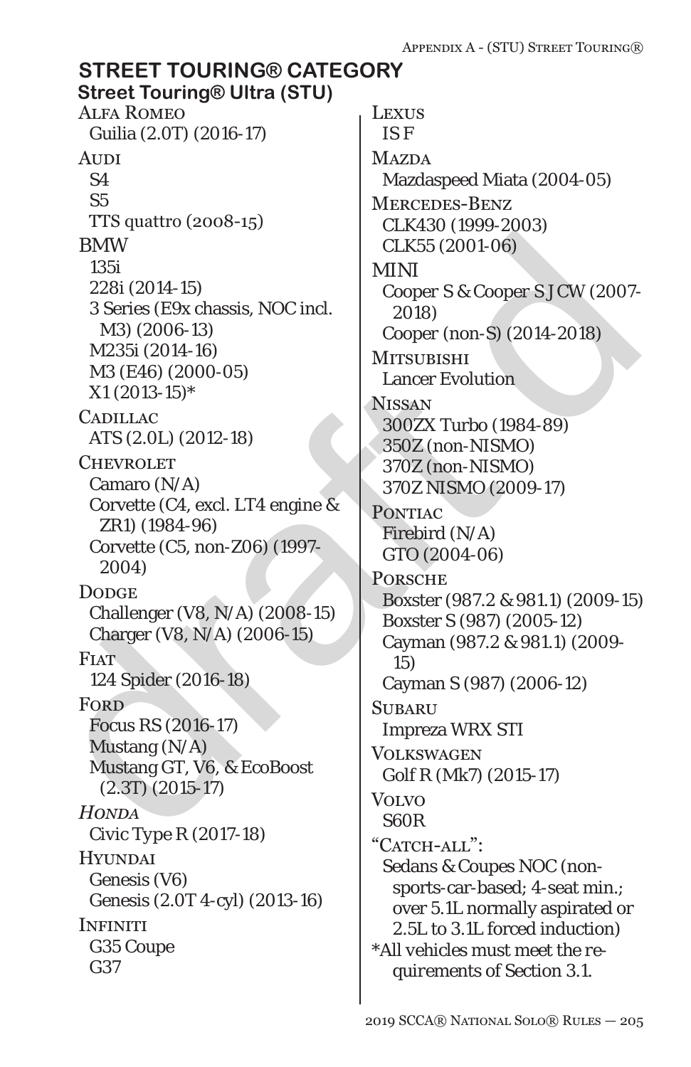## STREET TOURING® CATEGORY

### Street Touring® Ultra (STU)

ALFA ROMEO
- Guilia (2.0T) (2016-17)

AUDI
- S4
- S5
- TTS quattro (2008-15)

BMW
- 135i
- 228i (2014-15)
- 3 Series (E9x chassis, NOC incl. M3) (2006-13)
- M235i (2014-16)
- M3 (E46) (2000-05)
- X1 (2013-15)*

CADILLAC
- ATS (2.0L) (2012-18)

CHEVROLET
- Camaro (N/A)
- Corvette (C4, excl. LT4 engine & ZR1) (1984-96)
- Corvette (C5, non-Z06) (1997-2004)

DODGE
- Challenger (V8, N/A) (2008-15)
- Charger (V8, N/A) (2006-15)

FIAT
- 124 Spider (2016-18)

FORD
- Focus RS (2016-17)
- Mustang (N/A)
- Mustang GT, V6, & EcoBoost (2.3T) (2015-17)

*HONDA*
- Civic Type R (2017-18)

HYUNDAI
- Genesis (V6)
- Genesis (2.0T 4-cyl) (2013-16)

INFINITI
- G35 Coupe
- G37

LEXUS
- IS F

MAZDA
- Mazdaspeed Miata (2004-05)

MERCEDES-BENZ
- CLK430 (1999-2003)
- CLK55 (2001-06)

MINI
- Cooper S & Cooper S JCW (2007-2018)
- Cooper (non-S) (2014-2018)

MITSUBISHI
- Lancer Evolution

NISSAN
- 300ZX Turbo (1984-89)
- 350Z (non-NISMO)
- 370Z (non-NISMO)
- 370Z NISMO (2009-17)

PONTIAC
- Firebird (N/A)
- GTO (2004-06)

PORSCHE
- Boxster (987.2 & 981.1) (2009-15)
- Boxster S (987) (2005-12)
- Cayman (987.2 & 981.1) (2009-15)
- Cayman S (987) (2006-12)

SUBARU
- Impreza WRX STI

VOLKSWAGEN
- Golf R (Mk7) (2015-17)

VOLVO
- S60R

"CATCH-ALL":
- Sedans & Coupes NOC (non-sports-car-based; 4-seat min.; over 5.1L normally aspirated or 2.5L to 3.1L forced induction)

*All vehicles must meet the requirements of Section 3.1.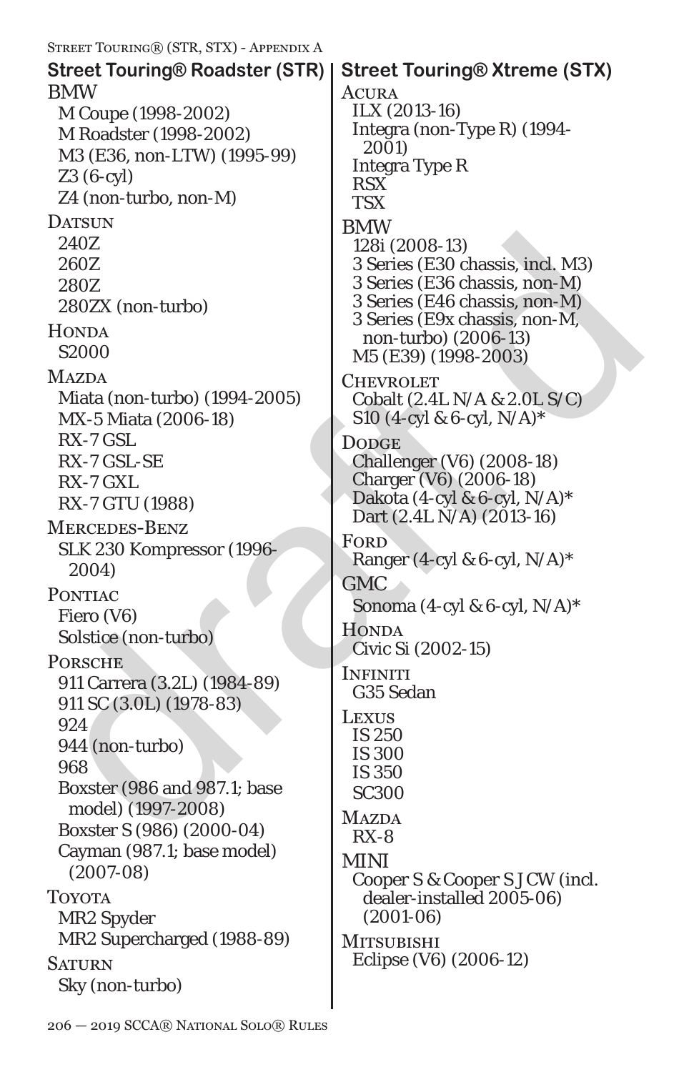## Street Touring® Roadster (STR)

BMW
- M Coupe (1998-2002)
- M Roadster (1998-2002)
- M3 (E36, non-LTW) (1995-99)
- Z3 (6-cyl)
- Z4 (non-turbo, non-M)

Datsun
- 240Z
- 260Z
- 280Z
- 280ZX (non-turbo)

Honda
- S2000

Mazda
- Miata (non-turbo) (1994-2005)
- MX-5 Miata (2006-18)
- RX-7 GSL
- RX-7 GSL-SE
- RX-7 GXL
- RX-7 GTU (1988)

Mercedes-Benz
- SLK 230 Kompressor (1996-2004)

Pontiac
- Fiero (V6)
- Solstice (non-turbo)

Porsche
- 911 Carrera (3.2L) (1984-89)
- 911 SC (3.0L) (1978-83)
- 924
- 944 (non-turbo)
- 968
- Boxster (986 and 987.1; base model) (1997-2008)
- Boxster S (986) (2000-04)
- Cayman (987.1; base model) (2007-08)

Toyota
- MR2 Spyder
- MR2 Supercharged (1988-89)

Saturn
- Sky (non-turbo)

## Street Touring® Xtreme (STX)

Acura
- ILX (2013-16)
- Integra (non-Type R) (1994-2001)
- Integra Type R
- RSX
- TSX

BMW
- 128i (2008-13)
- 3 Series (E30 chassis, incl. M3)
- 3 Series (E36 chassis, non-M)
- 3 Series (E46 chassis, non-M)
- 3 Series (E9x chassis, non-M, non-turbo) (2006-13)
- M5 (E39) (1998-2003)

Chevrolet
- Cobalt (2.4L N/A & 2.0L S/C)
- S10 (4-cyl & 6-cyl, N/A)*

Dodge
- Challenger (V6) (2008-18)
- Charger (V6) (2006-18)
- Dakota (4-cyl & 6-cyl, N/A)*
- Dart (2.4L N/A) (2013-16)

Ford
- Ranger (4-cyl & 6-cyl, N/A)*

GMC
- Sonoma (4-cyl & 6-cyl, N/A)*

Honda
- Civic Si (2002-15)

Infiniti
- G35 Sedan

Lexus
- IS 250
- IS 300
- IS 350
- SC300

Mazda
- RX-8

MINI
- Cooper S & Cooper S JCW (incl. dealer-installed 2005-06) (2001-06)

Mitsubishi
- Eclipse (V6) (2006-12)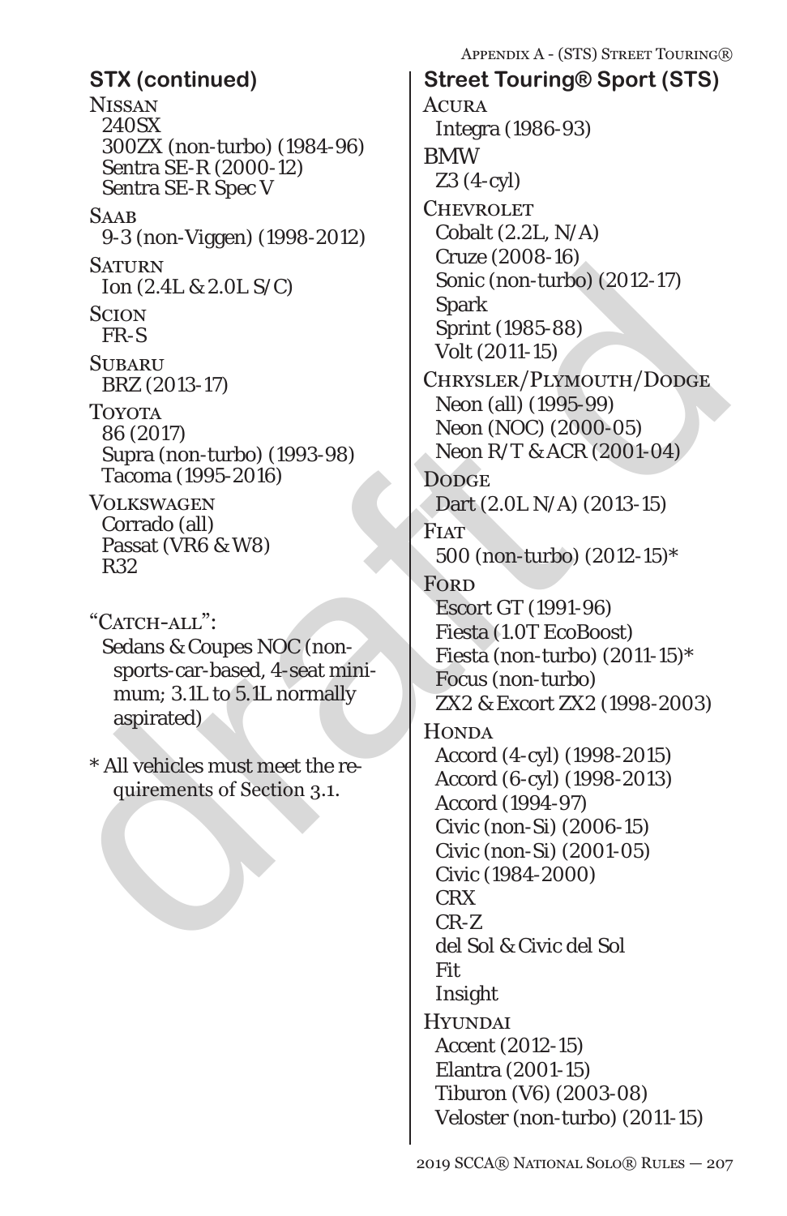## STX (continued)

NISSAN
- 240SX
- 300ZX (non-turbo) (1984-96)
- Sentra SE-R (2000-12)
- Sentra SE-R Spec V

SAAB
- 9-3 (non-Viggen) (1998-2012)

SATURN
- Ion (2.4L & 2.0L S/C)

SCION
- FR-S

SUBARU
- BRZ (2013-17)

TOYOTA
- 86 (2017)
- Supra (non-turbo) (1993-98)
- Tacoma (1995-2016)

VOLKSWAGEN
- Corrado (all)
- Passat (VR6 & W8)
- R32

"CATCH-ALL":
- Sedans & Coupes NOC (non-sports-car-based, 4-seat minimum; 3.1L to 5.1L normally aspirated)

* All vehicles must meet the requirements of Section 3.1.

## Street Touring® Sport (STS)

ACURA
- Integra (1986-93)

BMW
- Z3 (4-cyl)

CHEVROLET
- Cobalt (2.2L, N/A)
- Cruze (2008-16)
- Sonic (non-turbo) (2012-17)
- Spark
- Sprint (1985-88)
- Volt (2011-15)

CHRYSLER/PLYMOUTH/DODGE
- Neon (all) (1995-99)
- Neon (NOC) (2000-05)
- Neon R/T & ACR (2001-04)

DODGE
- Dart (2.0L N/A) (2013-15)

FIAT
- 500 (non-turbo) (2012-15)*

FORD
- Escort GT (1991-96)
- Fiesta (1.0T EcoBoost)
- Fiesta (non-turbo) (2011-15)*
- Focus (non-turbo)
- ZX2 & Escort ZX2 (1998-2003)

HONDA
- Accord (4-cyl) (1998-2015)
- Accord (6-cyl) (1998-2013)
- Accord (1994-97)
- Civic (non-Si) (2006-15)
- Civic (non-Si) (2001-05)
- Civic (1984-2000)
- CRX
- CR-Z
- del Sol & Civic del Sol
- Fit
- Insight

HYUNDAI
- Accent (2012-15)
- Elantra (2001-15)
- Tiburon (V6) (2003-08)
- Veloster (non-turbo) (2011-15)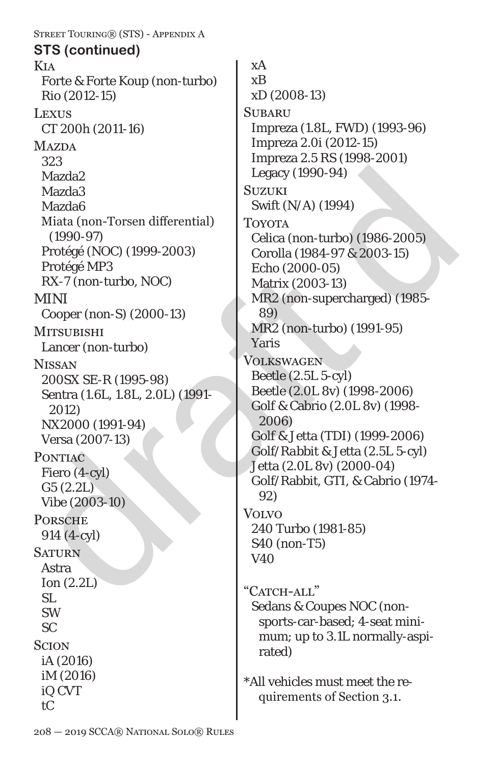## STS (continued)

**Kia**
- Forte & Forte Koup (non-turbo)
- Rio (2012-15)

**Lexus**
- CT 200h (2011-16)

**Mazda**
- 323
- Mazda2
- Mazda3
- Mazda6
- Miata (non-Torsen differential) (1990-97)
- Protégé (NOC) (1999-2003)
- Protégé MP3
- RX-7 (non-turbo, NOC)

**MINI**
- Cooper (non-S) (2000-13)

**Mitsubishi**
- Lancer (non-turbo)

**Nissan**
- 200SX SE-R (1995-98)
- Sentra (1.6L, 1.8L, 2.0L) (1991-2012)
- NX2000 (1991-94)
- Versa (2007-13)

**Pontiac**
- Fiero (4-cyl)
- G5 (2.2L)
- Vibe (2003-10)

**Porsche**
- 914 (4-cyl)

**Saturn**
- Astra
- Ion (2.2L)
- SL
- SW
- SC

**Scion**
- iA (2016)
- iM (2016)
- iQ CVT
- tC
- xA
- xB
- xD (2008-13)

**Subaru**
- Impreza (1.8L, FWD) (1993-96)
- Impreza 2.0i (2012-15)
- Impreza 2.5 RS (1998-2001)
- Legacy (1990-94)

**Suzuki**
- Swift (N/A) (1994)

**Toyota**
- Celica (non-turbo) (1986-2005)
- Corolla (1984-97 & 2003-15)
- Echo (2000-05)
- Matrix (2003-13)
- MR2 (non-supercharged) (1985-89)
- MR2 (non-turbo) (1991-95)
- Yaris

**Volkswagen**
- Beetle (2.5L 5-cyl)
- Beetle (2.0L 8v) (1998-2006)
- Golf & Cabrio (2.0L 8v) (1998-2006)
- Golf & Jetta (TDI) (1999-2006)
- Golf/Rabbit & Jetta (2.5L 5-cyl)
- Jetta (2.0L 8v) (2000-04)
- Golf/Rabbit, GTI, & Cabrio (1974-92)

**Volvo**
- 240 Turbo (1981-85)
- S40 (non-T5)
- V40

**"Catch-all"**
- Sedans & Coupes NOC (non-sports-car-based; 4-seat minimum; up to 3.1L normally-aspirated)

*All vehicles must meet the requirements of Section 3.1.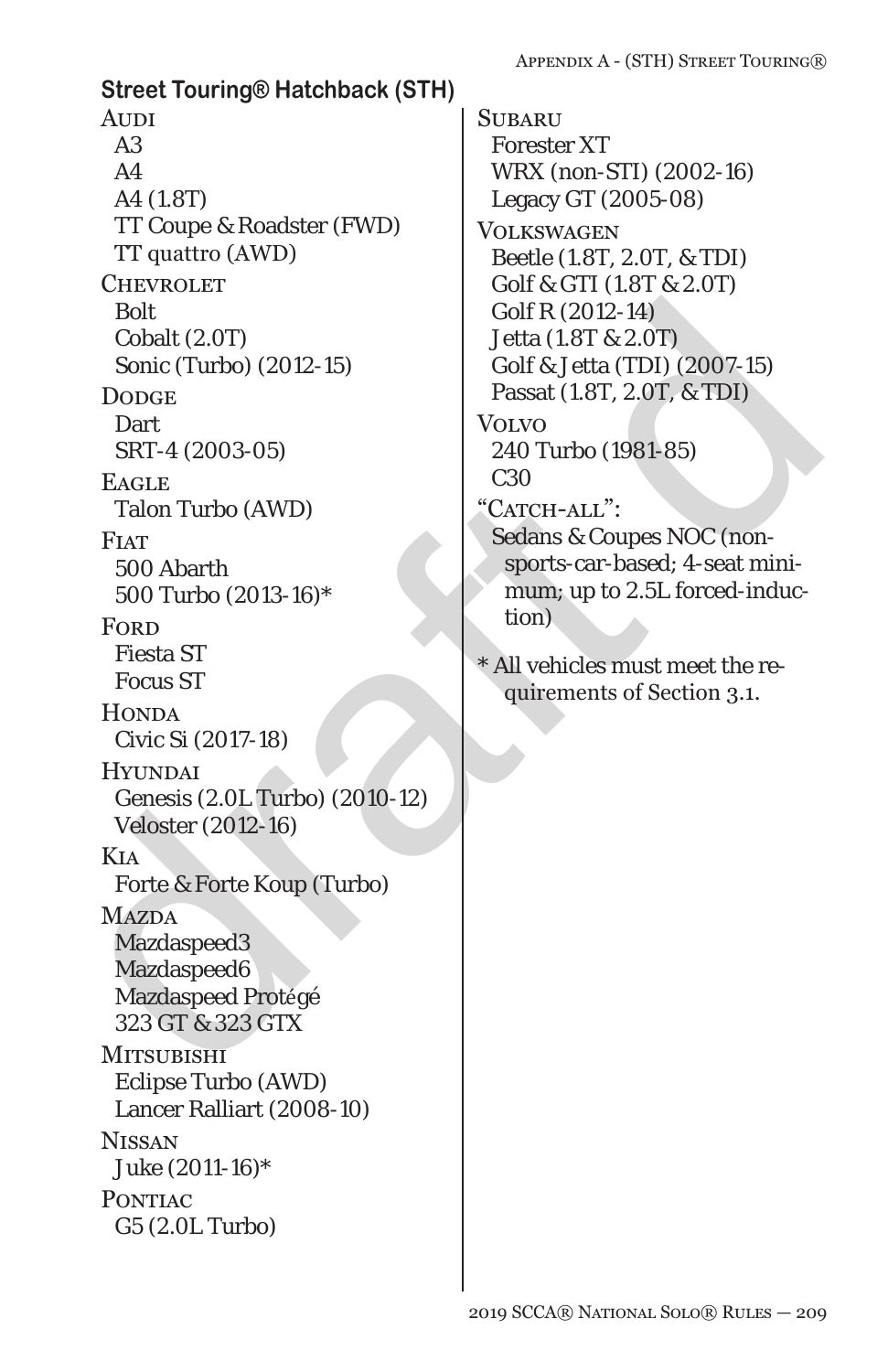## Street Touring® Hatchback (STH)

**Audi**
- A3
- A4
- A4 (1.8T)
- TT Coupe & Roadster (FWD)
- TT quattro (AWD)

**Chevrolet**
- Bolt
- Cobalt (2.0T)
- Sonic (Turbo) (2012-15)

**Dodge**
- Dart
- SRT-4 (2003-05)

**Eagle**
- Talon Turbo (AWD)

**Fiat**
- 500 Abarth
- 500 Turbo (2013-16)*

**Ford**
- Fiesta ST
- Focus ST

**Honda**
- Civic Si (2017-18)

**Hyundai**
- Genesis (2.0L Turbo) (2010-12)
- Veloster (2012-16)

**Kia**
- Forte & Forte Koup (Turbo)

**Mazda**
- Mazdaspeed3
- Mazdaspeed6
- Mazdaspeed Protégé
- 323 GT & 323 GTX

**Mitsubishi**
- Eclipse Turbo (AWD)
- Lancer Ralliart (2008-10)

**Nissan**
- Juke (2011-16)*

**Pontiac**
- G5 (2.0L Turbo)

**Subaru**
- Forester XT
- WRX (non-STI) (2002-16)
- Legacy GT (2005-08)

**Volkswagen**
- Beetle (1.8T, 2.0T, & TDI)
- Golf & GTI (1.8T & 2.0T)
- Golf R (2012-14)
- Jetta (1.8T & 2.0T)
- Golf & Jetta (TDI) (2007-15)
- Passat (1.8T, 2.0T, & TDI)

**Volvo**
- 240 Turbo (1981-85)
- C30

**"Catch-all":**
- Sedans & Coupes NOC (non-sports-car-based; 4-seat minimum; up to 2.5L forced-induction)

\* All vehicles must meet the requirements of Section 3.1.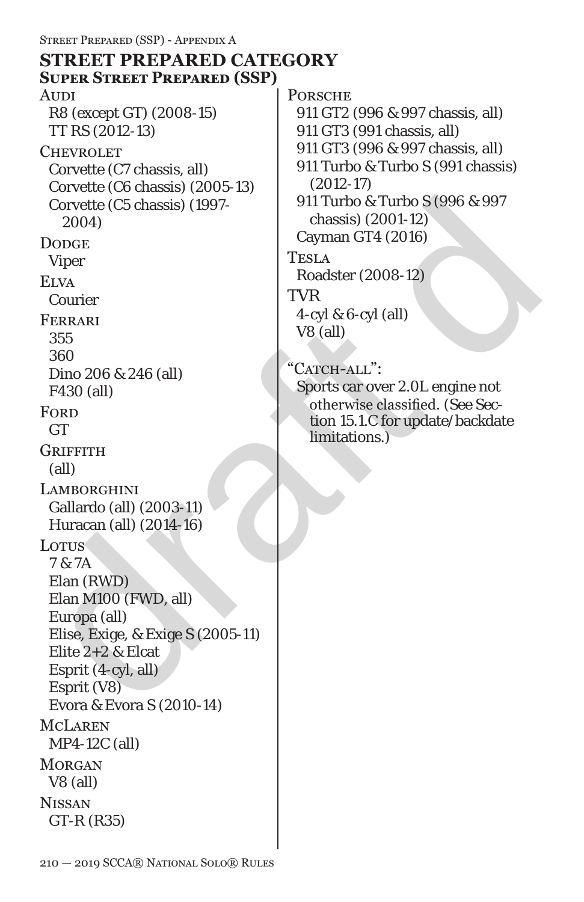# STREET PREPARED CATEGORY

## Super Street Prepared (SSP)

**Audi**
- R8 (except GT) (2008-15)
- TT RS (2012-13)

**Chevrolet**
- Corvette (C7 chassis, all)
- Corvette (C6 chassis) (2005-13)
- Corvette (C5 chassis) (1997-2004)

**Dodge**
- Viper

**Elva**
- Courier

**Ferrari**
- 355
- 360
- Dino 206 & 246 (all)
- F430 (all)

**Ford**
- GT

**Griffith**
- (all)

**Lamborghini**
- Gallardo (all) (2003-11)
- Huracan (all) (2014-16)

**Lotus**
- 7 & 7A
- Elan (RWD)
- Elan M100 (FWD, all)
- Europa (all)
- Elise, Exige, & Exige S (2005-11)
- Elite 2+2 & Elcat
- Esprit (4-cyl, all)
- Esprit (V8)
- Evora & Evora S (2010-14)

**McLaren**
- MP4-12C (all)

**Morgan**
- V8 (all)

**Nissan**
- GT-R (R35)

**Porsche**
- 911 GT2 (996 & 997 chassis, all)
- 911 GT3 (991 chassis, all)
- 911 GT3 (996 & 997 chassis, all)
- 911 Turbo & Turbo S (991 chassis) (2012-17)
- 911 Turbo & Turbo S (996 & 997 chassis) (2001-12)
- Cayman GT4 (2016)

**Tesla**
- Roadster (2008-12)

**TVR**
- 4-cyl & 6-cyl (all)
- V8 (all)

**"Catch-all":**
- Sports car over 2.0L engine not otherwise classified. (See Section 15.1.C for update/backdate limitations.)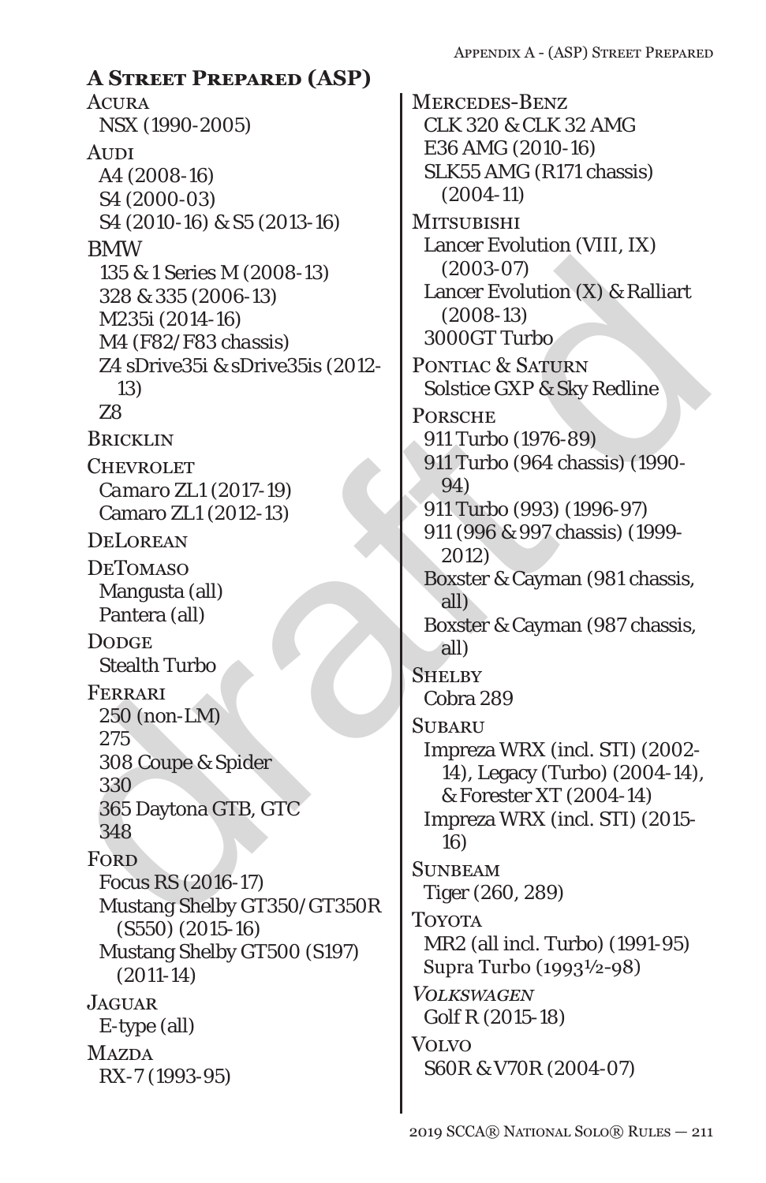## A Street Prepared (ASP)

Acura
- NSX (1990-2005)

Audi
- A4 (2008-16)
- S4 (2000-03)
- S4 (2010-16) & S5 (2013-16)

BMW
- 135 & 1 Series M (2008-13)
- 328 & 335 (2006-13)
- M235i (2014-16)
- M4 (F82/F83 chassis)
- Z4 sDrive35i & sDrive35is (2012-13)
- Z8

Bricklin

Chevrolet
- *Camaro ZL1 (2017-19)*
- Camaro ZL1 (2012-13)

DeLorean

DeTomaso
- Mangusta (all)
- Pantera (all)

Dodge
- Stealth Turbo

Ferrari
- 250 (non-LM)
- 275
- 308 Coupe & Spider
- 330
- 365 Daytona GTB, GTC
- 348

Ford
- Focus RS (2016-17)
- Mustang Shelby GT350/GT350R (S550) (2015-16)
- Mustang Shelby GT500 (S197) (2011-14)

Jaguar
- E-type (all)

Mazda
- RX-7 (1993-95)

Mercedes-Benz
- CLK 320 & CLK 32 AMG
- E36 AMG (2010-16)
- SLK55 AMG (R171 chassis) (2004-11)

Mitsubishi
- Lancer Evolution (VIII, IX) (2003-07)
- Lancer Evolution (X) & Ralliart (2008-13)
- 3000GT Turbo

Pontiac & Saturn
- Solstice GXP & Sky Redline

Porsche
- 911 Turbo (1976-89)
- 911 Turbo (964 chassis) (1990-94)
- 911 Turbo (993) (1996-97)
- 911 (996 & 997 chassis) (1999-2012)
- Boxster & Cayman (981 chassis, all)
- Boxster & Cayman (987 chassis, all)

Shelby
- Cobra 289

Subaru
- Impreza WRX (incl. STI) (2002-14), Legacy (Turbo) (2004-14), & Forester XT (2004-14)
- Impreza WRX (incl. STI) (2015-16)

Sunbeam
- Tiger (260, 289)

Toyota
- MR2 (all incl. Turbo) (1991-95)
- Supra Turbo (1993½-98)

*Volkswagen*
- Golf R (2015-18)

Volvo
- S60R & V70R (2004-07)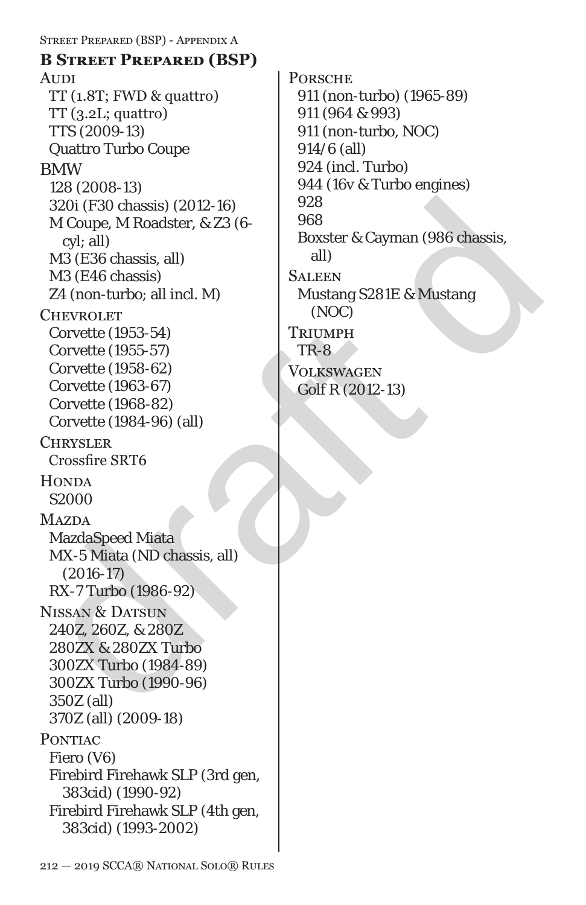## B Street Prepared (BSP)

### Audi
- TT (1.8T; FWD & quattro)
- TT (3.2L; quattro)
- TTS (2009-13)
- Quattro Turbo Coupe

### BMW
- 128 (2008-13)
- 320i (F30 chassis) (2012-16)
- M Coupe, M Roadster, & Z3 (6-cyl; all)
- M3 (E36 chassis, all)
- M3 (E46 chassis)
- Z4 (non-turbo; all incl. M)

### Chevrolet
- Corvette (1953-54)
- Corvette (1955-57)
- Corvette (1958-62)
- Corvette (1963-67)
- Corvette (1968-82)
- Corvette (1984-96) (all)

### Chrysler
- Crossfire SRT6

### Honda
- S2000

### Mazda
- MazdaSpeed Miata
- MX-5 Miata (ND chassis, all) (2016-17)
- RX-7 Turbo (1986-92)

### Nissan & Datsun
- 240Z, 260Z, & 280Z
- 280ZX & 280ZX Turbo
- 300ZX Turbo (1984-89)
- 300ZX Turbo (1990-96)
- 350Z (all)
- 370Z (all) (2009-18)

### Pontiac
- Fiero (V6)
- Firebird Firehawk SLP (3rd gen, 383cid) (1990-92)
- Firebird Firehawk SLP (4th gen, 383cid) (1993-2002)

### Porsche
- 911 (non-turbo) (1965-89)
- 911 (964 & 993)
- 911 (non-turbo, NOC)
- 914/6 (all)
- 924 (incl. Turbo)
- 944 (16v & Turbo engines)
- 928
- 968
- Boxster & Cayman (986 chassis, all)

### Saleen
- Mustang S281E & Mustang (NOC)

### Triumph
- TR-8

### Volkswagen
- Golf R (2012-13)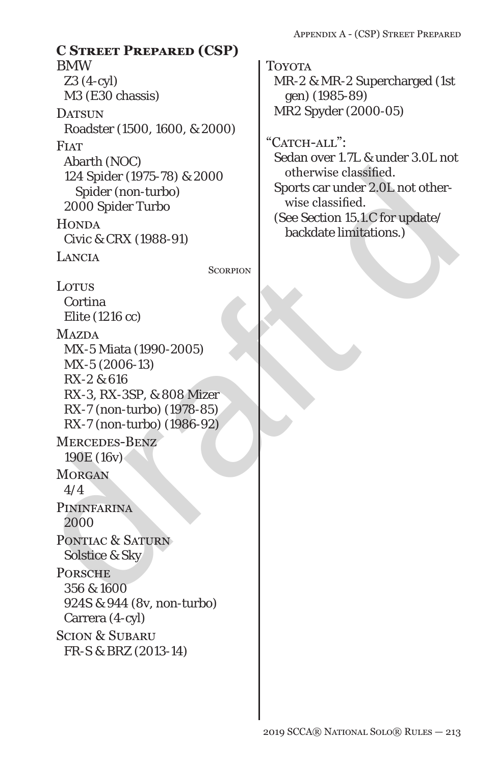## C Street Prepared (CSP)

**BMW**
- Z3 (4-cyl)
- M3 (E30 chassis)

**Datsun**
- Roadster (1500, 1600, & 2000)

**Fiat**
- Abarth (NOC)
- 124 Spider (1975-78) & 2000 Spider (non-turbo)
- 2000 Spider Turbo

**Honda**
- Civic & CRX (1988-91)

**Lancia**
- Scorpion

**Lotus**
- Cortina
- Elite (1216 cc)

**Mazda**
- MX-5 Miata (1990-2005)
- MX-5 (2006-13)
- RX-2 & 616
- RX-3, RX-3SP, & 808 Mizer
- RX-7 (non-turbo) (1978-85)
- RX-7 (non-turbo) (1986-92)

**Mercedes-Benz**
- 190E (16v)

**Morgan**
- 4/4

**Pininfarina**
- 2000

**Pontiac & Saturn**
- Solstice & Sky

**Porsche**
- 356 & 1600
- 924S & 944 (8v, non-turbo)
- Carrera (4-cyl)

**Scion & Subaru**
- FR-S & BRZ (2013-14)

**Toyota**
- MR-2 & MR-2 Supercharged (1st gen) (1985-89)
- MR2 Spyder (2000-05)

**"Catch-all":**
- Sedan over 1.7L & under 3.0L not otherwise classified.
- Sports car under 2.0L not otherwise classified.
- (See Section 15.1.C for update/backdate limitations.)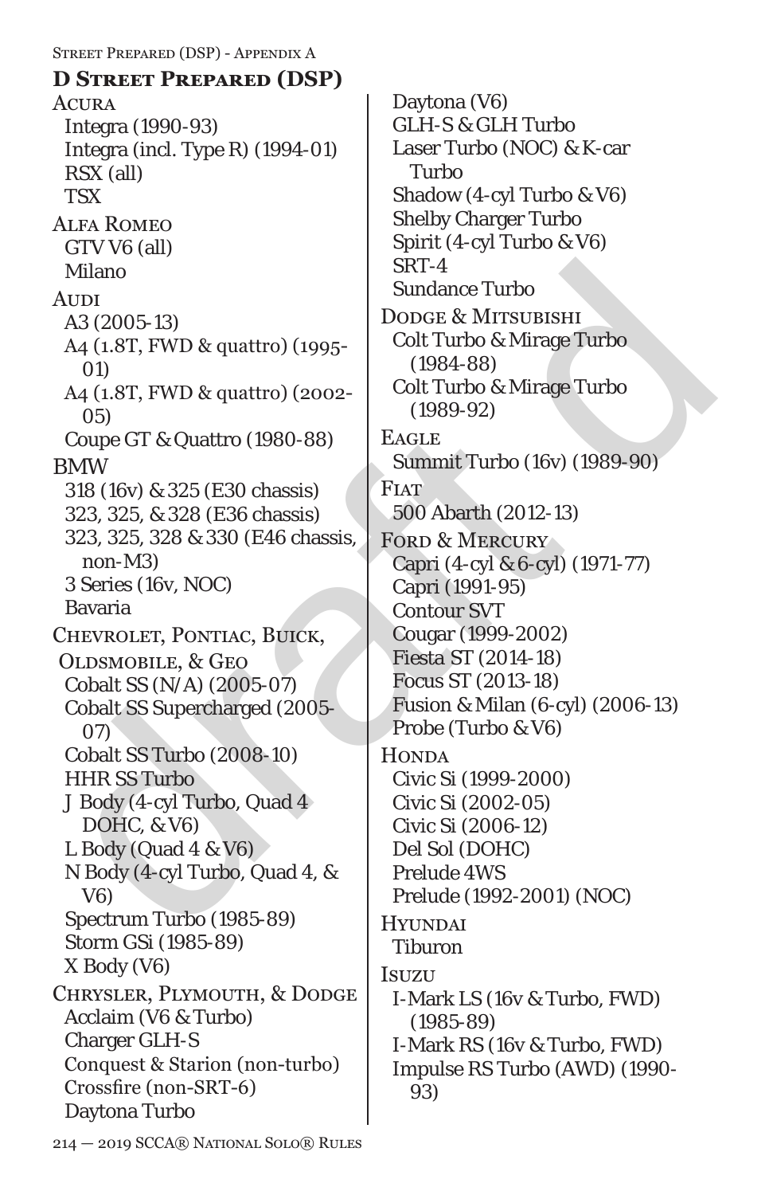## D Street Prepared (DSP)

**Acura**
- Integra (1990-93)
- Integra (incl. Type R) (1994-01)
- RSX (all)
- TSX

**Alfa Romeo**
- GTV V6 (all)
- Milano

**Audi**
- A3 (2005-13)
- A4 (1.8T, FWD & quattro) (1995-01)
- A4 (1.8T, FWD & quattro) (2002-05)
- Coupe GT & Quattro (1980-88)

**BMW**
- 318 (16v) & 325 (E30 chassis)
- 323, 325, & 328 (E36 chassis)
- 323, 325, 328 & 330 (E46 chassis, non-M3)
- 3 Series (16v, NOC)
- Bavaria

**Chevrolet, Pontiac, Buick, Oldsmobile, & Geo**
- Cobalt SS (N/A) (2005-07)
- Cobalt SS Supercharged (2005-07)
- Cobalt SS Turbo (2008-10)
- HHR SS Turbo
- J Body (4-cyl Turbo, Quad 4 DOHC, & V6)
- L Body (Quad 4 & V6)
- N Body (4-cyl Turbo, Quad 4, & V6)
- Spectrum Turbo (1985-89)
- Storm GSi (1985-89)
- X Body (V6)

**Chrysler, Plymouth, & Dodge**
- Acclaim (V6 & Turbo)
- Charger GLH-S
- Conquest & Starion (non-turbo)
- Crossfire (non-SRT-6)
- Daytona Turbo
- Daytona (V6)
- GLH-S & GLH Turbo
- Laser Turbo (NOC) & K-car Turbo
- Shadow (4-cyl Turbo & V6)
- Shelby Charger Turbo
- Spirit (4-cyl Turbo & V6)
- SRT-4
- Sundance Turbo

**Dodge & Mitsubishi**
- Colt Turbo & Mirage Turbo (1984-88)
- Colt Turbo & Mirage Turbo (1989-92)

**Eagle**
- Summit Turbo (16v) (1989-90)

**Fiat**
- 500 Abarth (2012-13)

**Ford & Mercury**
- Capri (4-cyl & 6-cyl) (1971-77)
- Capri (1991-95)
- Contour SVT
- Cougar (1999-2002)
- Fiesta ST (2014-18)
- Focus ST (2013-18)
- Fusion & Milan (6-cyl) (2006-13)
- Probe (Turbo & V6)

**Honda**
- Civic Si (1999-2000)
- Civic Si (2002-05)
- Civic Si (2006-12)
- Del Sol (DOHC)
- Prelude 4WS
- Prelude (1992-2001) (NOC)

**Hyundai**
- Tiburon

**Isuzu**
- I-Mark LS (16v & Turbo, FWD) (1985-89)
- I-Mark RS (16v & Turbo, FWD)
- Impulse RS Turbo (AWD) (1990-93)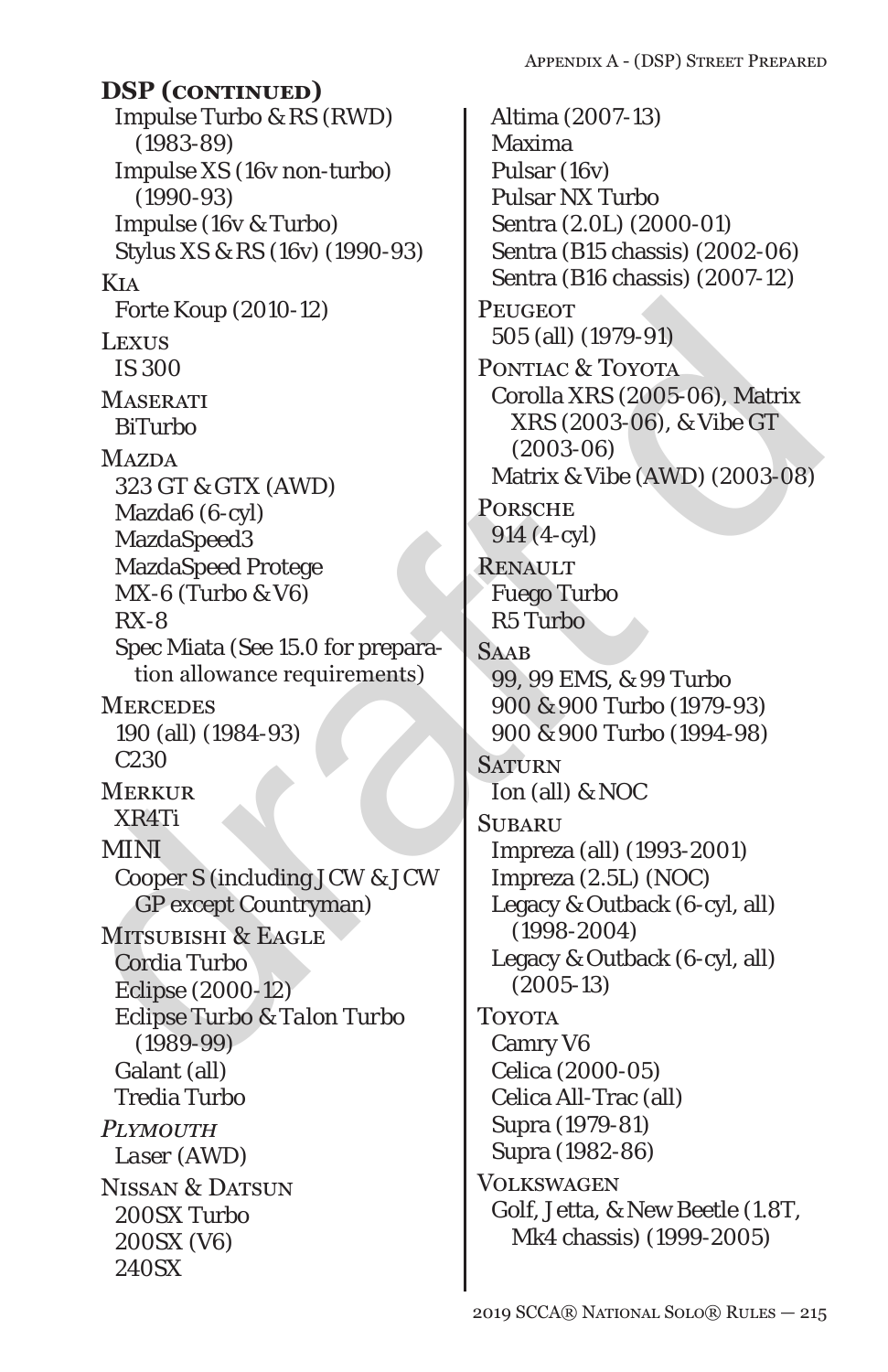**DSP (continued)**

Impulse Turbo & RS (RWD) (1983-89)
Impulse XS (16v non-turbo) (1990-93)
Impulse (16v & Turbo)
Stylus XS & RS (16v) (1990-93)

Kia
Forte Koup (2010-12)

Lexus
IS 300

Maserati
BiTurbo

Mazda
323 GT & GTX (AWD)
Mazda6 (6-cyl)
MazdaSpeed3
MazdaSpeed Protege
MX-6 (Turbo & V6)
RX-8
Spec Miata (See 15.0 for preparation allowance requirements)

Mercedes
190 (all) (1984-93)
C230

Merkur
XR4Ti

MINI
Cooper S (including JCW & JCW GP except Countryman)

Mitsubishi & Eagle
Cordia Turbo
Eclipse (2000-12)
Eclipse Turbo & Talon Turbo (1989-99)
Galant (all)
Tredia Turbo

*Plymouth*
Laser (AWD)

Nissan & Datsun
200SX Turbo
200SX (V6)
240SX
Altima (2007-13)
Maxima
Pulsar (16v)
Pulsar NX Turbo
Sentra (2.0L) (2000-01)
Sentra (B15 chassis) (2002-06)
Sentra (B16 chassis) (2007-12)

Peugeot
505 (all) (1979-91)

Pontiac & Toyota
Corolla XRS (2005-06), Matrix XRS (2003-06), & Vibe GT (2003-06)
Matrix & Vibe (AWD) (2003-08)

Porsche
914 (4-cyl)

Renault
Fuego Turbo
R5 Turbo

Saab
99, 99 EMS, & 99 Turbo
900 & 900 Turbo (1979-93)
900 & 900 Turbo (1994-98)

Saturn
Ion (all) & NOC

Subaru
Impreza (all) (1993-2001)
Impreza (2.5L) (NOC)
Legacy & Outback (6-cyl, all) (1998-2004)
Legacy & Outback (6-cyl, all) (2005-13)

Toyota
Camry V6
Celica (2000-05)
Celica All-Trac (all)
Supra (1979-81)
Supra (1982-86)

Volkswagen
Golf, Jetta, & New Beetle (1.8T, Mk4 chassis) (1999-2005)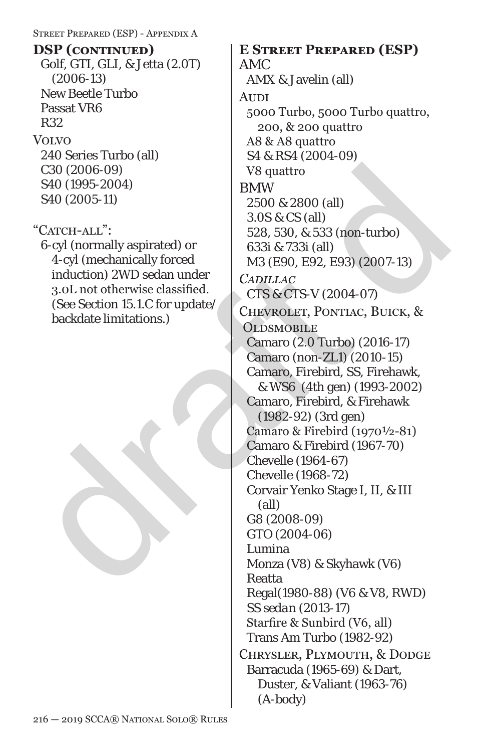**DSP (continued)**

Golf, GTI, GLI, & Jetta (2.0T) (2006-13)
New Beetle Turbo
Passat VR6
R32

Volvo
240 Series Turbo (all)
C30 (2006-09)
S40 (1995-2004)
S40 (2005-11)

"Catch-all":
6-cyl (normally aspirated) or 4-cyl (mechanically forced induction) 2WD sedan under 3.0L not otherwise classified. (See Section 15.1.C for update/backdate limitations.)

## E Street Prepared (ESP)

AMC
AMX & Javelin (all)

Audi
5000 Turbo, 5000 Turbo quattro, 200, & 200 quattro
A8 & A8 quattro
S4 & RS4 (2004-09)
V8 quattro

BMW
2500 & 2800 (all)
3.0S & CS (all)
528, 530, & 533 (non-turbo)
633i & 733i (all)
M3 (E90, E92, E93) (2007-13)

*Cadillac*
CTS & CTS-V (2004-07)

Chevrolet, Pontiac, Buick, & Oldsmobile
Camaro (2.0 Turbo) (2016-17)
Camaro (non-ZL1) (2010-15)
Camaro, Firebird, SS, Firehawk, & WS6 (4th gen) (1993-2002)
Camaro, Firebird, & Firehawk (1982-92) (3rd gen)
Camaro & Firebird (1970½-81)
Camaro & Firebird (1967-70)
Chevelle (1964-67)
Chevelle (1968-72)
Corvair Yenko Stage I, II, & III (all)
G8 (2008-09)
GTO (2004-06)
Lumina
Monza (V8) & Skyhawk (V6)
Reatta
Regal(1980-88) (V6 & V8, RWD)
SS sedan (2013-17)
Starfire & Sunbird (V6, all)
Trans Am Turbo (1982-92)

Chrysler, Plymouth, & Dodge
Barracuda (1965-69) & Dart, Duster, & Valiant (1963-76) (A-body)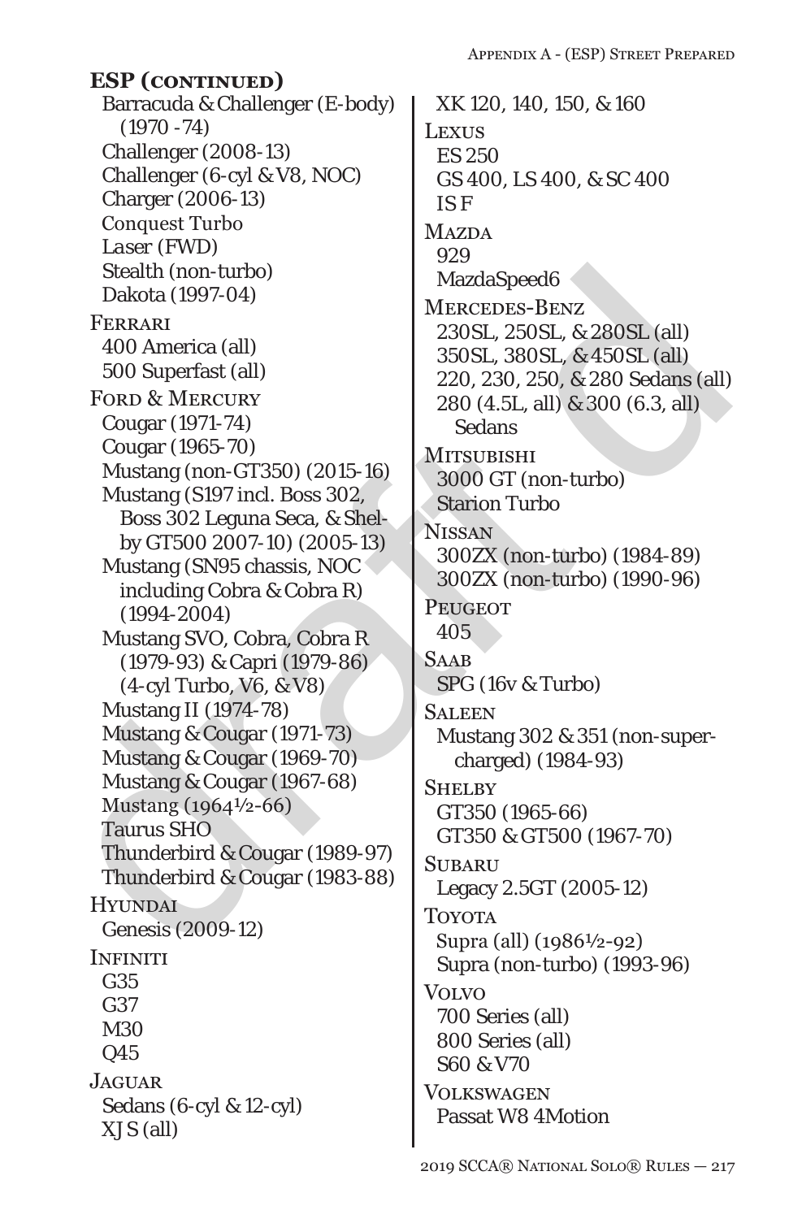### ESP (continued)

- Barracuda & Challenger (E-body) (1970 -74)
- Challenger (2008-13)
- Challenger (6-cyl & V8, NOC)
- Charger (2006-13)
- Conquest Turbo
- Laser (FWD)
- Stealth (non-turbo)
- Dakota (1997-04)

Ferrari

- 400 America (all)
- 500 Superfast (all)

Ford & Mercury

- Cougar (1971-74)
- Cougar (1965-70)
- Mustang (non-GT350) (2015-16)
- Mustang (S197 incl. Boss 302, Boss 302 Leguna Seca, & Shelby GT500 2007-10) (2005-13)
- Mustang (SN95 chassis, NOC including Cobra & Cobra R) (1994-2004)
- Mustang SVO, Cobra, Cobra R (1979-93) & Capri (1979-86) (4-cyl Turbo, V6, & V8)
- Mustang II (1974-78)
- Mustang & Cougar (1971-73)
- Mustang & Cougar (1969-70)
- Mustang & Cougar (1967-68)
- Mustang (1964½-66)
- Taurus SHO
- Thunderbird & Cougar (1989-97)
- Thunderbird & Cougar (1983-88)

Hyundai

- Genesis (2009-12)

Infiniti

- G35
- G37
- M30
- Q45

Jaguar

- Sedans (6-cyl & 12-cyl)
- XJ S (all)
- XK 120, 140, 150, & 160

Lexus

- ES 250
- GS 400, LS 400, & SC 400
- IS F

Mazda

- 929
- MazdaSpeed6

Mercedes-Benz

- 230SL, 250SL, & 280SL (all)
- 350SL, 380SL, & 450SL (all)
- 220, 230, 250, & 280 Sedans (all)
- 280 (4.5L, all) & 300 (6.3, all) Sedans

Mitsubishi

- 3000 GT (non-turbo)
- Starion Turbo

Nissan

- 300ZX (non-turbo) (1984-89)
- 300ZX (non-turbo) (1990-96)

Peugeot

- 405

Saab

- SPG (16v & Turbo)

Saleen

- Mustang 302 & 351 (non-supercharged) (1984-93)

Shelby

- GT350 (1965-66)
- GT350 & GT500 (1967-70)

Subaru

- Legacy 2.5GT (2005-12)

Toyota

- Supra (all) (1986½-92)
- Supra (non-turbo) (1993-96)

Volvo

- 700 Series (all)
- 800 Series (all)
- S60 & V70

Volkswagen

- Passat W8 4Motion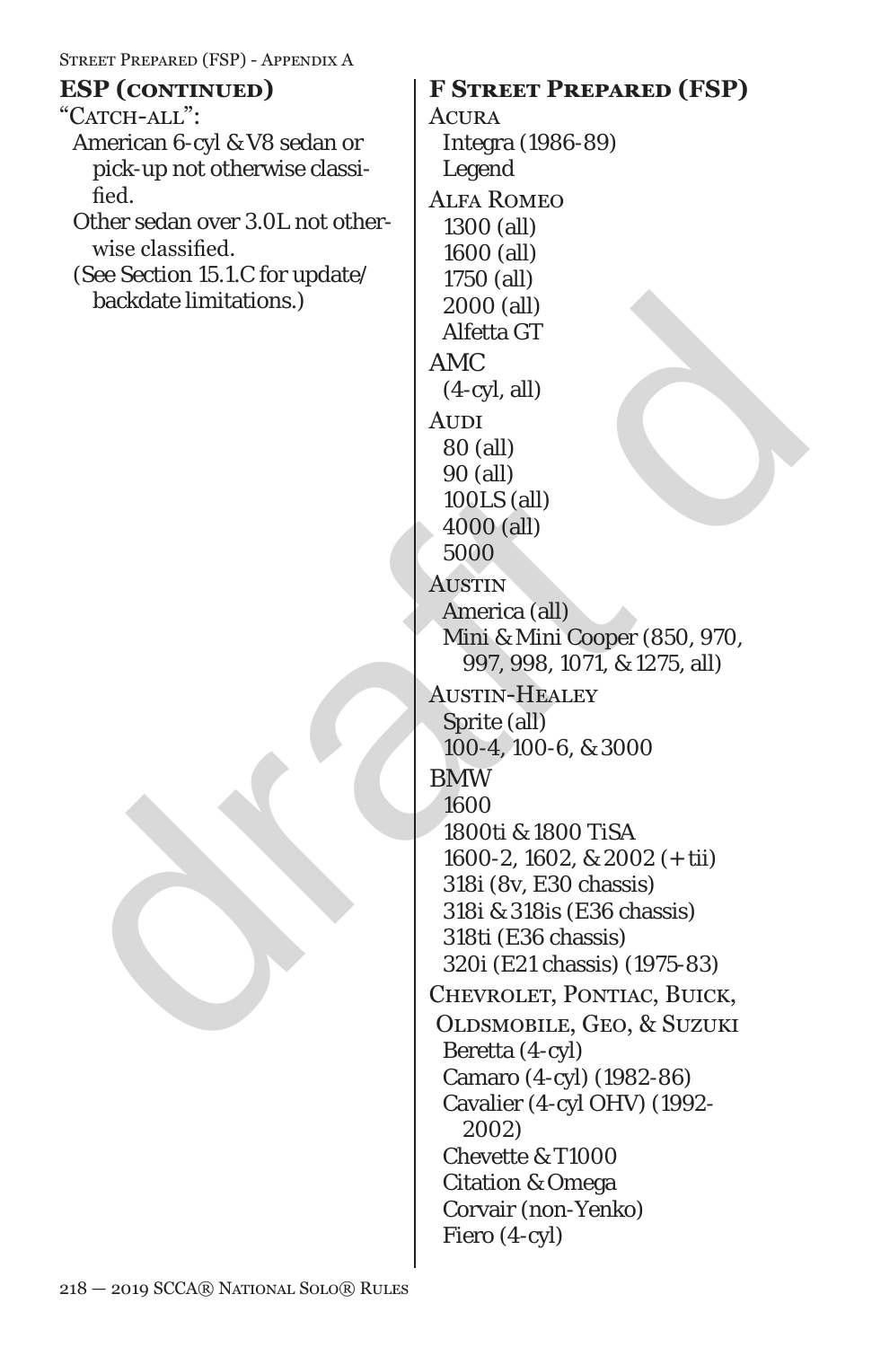### ESP (continued)

"Catch-all":

- American 6-cyl & V8 sedan or pick-up not otherwise classified.
- Other sedan over 3.0L not otherwise classified.
- (See Section 15.1.C for update/backdate limitations.)

### F Street Prepared (FSP)

**Acura**
- Integra (1986-89)
- Legend

**Alfa Romeo**
- 1300 (all)
- 1600 (all)
- 1750 (all)
- 2000 (all)
- Alfetta GT

**AMC**
- (4-cyl, all)

**Audi**
- 80 (all)
- 90 (all)
- 100LS (all)
- 4000 (all)
- 5000

**Austin**
- America (all)
- Mini & Mini Cooper (850, 970, 997, 998, 1071, & 1275, all)

**Austin-Healey**
- Sprite (all)
- 100-4, 100-6, & 3000

**BMW**
- 1600
- 1800ti & 1800 TiSA
- 1600-2, 1602, & 2002 (+ tii)
- 318i (8v, E30 chassis)
- 318i & 318is (E36 chassis)
- 318ti (E36 chassis)
- 320i (E21 chassis) (1975-83)

**Chevrolet, Pontiac, Buick, Oldsmobile, Geo, & Suzuki**
- Beretta (4-cyl)
- Camaro (4-cyl) (1982-86)
- Cavalier (4-cyl OHV) (1992-2002)
- Chevette & T1000
- Citation & Omega
- Corvair (non-Yenko)
- Fiero (4-cyl)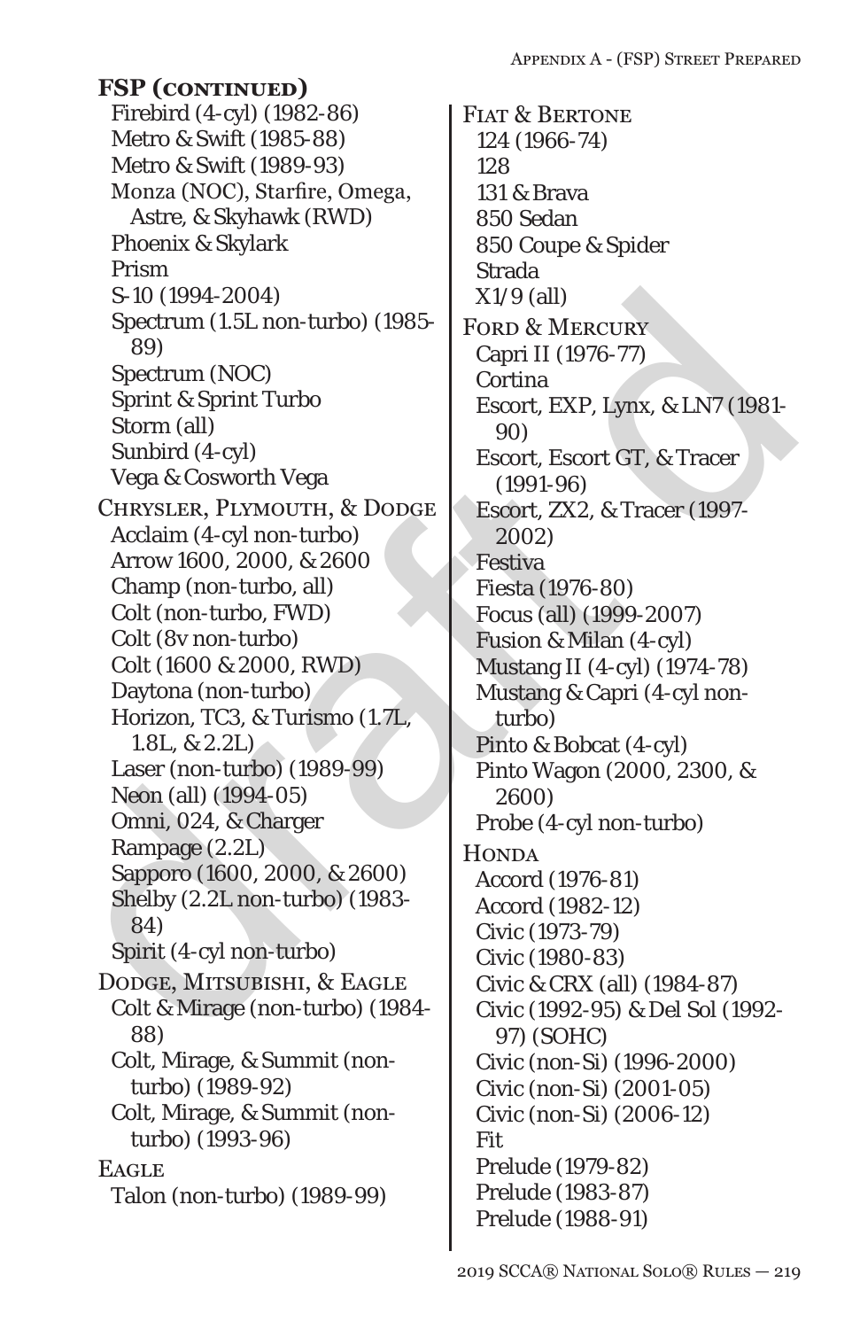## FSP (continued)

- Firebird (4-cyl) (1982-86)
- Metro & Swift (1985-88)
- Metro & Swift (1989-93)
- Monza (NOC), Starfire, Omega, Astre, & Skyhawk (RWD)
- Phoenix & Skylark
- Prism
- S-10 (1994-2004)
- Spectrum (1.5L non-turbo) (1985-89)
- Spectrum (NOC)
- Sprint & Sprint Turbo
- Storm (all)
- Sunbird (4-cyl)
- Vega & Cosworth Vega

Chrysler, Plymouth, & Dodge

- Acclaim (4-cyl non-turbo)
- Arrow 1600, 2000, & 2600
- Champ (non-turbo, all)
- Colt (non-turbo, FWD)
- Colt (8v non-turbo)
- Colt (1600 & 2000, RWD)
- Daytona (non-turbo)
- Horizon, TC3, & Turismo (1.7L, 1.8L, & 2.2L)
- Laser (non-turbo) (1989-99)
- Neon (all) (1994-05)
- Omni, 024, & Charger
- Rampage (2.2L)
- Sapporo (1600, 2000, & 2600)
- Shelby (2.2L non-turbo) (1983-84)
- Spirit (4-cyl non-turbo)

Dodge, Mitsubishi, & Eagle

- Colt & Mirage (non-turbo) (1984-88)
- Colt, Mirage, & Summit (non-turbo) (1989-92)
- Colt, Mirage, & Summit (non-turbo) (1993-96)

Eagle

- Talon (non-turbo) (1989-99)

Fiat & Bertone

- 124 (1966-74)
- 128
- 131 & Brava
- 850 Sedan
- 850 Coupe & Spider
- Strada
- X1/9 (all)

Ford & Mercury

- Capri II (1976-77)
- Cortina
- Escort, EXP, Lynx, & LN7 (1981-90)
- Escort, Escort GT, & Tracer (1991-96)
- Escort, ZX2, & Tracer (1997-2002)
- Festiva
- Fiesta (1976-80)
- Focus (all) (1999-2007)
- Fusion & Milan (4-cyl)
- Mustang II (4-cyl) (1974-78)
- Mustang & Capri (4-cyl non-turbo)
- Pinto & Bobcat (4-cyl)
- Pinto Wagon (2000, 2300, & 2600)
- Probe (4-cyl non-turbo)

Honda

- Accord (1976-81)
- Accord (1982-12)
- Civic (1973-79)
- Civic (1980-83)
- Civic & CRX (all) (1984-87)
- Civic (1992-95) & Del Sol (1992-97) (SOHC)
- Civic (non-Si) (1996-2000)
- Civic (non-Si) (2001-05)
- Civic (non-Si) (2006-12)
- Fit
- Prelude (1979-82)
- Prelude (1983-87)
- Prelude (1988-91)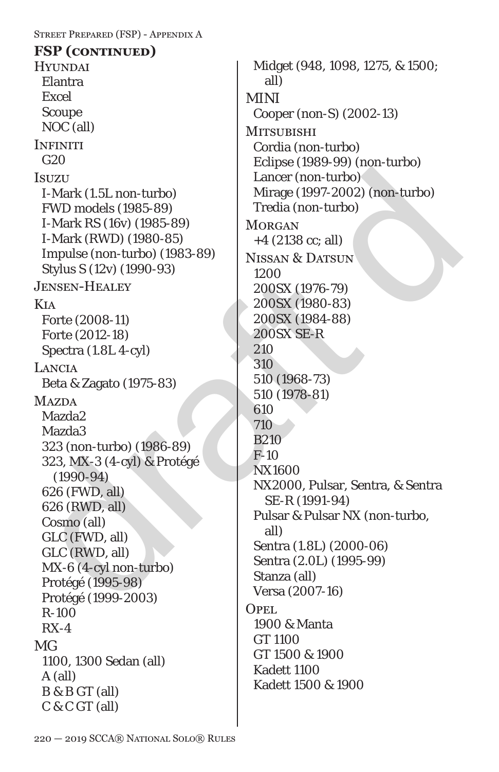## FSP (continued)

**Hyundai**
- Elantra
- Excel
- Scoupe
- NOC (all)

**Infiniti**
- G20

**Isuzu**
- I-Mark (1.5L non-turbo)
- FWD models (1985-89)
- I-Mark RS (16v) (1985-89)
- I-Mark (RWD) (1980-85)
- Impulse (non-turbo) (1983-89)
- Stylus S (12v) (1990-93)

**Jensen-Healey**

**Kia**
- Forte (2008-11)
- Forte (2012-18)
- Spectra (1.8L 4-cyl)

**Lancia**
- Beta & Zagato (1975-83)

**Mazda**
- Mazda2
- Mazda3
- 323 (non-turbo) (1986-89)
- 323, MX-3 (4-cyl) & Protégé (1990-94)
- 626 (FWD, all)
- 626 (RWD, all)
- Cosmo (all)
- GLC (FWD, all)
- GLC (RWD, all)
- MX-6 (4-cyl non-turbo)
- Protégé (1995-98)
- Protégé (1999-2003)
- R-100
- RX-4

**MG**
- 1100, 1300 Sedan (all)
- A (all)
- B & B GT (all)
- C & C GT (all)
- Midget (948, 1098, 1275, & 1500; all)

**MINI**
- Cooper (non-S) (2002-13)

**Mitsubishi**
- Cordia (non-turbo)
- Eclipse (1989-99) (non-turbo)
- Lancer (non-turbo)
- Mirage (1997-2002) (non-turbo)
- Tredia (non-turbo)

**Morgan**
- +4 (2138 cc; all)

**Nissan & Datsun**
- 1200
- 200SX (1976-79)
- 200SX (1980-83)
- 200SX (1984-88)
- 200SX SE-R
- 210
- 310
- 510 (1968-73)
- 510 (1978-81)
- 610
- 710
- B210
- F-10
- NX1600
- NX2000, Pulsar, Sentra, & Sentra SE-R (1991-94)
- Pulsar & Pulsar NX (non-turbo, all)
- Sentra (1.8L) (2000-06)
- Sentra (2.0L) (1995-99)
- Stanza (all)
- Versa (2007-16)

**Opel**
- 1900 & Manta
- GT 1100
- GT 1500 & 1900
- Kadett 1100
- Kadett 1500 & 1900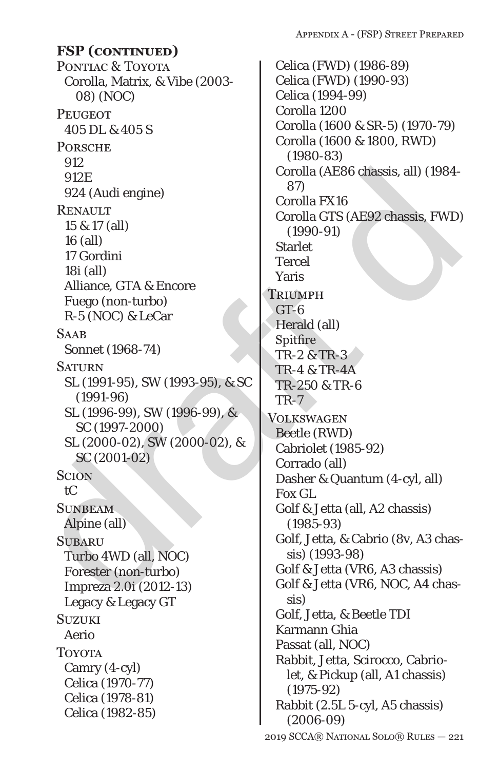## FSP (continued)

**Pontiac & Toyota**
- Corolla, Matrix, & Vibe (2003-08) (NOC)

**Peugeot**
- 405 DL & 405 S

**Porsche**
- 912
- 912E
- 924 (Audi engine)

**Renault**
- 15 & 17 (all)
- 16 (all)
- 17 Gordini
- 18i (all)
- Alliance, GTA & Encore
- Fuego (non-turbo)
- R-5 (NOC) & LeCar

**Saab**
- Sonnet (1968-74)

**Saturn**
- SL (1991-95), SW (1993-95), & SC (1991-96)
- SL (1996-99), SW (1996-99), & SC (1997-2000)
- SL (2000-02), SW (2000-02), & SC (2001-02)

**Scion**
- tC

**Sunbeam**
- Alpine (all)

**Subaru**
- Turbo 4WD (all, NOC)
- Forester (non-turbo)
- Impreza 2.0i (2012-13)
- Legacy & Legacy GT

**Suzuki**
- Aerio

**Toyota**
- Camry (4-cyl)
- Celica (1970-77)
- Celica (1978-81)
- Celica (1982-85)
- Celica (FWD) (1986-89)
- Celica (FWD) (1990-93)
- Celica (1994-99)
- Corolla 1200
- Corolla (1600 & SR-5) (1970-79)
- Corolla (1600 & 1800, RWD) (1980-83)
- Corolla (AE86 chassis, all) (1984-87)
- Corolla FX16
- Corolla GTS (AE92 chassis, FWD) (1990-91)
- Starlet
- Tercel
- Yaris

**Triumph**
- GT-6
- Herald (all)
- Spitfire
- TR-2 & TR-3
- TR-4 & TR-4A
- TR-250 & TR-6
- TR-7

**Volkswagen**
- Beetle (RWD)
- Cabriolet (1985-92)
- Corrado (all)
- Dasher & Quantum (4-cyl, all)
- Fox GL
- Golf & Jetta (all, A2 chassis) (1985-93)
- Golf, Jetta, & Cabrio (8v, A3 chassis) (1993-98)
- Golf & Jetta (VR6, A3 chassis)
- Golf & Jetta (VR6, NOC, A4 chassis)
- Golf, Jetta, & Beetle TDI
- Karmann Ghia
- Passat (all, NOC)
- Rabbit, Jetta, Scirocco, Cabriolet, & Pickup (all, A1 chassis) (1975-92)
- Rabbit (2.5L 5-cyl, A5 chassis) (2006-09)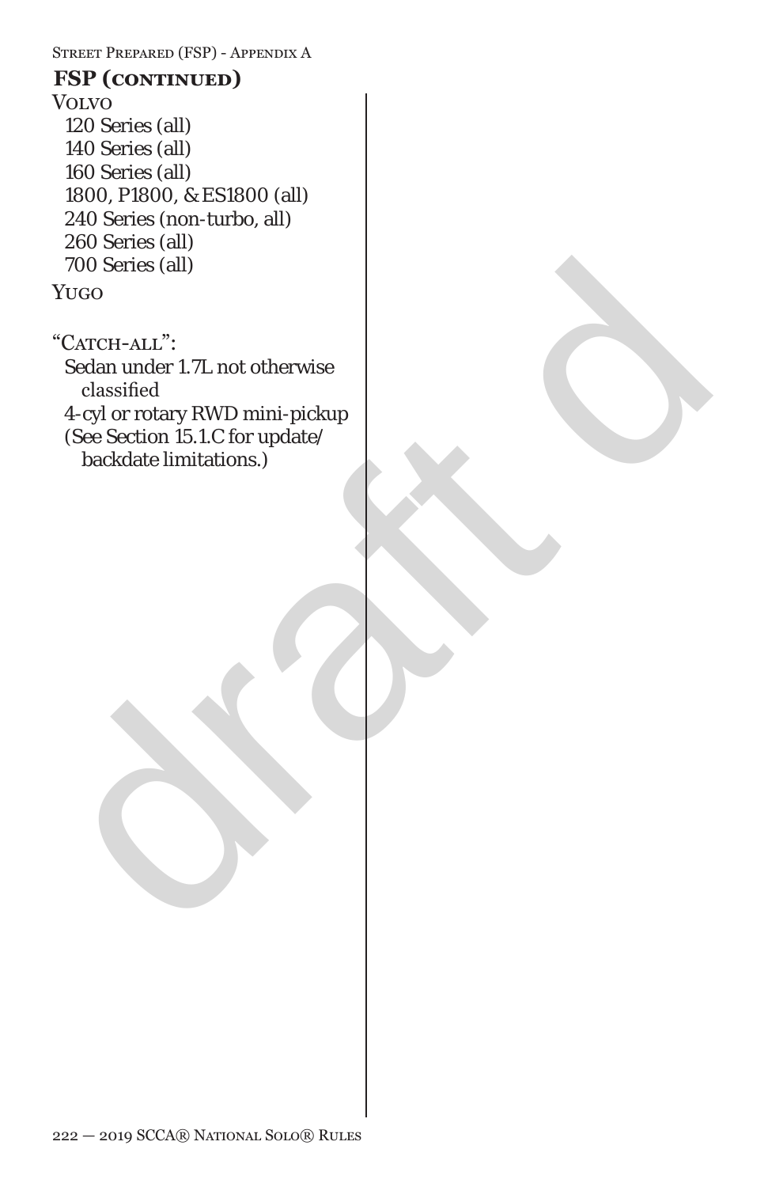## FSP (continued)

Volvo

- 120 Series (all)
- 140 Series (all)
- 160 Series (all)
- 1800, P1800, & ES1800 (all)
- 240 Series (non-turbo, all)
- 260 Series (all)
- 700 Series (all)

Yugo

"Catch-all":

- Sedan under 1.7L not otherwise classified
- 4-cyl or rotary RWD mini-pickup
- (See Section 15.1.C for update/backdate limitations.)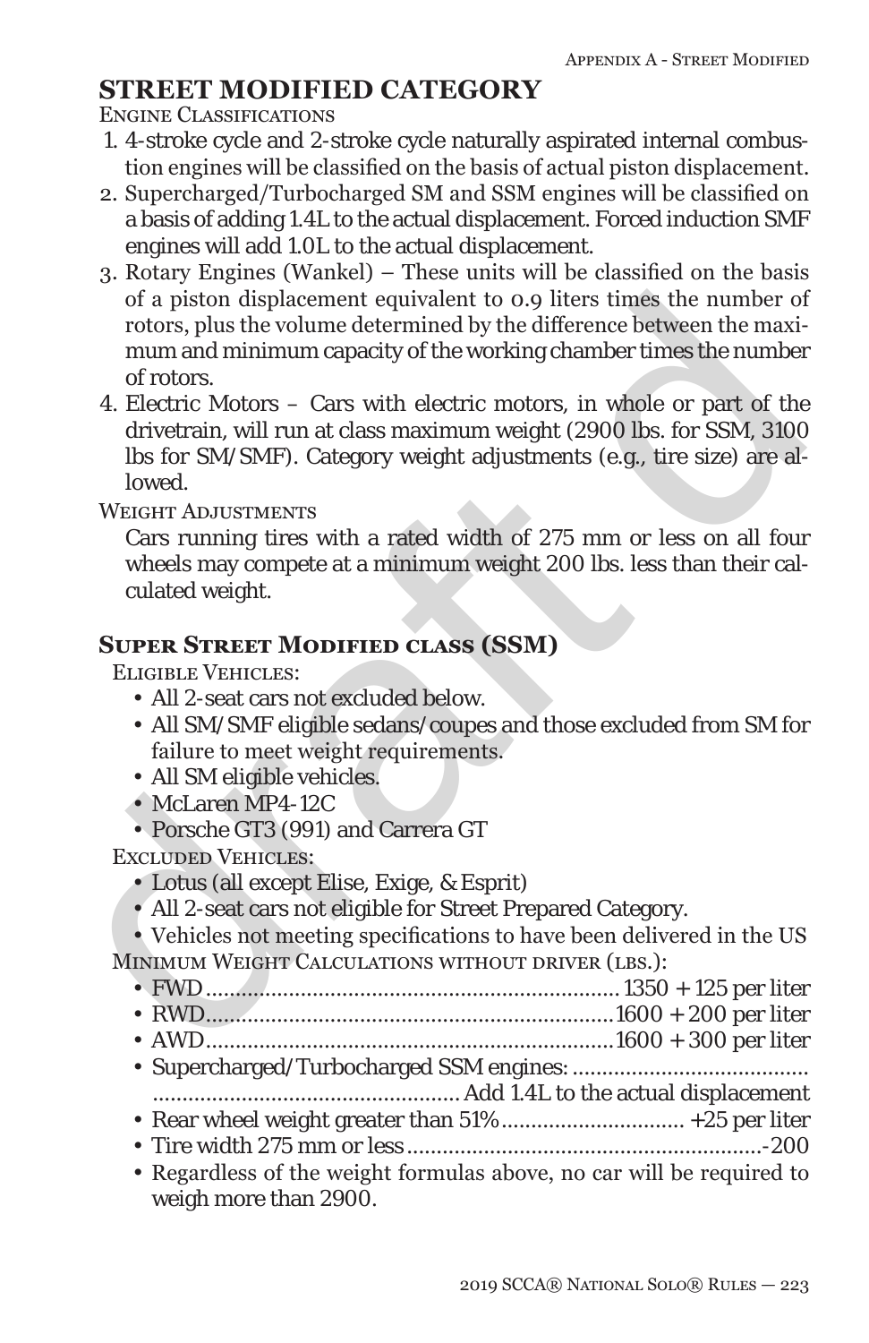# STREET MODIFIED CATEGORY

Engine Classifications

1. 4-stroke cycle and 2-stroke cycle naturally aspirated internal combustion engines will be classified on the basis of actual piston displacement.
2. Supercharged/Turbocharged SM and SSM engines will be classified on a basis of adding 1.4L to the actual displacement. Forced induction SMF engines will add 1.0L to the actual displacement.
3. Rotary Engines (Wankel) – These units will be classified on the basis of a piston displacement equivalent to 0.9 liters times the number of rotors, plus the volume determined by the difference between the maximum and minimum capacity of the working chamber times the number of rotors.
4. Electric Motors – Cars with electric motors, in whole or part of the drivetrain, will run at class maximum weight (2900 lbs. for SSM, 3100 lbs for SM/SMF). Category weight adjustments (e.g., tire size) are allowed.

Weight Adjustments

Cars running tires with a rated width of 275 mm or less on all four wheels may compete at a minimum weight 200 lbs. less than their calculated weight.

## Super Street Modified class (SSM)

Eligible Vehicles:

- All 2-seat cars not excluded below.
- All SM/SMF eligible sedans/coupes and those excluded from SM for failure to meet weight requirements.
- All SM eligible vehicles.
- McLaren MP4-12C
- Porsche GT3 (991) and Carrera GT

Excluded Vehicles:

- Lotus (all except Elise, Exige, & Esprit)
- All 2-seat cars not eligible for Street Prepared Category.
- Vehicles not meeting specifications to have been delivered in the US

Minimum Weight Calculations without driver (lbs.):

- FWD....................................................................... 1350 + 125 per liter
- RWD.....................................................................1600 + 200 per liter
- AWD.....................................................................1600 + 300 per liter
- Supercharged/Turbocharged SSM engines: ........................................ ................................................... Add 1.4L to the actual displacement
- Rear wheel weight greater than 51%............................... +25 per liter
- Tire width 275 mm or less...........................................................-200
- Regardless of the weight formulas above, no car will be required to weigh more than 2900.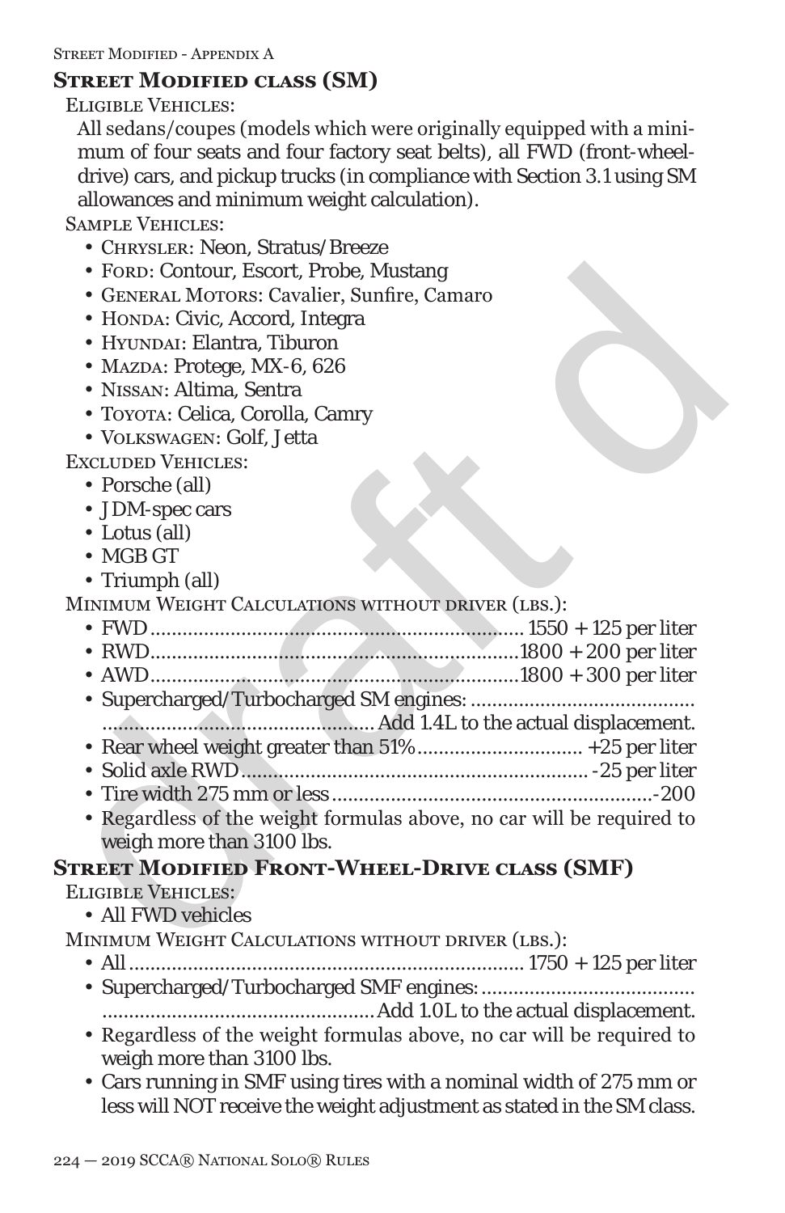## Street Modified class (SM)

Eligible Vehicles:

All sedans/coupes (models which were originally equipped with a minimum of four seats and four factory seat belts), all FWD (front-wheel-drive) cars, and pickup trucks (in compliance with Section 3.1 using SM allowances and minimum weight calculation).

Sample Vehicles:

- Chrysler: Neon, Stratus/Breeze
- Ford: Contour, Escort, Probe, Mustang
- General Motors: Cavalier, Sunfire, Camaro
- Honda: Civic, Accord, Integra
- Hyundai: Elantra, Tiburon
- Mazda: Protege, MX-6, 626
- Nissan: Altima, Sentra
- Toyota: Celica, Corolla, Camry
- Volkswagen: Golf, Jetta

Excluded Vehicles:

- Porsche (all)
- JDM-spec cars
- Lotus (all)
- MGB GT
- Triumph (all)

Minimum Weight Calculations without driver (lbs.):

- FWD....................................................................... 1550 + 125 per liter
- RWD.......................................................................1800 + 200 per liter
- AWD.......................................................................1800 + 300 per liter
- Supercharged/Turbocharged SM engines: .......................................... .................................................. Add 1.4L to the actual displacement.
- Rear wheel weight greater than 51%.............................. +25 per liter
- Solid axle RWD................................................................ -25 per liter
- Tire width 275 mm or less...........................................................-200
- Regardless of the weight formulas above, no car will be required to weigh more than 3100 lbs.

## Street Modified Front-Wheel-Drive class (SMF)

Eligible Vehicles:

- All FWD vehicles

Minimum Weight Calculations without driver (lbs.):

- All........................................................................ 1750 + 125 per liter
- Supercharged/Turbocharged SMF engines: ....................................... .................................................. Add 1.0L to the actual displacement.
- Regardless of the weight formulas above, no car will be required to weigh more than 3100 lbs.
- Cars running in SMF using tires with a nominal width of 275 mm or less will NOT receive the weight adjustment as stated in the SM class.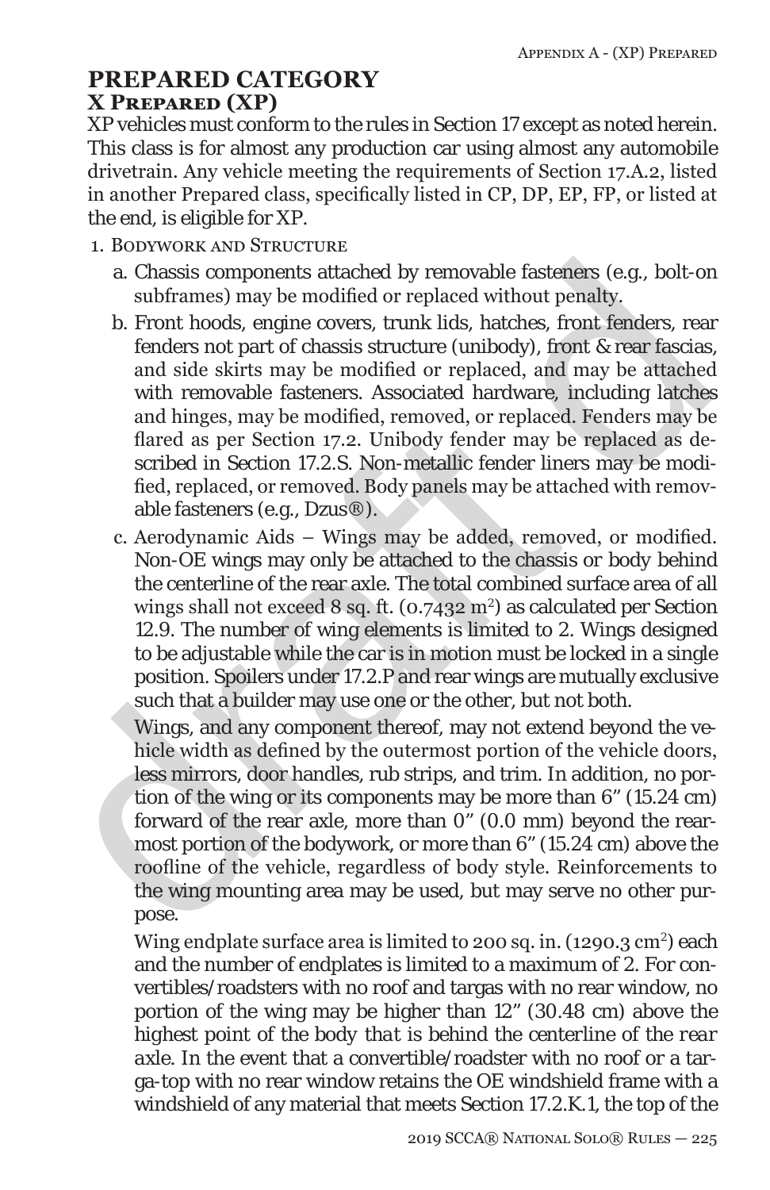# PREPARED CATEGORY

## X Prepared (XP)

XP vehicles must conform to the rules in Section 17 except as noted herein. This class is for almost any production car using almost any automobile drivetrain. Any vehicle meeting the requirements of Section 17.A.2, listed in another Prepared class, specifically listed in CP, DP, EP, FP, or listed at the end, is eligible for XP.

1. Bodywork and Structure
   a. Chassis components attached by removable fasteners (e.g., bolt-on subframes) may be modified or replaced without penalty.
   b. Front hoods, engine covers, trunk lids, hatches, front fenders, rear fenders not part of chassis structure (unibody), front & rear fascias, and side skirts may be modified or replaced, and may be attached with removable fasteners. Associated hardware, including latches and hinges, may be modified, removed, or replaced. Fenders may be flared as per Section 17.2. Unibody fender may be replaced as described in Section 17.2.S. Non-metallic fender liners may be modified, replaced, or removed. Body panels may be attached with removable fasteners (e.g., Dzus®).
   c. Aerodynamic Aids – Wings may be added, removed, or modified. Non-OE wings may only be attached to the chassis or body behind the centerline of the rear axle. The total combined surface area of all wings shall not exceed 8 sq. ft. (0.7432 $m^2$) as calculated per Section 12.9. The number of wing elements is limited to 2. Wings designed to be adjustable while the car is in motion must be locked in a single position. Spoilers under 17.2.P and rear wings are mutually exclusive such that a builder may use one or the other, but not both.

      Wings, and any component thereof, may not extend beyond the vehicle width as defined by the outermost portion of the vehicle doors, less mirrors, door handles, rub strips, and trim. In addition, no portion of the wing or its components may be more than 6" (15.24 cm) forward of the rear axle, more than 0" (0.0 mm) beyond the rearmost portion of the bodywork, or more than 6" (15.24 cm) above the roofline of the vehicle, regardless of body style. Reinforcements to the wing mounting area may be used, but may serve no other purpose.

      Wing endplate surface area is limited to 200 sq. in. (1290.3 $cm^2$) each and the number of endplates is limited to a maximum of 2. For convertibles/roadsters with no roof and targas with no rear window, no portion of the wing may be higher than 12" (30.48 cm) above the highest point of the body that is behind the centerline of the rear axle. In the event that a convertible/roadster with no roof or a targa-top with no rear window retains the OE windshield frame with a windshield of any material that meets Section 17.2.K.1, the top of the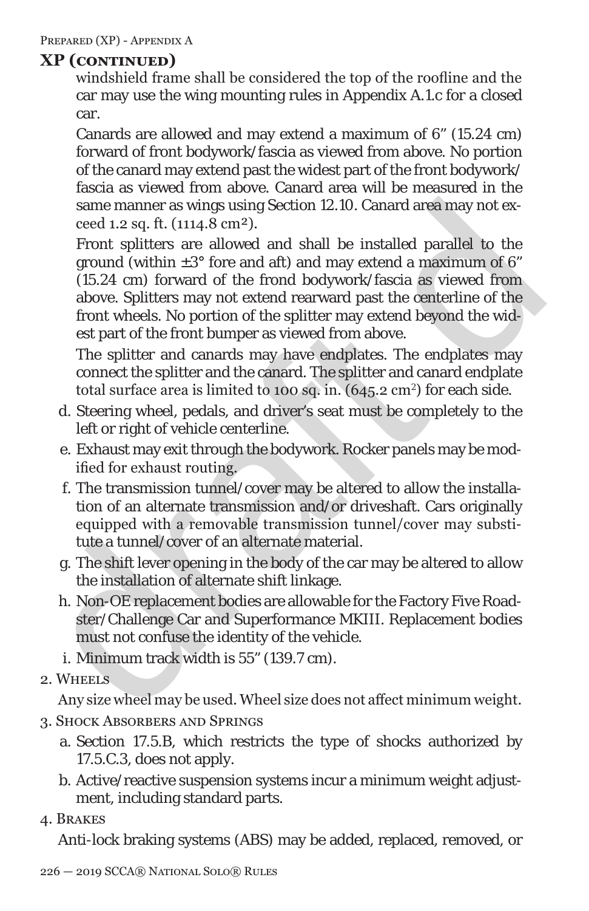## XP (continued)

windshield frame shall be considered the top of the roofline and the car may use the wing mounting rules in Appendix A.1.c for a closed car.

Canards are allowed and may extend a maximum of 6" (15.24 cm) forward of front bodywork/fascia as viewed from above. No portion of the canard may extend past the widest part of the front bodywork/fascia as viewed from above. Canard area will be measured in the same manner as wings using Section 12.10. Canard area may not exceed 1.2 sq. ft. (1114.8 cm²).

Front splitters are allowed and shall be installed parallel to the ground (within ±3° fore and aft) and may extend a maximum of 6" (15.24 cm) forward of the frond bodywork/fascia as viewed from above. Splitters may not extend rearward past the centerline of the front wheels. No portion of the splitter may extend beyond the widest part of the front bumper as viewed from above.

The splitter and canards may have endplates. The endplates may connect the splitter and the canard. The splitter and canard endplate total surface area is limited to 100 sq. in. (645.2 cm²) for each side.

d. Steering wheel, pedals, and driver's seat must be completely to the left or right of vehicle centerline.

e. Exhaust may exit through the bodywork. Rocker panels may be modified for exhaust routing.

f. The transmission tunnel/cover may be altered to allow the installation of an alternate transmission and/or driveshaft. Cars originally equipped with a removable transmission tunnel/cover may substitute a tunnel/cover of an alternate material.

g. The shift lever opening in the body of the car may be altered to allow the installation of alternate shift linkage.

h. Non-OE replacement bodies are allowable for the Factory Five Roadster/Challenge Car and Superformance MKIII. Replacement bodies must not confuse the identity of the vehicle.

i. Minimum track width is 55" (139.7 cm).

2. Wheels

Any size wheel may be used. Wheel size does not affect minimum weight.

3. Shock Absorbers and Springs

a. Section 17.5.B, which restricts the type of shocks authorized by 17.5.C.3, does not apply.

b. Active/reactive suspension systems incur a minimum weight adjustment, including standard parts.

4. Brakes

Anti-lock braking systems (ABS) may be added, replaced, removed, or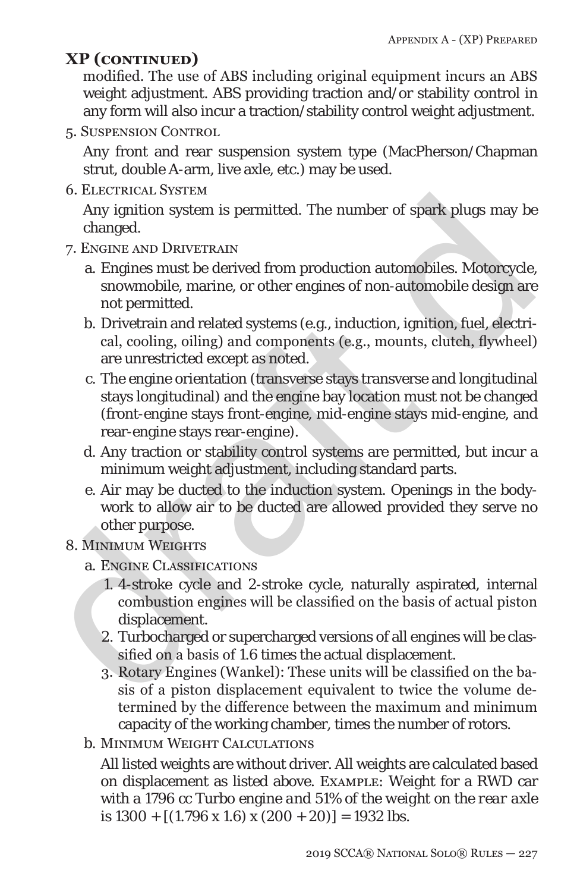## XP (continued)

modified. The use of ABS including original equipment incurs an ABS weight adjustment. ABS providing traction and/or stability control in any form will also incur a traction/stability control weight adjustment.

5. Suspension Control

   Any front and rear suspension system type (MacPherson/Chapman strut, double A-arm, live axle, etc.) may be used.

6. Electrical System

   Any ignition system is permitted. The number of spark plugs may be changed.

7. Engine and Drivetrain

   a. Engines must be derived from production automobiles. Motorcycle, snowmobile, marine, or other engines of non-automobile design are not permitted.

   b. Drivetrain and related systems (e.g., induction, ignition, fuel, electrical, cooling, oiling) and components (e.g., mounts, clutch, flywheel) are unrestricted except as noted.

   c. The engine orientation (transverse stays transverse and longitudinal stays longitudinal) and the engine bay location must not be changed (front-engine stays front-engine, mid-engine stays mid-engine, and rear-engine stays rear-engine).

   d. Any traction or stability control systems are permitted, but incur a minimum weight adjustment, including standard parts.

   e. Air may be ducted to the induction system. Openings in the bodywork to allow air to be ducted are allowed provided they serve no other purpose.

8. Minimum Weights

   a. Engine Classifications

      1. 4-stroke cycle and 2-stroke cycle, naturally aspirated, internal combustion engines will be classified on the basis of actual piston displacement.
      2. Turbocharged or supercharged versions of all engines will be classified on a basis of 1.6 times the actual displacement.
      3. Rotary Engines (Wankel): These units will be classified on the basis of a piston displacement equivalent to twice the volume determined by the difference between the maximum and minimum capacity of the working chamber, times the number of rotors.

   b. Minimum Weight Calculations

      All listed weights are without driver. All weights are calculated based on displacement as listed above. Example: Weight for a RWD car with a 1796 cc Turbo engine and 51% of the weight on the rear axle is 1300 + [(1.796 x 1.6) x (200 + 20)] = 1932 lbs.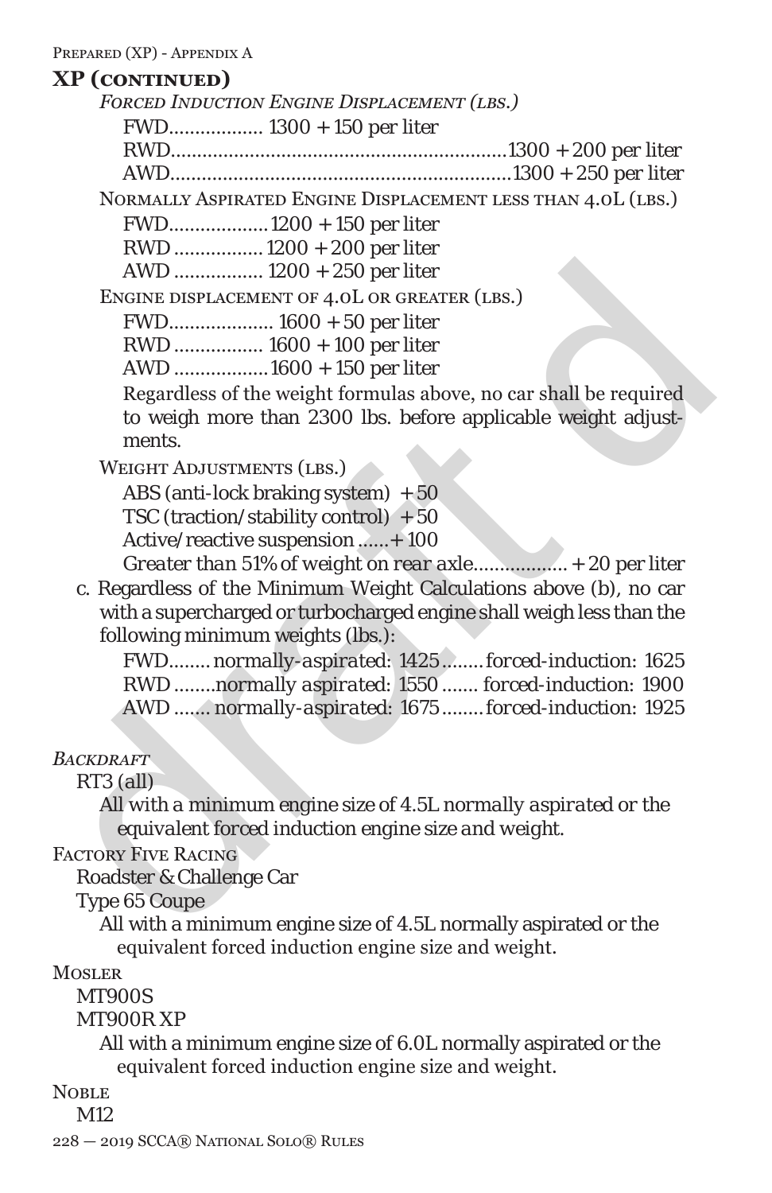## XP (continued)

*Forced Induction Engine Displacement (lbs.)*

FWD................. 1300 + 150 per liter
RWD................................................................1300 + 200 per liter
AWD................................................................1300 + 250 per liter

Normally Aspirated Engine Displacement less than 4.0L (lbs.)

FWD..................1200 + 150 per liter
RWD ................ 1200 + 200 per liter
AWD ................ 1200 + 250 per liter

Engine displacement of 4.0L or greater (lbs.)

FWD................... 1600 + 50 per liter
RWD ................ 1600 + 100 per liter
AWD .................1600 + 150 per liter

Regardless of the weight formulas above, no car shall be required to weigh more than 2300 lbs. before applicable weight adjustments.

Weight Adjustments (lbs.)

ABS (anti-lock braking system) + 50
TSC (traction/stability control) + 50
Active/reactive suspension ......+ 100
*Greater than 51% of weight on rear axle.................. + 20 per liter*

c. Regardless of the Minimum Weight Calculations above (b), no car with a supercharged or turbocharged engine shall weigh less than the following minimum weights (lbs.):

FWD........ *normally-aspirated: 1425........forced-induction: 1625*
RWD ........*normally aspirated: 1550 ....... forced-induction: 1900*
AWD ....... *normally-aspirated: 1675........forced-induction: 1925*

*Backdraft*

RT3 (all)

All with *a minimum engine size of 4.5L normally aspirated or the equivalent forced* induction engine size *and* weight.

Factory Five Racing

Roadster & Challenge Car
Type 65 Coupe

All with a minimum engine size of 4.5L normally aspirated or the equivalent forced induction engine size and weight.

Mosler

MT900S
MT900R XP

All with a minimum engine size of 6.0L normally aspirated or the equivalent forced induction engine size and weight.

Noble

M12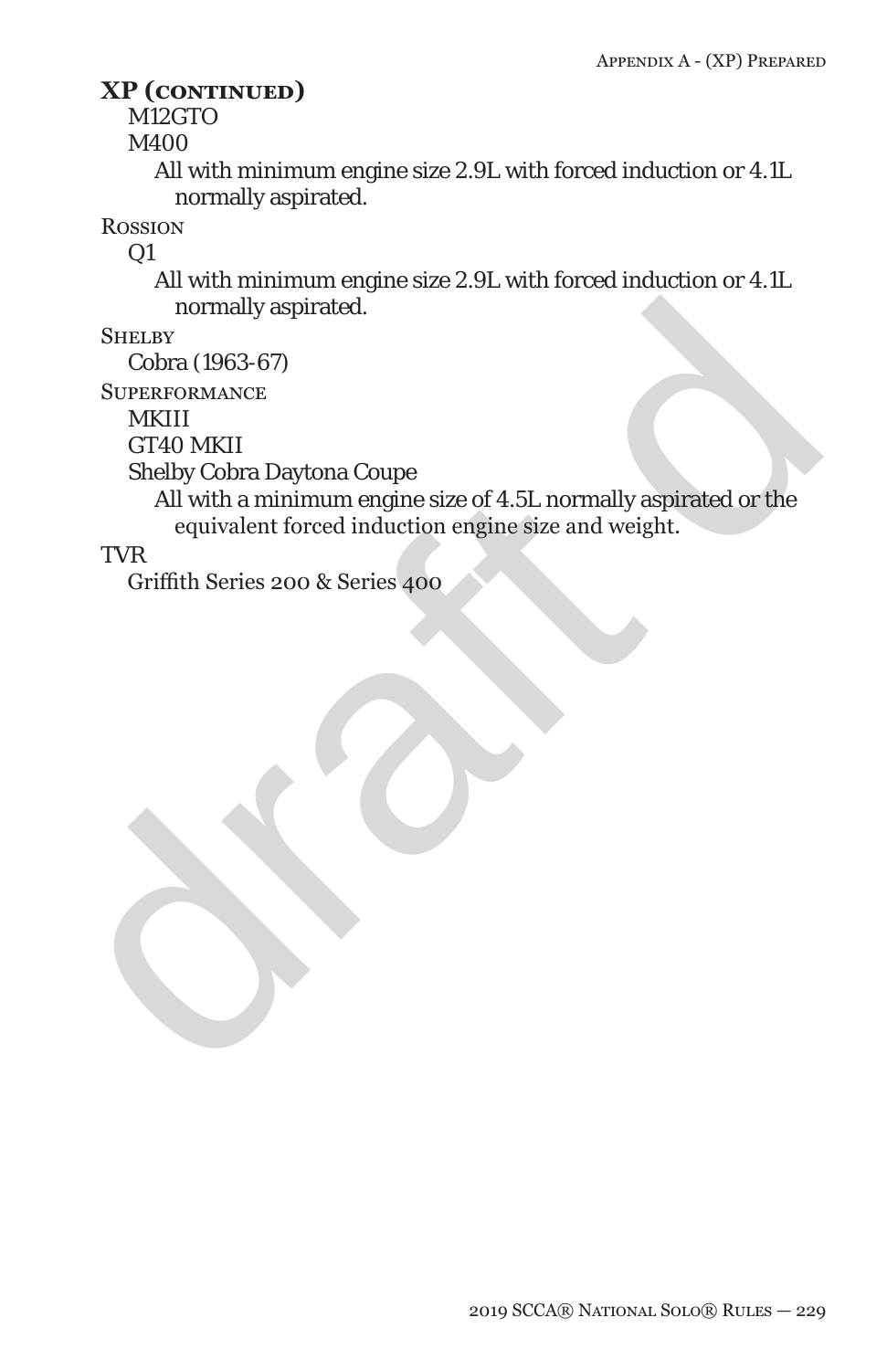## XP (continued)

M12GTO

M400

All with minimum engine size 2.9L with forced induction or 4.1L normally aspirated.

Rossion

Q1

All with minimum engine size 2.9L with forced induction or 4.1L normally aspirated.

Shelby

Cobra (1963-67)

Superformance

MKIII

GT40 MKII

Shelby Cobra Daytona Coupe

All with a minimum engine size of 4.5L normally aspirated or the equivalent forced induction engine size and weight.

TVR

Griffith Series 200 & Series 400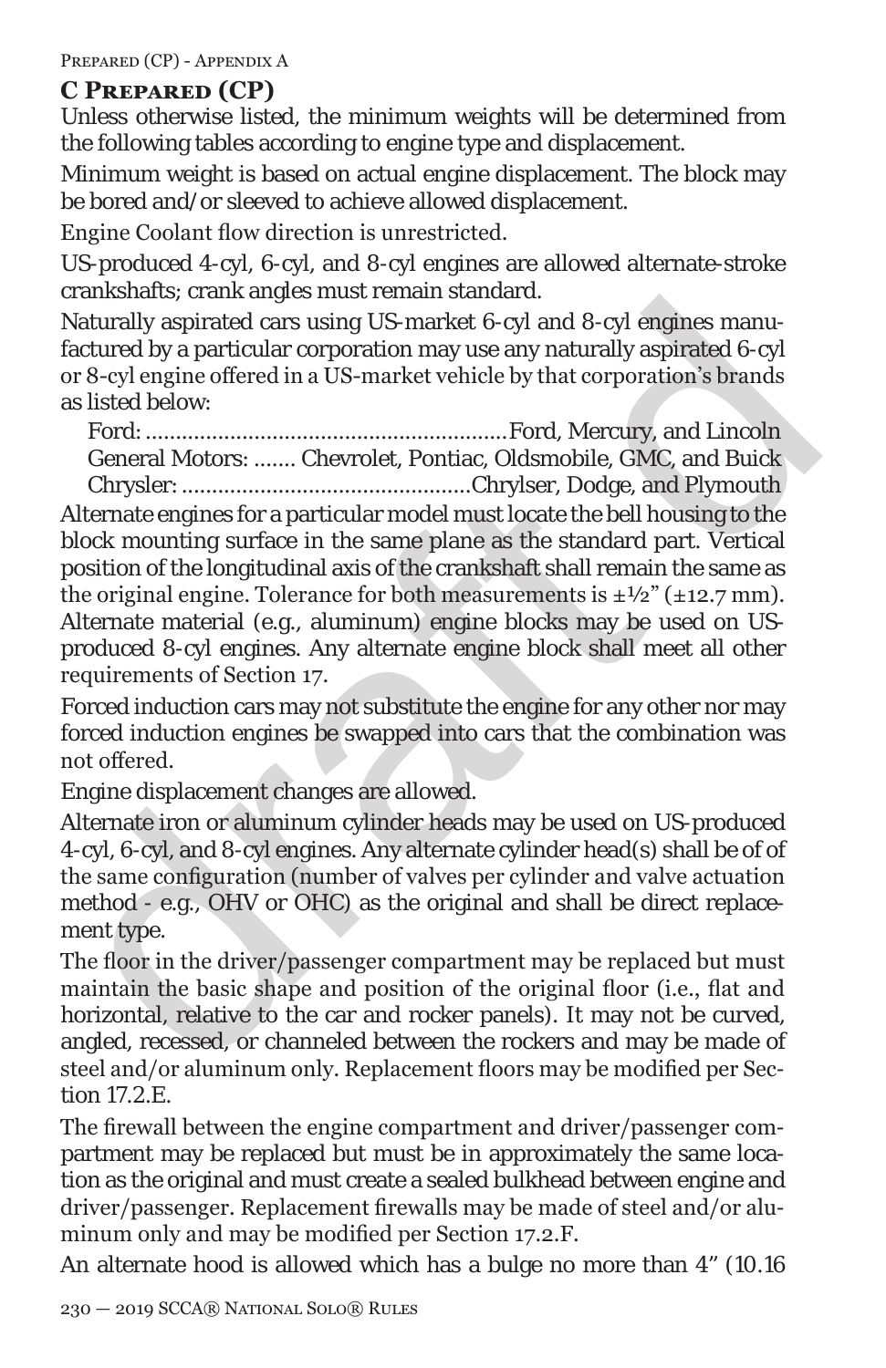## C Prepared (CP)

Unless otherwise listed, the minimum weights will be determined from the following tables according to engine type and displacement.

Minimum weight is based on actual engine displacement. The block may be bored and/or sleeved to achieve allowed displacement.

Engine Coolant flow direction is unrestricted.

US-produced 4-cyl, 6-cyl, and 8-cyl engines are allowed alternate-stroke crankshafts; crank angles must remain standard.

Naturally aspirated cars using US-market 6-cyl and 8-cyl engines manufactured by a particular corporation may use any naturally aspirated 6-cyl or 8-cyl engine offered in a US-market vehicle by that corporation's brands as listed below:

Ford: ............................................................Ford, Mercury, and Lincoln
General Motors: ....... Chevrolet, Pontiac, Oldsmobile, GMC, and Buick
Chrysler: ...............................................Chrylser, Dodge, and Plymouth

Alternate engines for a particular model must locate the bell housing to the block mounting surface in the same plane as the standard part. Vertical position of the longitudinal axis of the crankshaft shall remain the same as the original engine. Tolerance for both measurements is ±½" (±12.7 mm). Alternate material (e.g., aluminum) engine blocks may be used on US-produced 8-cyl engines. Any alternate engine block shall meet all other requirements of Section 17.

Forced induction cars may not substitute the engine for any other nor may forced induction engines be swapped into cars that the combination was not offered.

Engine displacement changes are allowed.

Alternate iron or aluminum cylinder heads may be used on US-produced 4-cyl, 6-cyl, and 8-cyl engines. Any alternate cylinder head(s) shall be of of the same configuration (number of valves per cylinder and valve actuation method - e.g., OHV or OHC) as the original and shall be direct replacement type.

The floor in the driver/passenger compartment may be replaced but must maintain the basic shape and position of the original floor (i.e., flat and horizontal, relative to the car and rocker panels). It may not be curved, angled, recessed, or channeled between the rockers and may be made of steel and/or aluminum only. Replacement floors may be modified per Section 17.2.E.

The firewall between the engine compartment and driver/passenger compartment may be replaced but must be in approximately the same location as the original and must create a sealed bulkhead between engine and driver/passenger. Replacement firewalls may be made of steel and/or aluminum only and may be modified per Section 17.2.F.

An alternate hood is allowed which has a bulge no more than 4" (10.16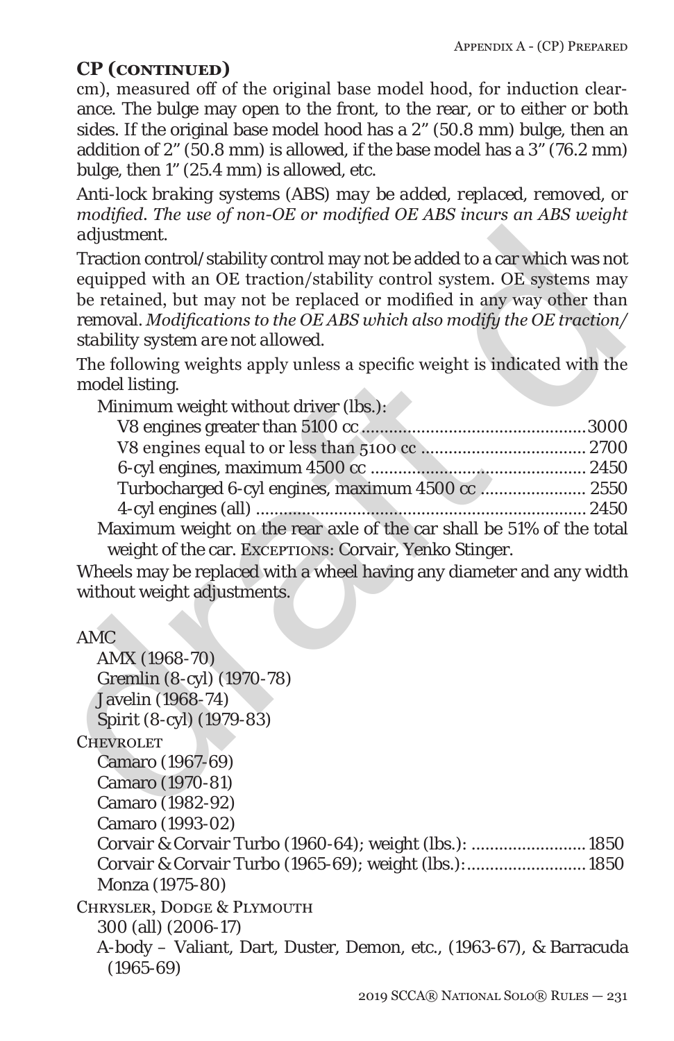## CP (continued)

cm), measured off of the original base model hood, for induction clearance. The bulge may open to the front, to the rear, or to either or both sides. If the original base model hood has a 2" (50.8 mm) bulge, then an addition of 2" (50.8 mm) is allowed, if the base model has a 3" (76.2 mm) bulge, then 1" (25.4 mm) is allowed, etc.

*Anti-lock braking systems (ABS) may be added, replaced, removed, or modified. The use of non-OE or modified OE ABS incurs an ABS weight adjustment.*

Traction control/stability control may not be added to a car which was not equipped with an OE traction/stability control system. OE systems may be retained, but may not be replaced or modified in any way other than removal. *Modifications to the OE ABS which also modify the OE traction/stability system are not allowed.*

The following weights apply unless a specific weight is indicated with the model listing.

Minimum weight without driver (lbs.):

- V8 engines greater than 5100 cc ................................................3000
- V8 engines equal to or less than 5100 cc .................................... 2700
- 6-cyl engines, maximum 4500 cc ............................................... 2450
- Turbocharged 6-cyl engines, maximum 4500 cc ....................... 2550
- 4-cyl engines (all) ........................................................................ 2450

Maximum weight on the rear axle of the car shall be 51% of the total weight of the car. Exceptions: Corvair, Yenko Stinger.

Wheels may be replaced with a wheel having any diameter and any width without weight adjustments.

AMC
- AMX (1968-70)
- Gremlin (8-cyl) (1970-78)
- Javelin (1968-74)
- Spirit (8-cyl) (1979-83)

Chevrolet
- Camaro (1967-69)
- Camaro (1970-81)
- Camaro (1982-92)
- Camaro (1993-02)
- Corvair & Corvair Turbo (1960-64); weight (lbs.): ......................... 1850
- Corvair & Corvair Turbo (1965-69); weight (lbs.):.......................... 1850
- Monza (1975-80)

Chrysler, Dodge & Plymouth
- 300 (all) (2006-17)
- A-body – Valiant, Dart, Duster, Demon, etc., (1963-67), & Barracuda (1965-69)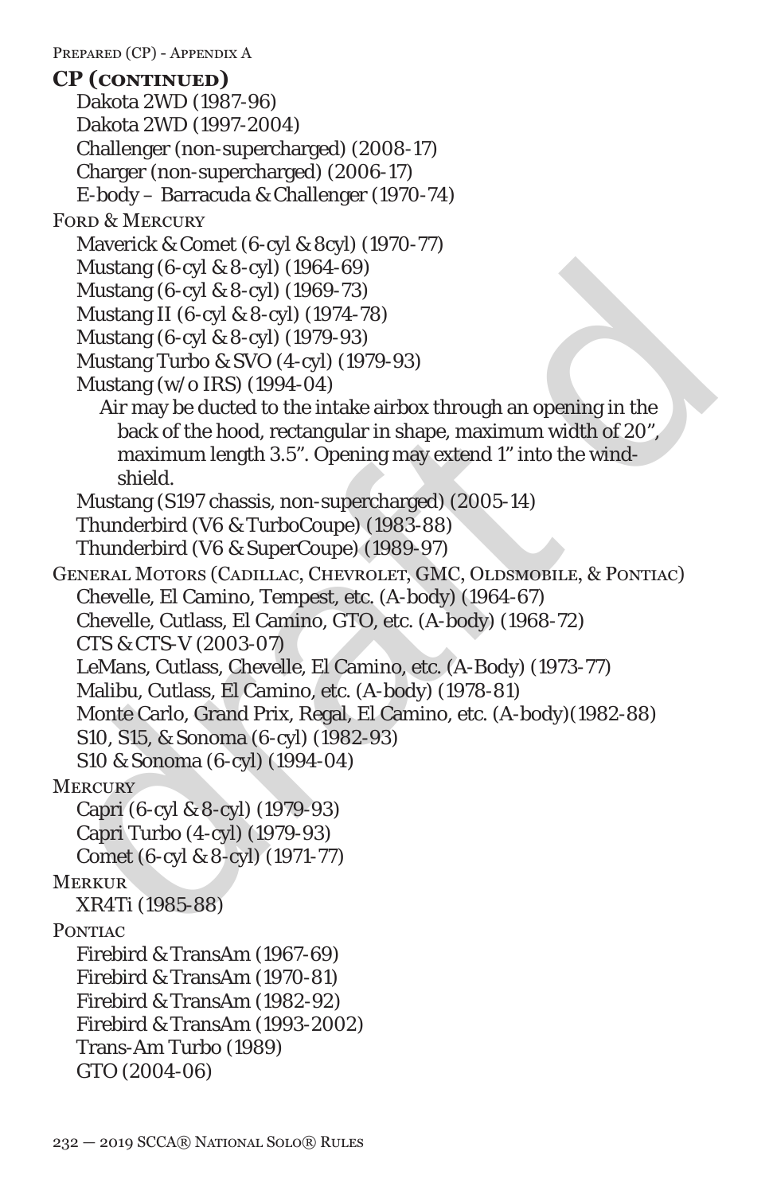## CP (continued)

- Dakota 2WD (1987-96)
- Dakota 2WD (1997-2004)
- Challenger (non-supercharged) (2008-17)
- Charger (non-supercharged) (2006-17)
- E-body – Barracuda & Challenger (1970-74)

Ford & Mercury

- Maverick & Comet (6-cyl & 8cyl) (1970-77)
- Mustang (6-cyl & 8-cyl) (1964-69)
- Mustang (6-cyl & 8-cyl) (1969-73)
- Mustang II (6-cyl & 8-cyl) (1974-78)
- Mustang (6-cyl & 8-cyl) (1979-93)
- Mustang Turbo & SVO (4-cyl) (1979-93)
- Mustang (w/o IRS) (1994-04)
  - Air may be ducted to the intake airbox through an opening in the back of the hood, rectangular in shape, maximum width of 20", maximum length 3.5". Opening may extend 1" into the windshield.
- Mustang (S197 chassis, non-supercharged) (2005-14)
- Thunderbird (V6 & TurboCoupe) (1983-88)
- Thunderbird (V6 & SuperCoupe) (1989-97)

General Motors (Cadillac, Chevrolet, GMC, Oldsmobile, & Pontiac)

- Chevelle, El Camino, Tempest, etc. (A-body) (1964-67)
- Chevelle, Cutlass, El Camino, GTO, etc. (A-body) (1968-72)
- CTS & CTS-V (2003-07)
- LeMans, Cutlass, Chevelle, El Camino, etc. (A-Body) (1973-77)
- Malibu, Cutlass, El Camino, etc. (A-body) (1978-81)
- Monte Carlo, Grand Prix, Regal, El Camino, etc. (A-body)(1982-88)
- S10, S15, & Sonoma (6-cyl) (1982-93)
- S10 & Sonoma (6-cyl) (1994-04)

Mercury

- Capri (6-cyl & 8-cyl) (1979-93)
- Capri Turbo (4-cyl) (1979-93)
- Comet (6-cyl & 8-cyl) (1971-77)

Merkur

- XR4Ti (1985-88)

Pontiac

- Firebird & TransAm (1967-69)
- Firebird & TransAm (1970-81)
- Firebird & TransAm (1982-92)
- Firebird & TransAm (1993-2002)
- Trans-Am Turbo (1989)
- GTO (2004-06)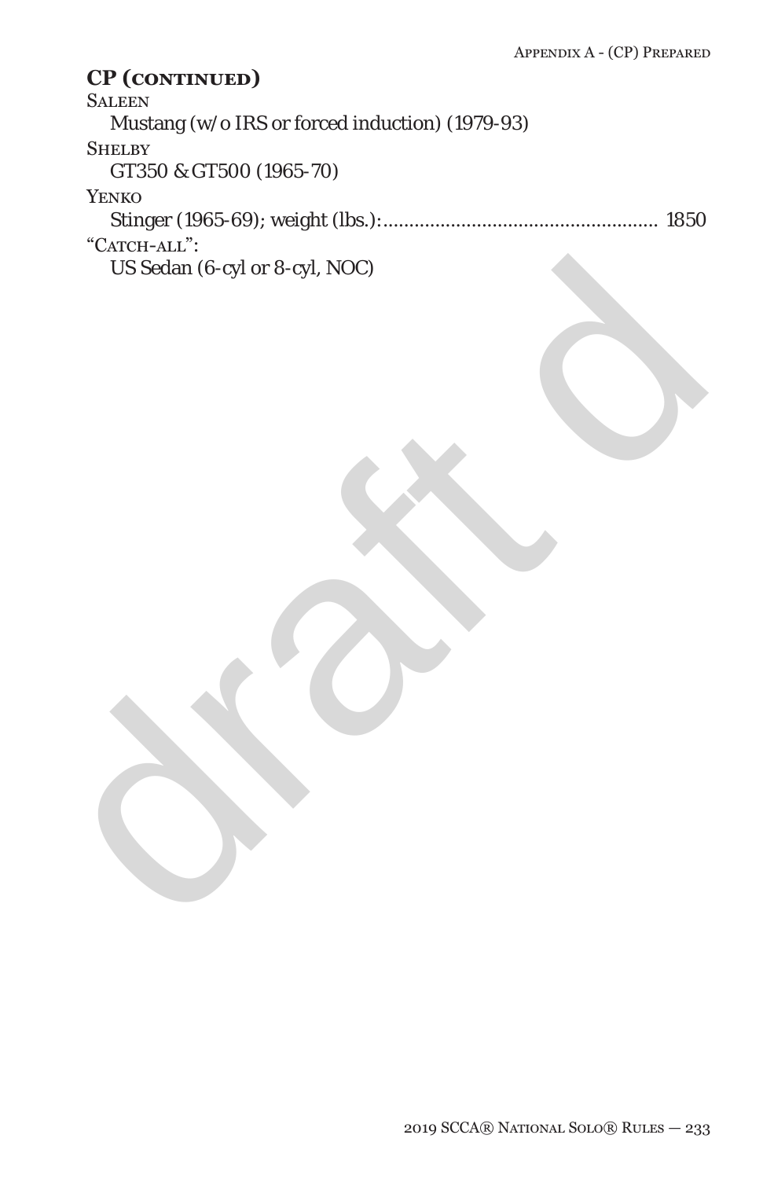## CP (continued)

Saleen

Mustang (w/o IRS or forced induction) (1979-93)

Shelby

GT350 & GT500 (1965-70)

Yenko

Stinger (1965-69); weight (lbs.):.................................................... 1850

"Catch-all":

US Sedan (6-cyl or 8-cyl, NOC)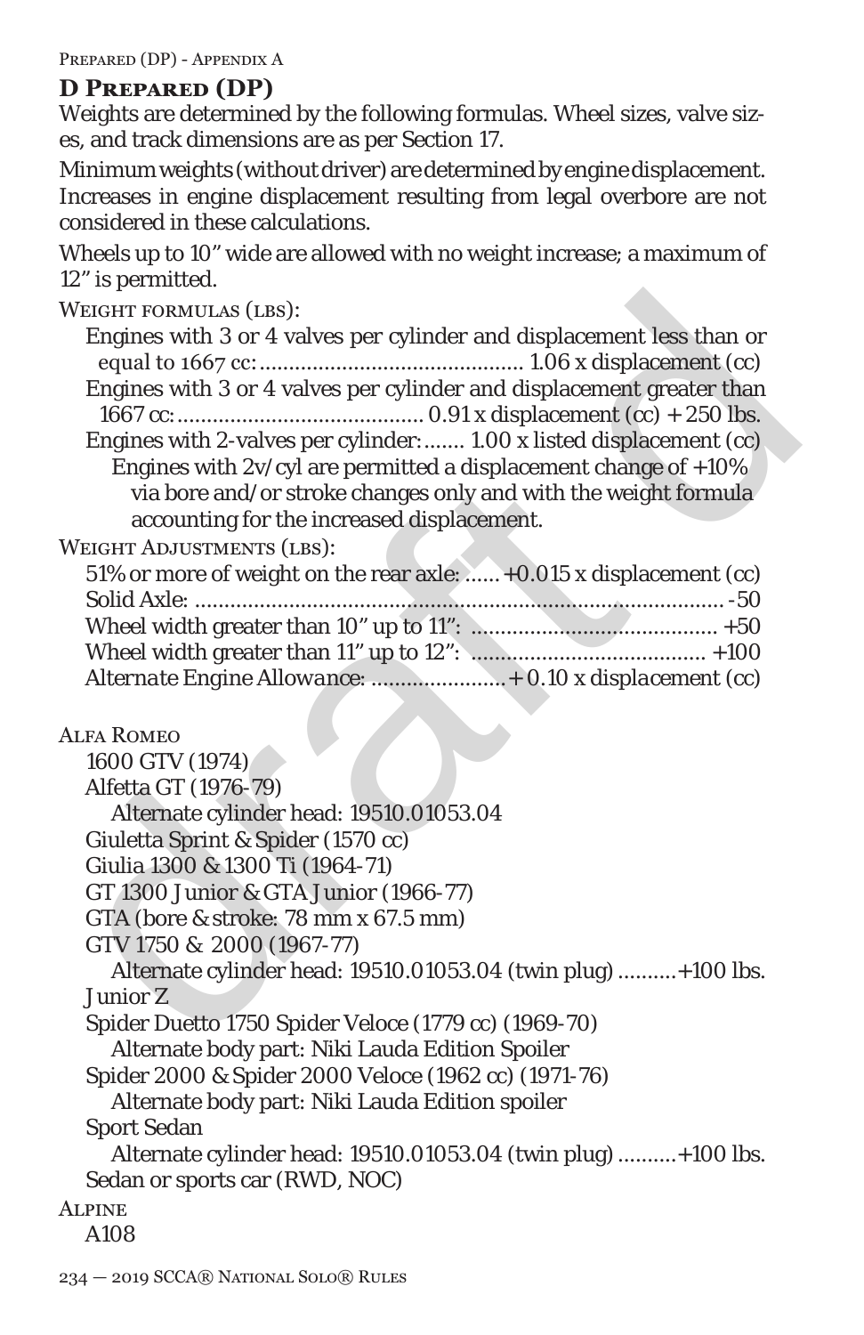## D Prepared (DP)

Weights are determined by the following formulas. Wheel sizes, valve sizes, and track dimensions are as per Section 17.

Minimum weights (without driver) are determined by engine displacement. Increases in engine displacement resulting from legal overbore are not considered in these calculations.

Wheels up to 10" wide are allowed with no weight increase; a maximum of 12" is permitted.

Weight formulas (lbs):

- Engines with 3 or 4 valves per cylinder and displacement less than or equal to 1667 cc: ............................................ 1.06 x displacement (cc)
- Engines with 3 or 4 valves per cylinder and displacement greater than 1667 cc: ......................................... 0.91 x displacement (cc) + 250 lbs.
- Engines with 2-valves per cylinder: ....... 1.00 x listed displacement (cc)
  - Engines with 2v/cyl are permitted a displacement change of +10% via bore and/or stroke changes only and with the weight formula accounting for the increased displacement.

Weight Adjustments (lbs):

- 51% or more of weight on the rear axle: ...... +0.015 x displacement (cc)
- Solid Axle: ........................................................................................ -50
- Wheel width greater than 10" up to 11": ......................................... +50
- Wheel width greater than 11" up to 12": ....................................... +100
- *Alternate Engine Allowance: ......................+ 0.10 x displacement (cc)*

Alfa Romeo

- 1600 GTV (1974)
- Alfetta GT (1976-79)
  - Alternate cylinder head: 19510.01053.04
- Giuletta Sprint & Spider (1570 cc)
- Giulia 1300 & 1300 Ti (1964-71)
- GT 1300 Junior & GTA Junior (1966-77)
- GTA (bore & stroke: 78 mm x 67.5 mm)
- GTV 1750 & 2000 (1967-77)
  - Alternate cylinder head: 19510.01053.04 (twin plug) ..........+100 lbs.
- Junior Z
- Spider Duetto 1750 Spider Veloce (1779 cc) (1969-70)
  - Alternate body part: Niki Lauda Edition Spoiler
- Spider 2000 & Spider 2000 Veloce (1962 cc) (1971-76)
  - Alternate body part: Niki Lauda Edition spoiler
- Sport Sedan
  - Alternate cylinder head: 19510.01053.04 (twin plug) ..........+100 lbs.
- Sedan or sports car (RWD, NOC)

Alpine

- A108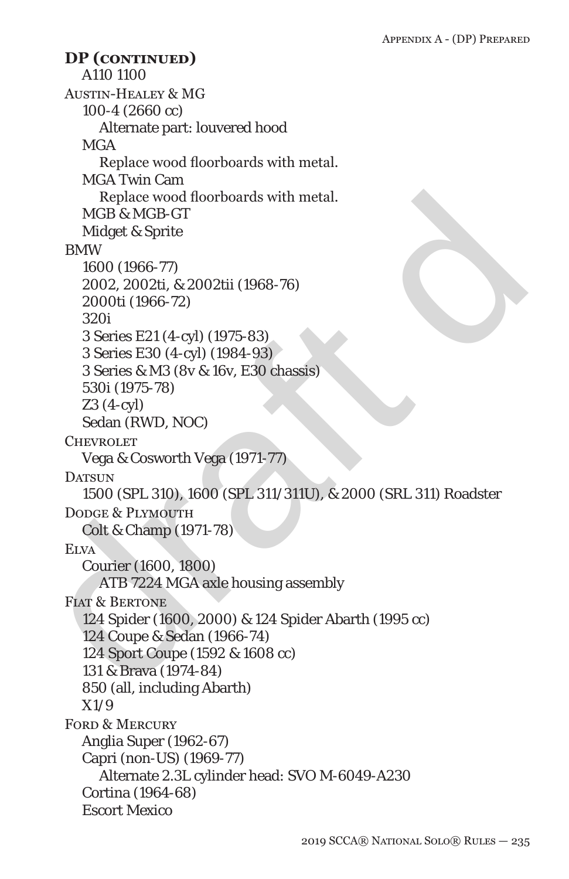**DP (continued)**

A110 1100

Austin-Healey & MG

- 100-4 (2660 cc)
  - Alternate part: louvered hood
- MGA
  - Replace wood floorboards with metal.
- MGA Twin Cam
  - Replace wood floorboards with metal.
- MGB & MGB-GT
- Midget & Sprite

BMW

- 1600 (1966-77)
- 2002, 2002ti, & 2002tii (1968-76)
- 2000ti (1966-72)
- 320i
- 3 Series E21 (4-cyl) (1975-83)
- 3 Series E30 (4-cyl) (1984-93)
- 3 Series & M3 (8v & 16v, E30 chassis)
- 530i (1975-78)
- Z3 (4-cyl)
- Sedan (RWD, NOC)

Chevrolet

- Vega & Cosworth Vega (1971-77)

Datsun

- 1500 (SPL 310), 1600 (SPL 311/311U), & 2000 (SRL 311) Roadster

Dodge & Plymouth

- Colt & Champ (1971-78)

Elva

- Courier (1600, 1800)
  - ATB 7224 MGA axle housing assembly

Fiat & Bertone

- 124 Spider (1600, 2000) & 124 Spider Abarth (1995 cc)
- 124 Coupe & Sedan (1966-74)
- 124 Sport Coupe (1592 & 1608 cc)
- 131 & Brava (1974-84)
- 850 (all, including Abarth)
- X1/9

Ford & Mercury

- Anglia Super (1962-67)
- Capri (non-US) (1969-77)
  - Alternate 2.3L cylinder head: SVO M-6049-A230
- Cortina (1964-68)
- Escort Mexico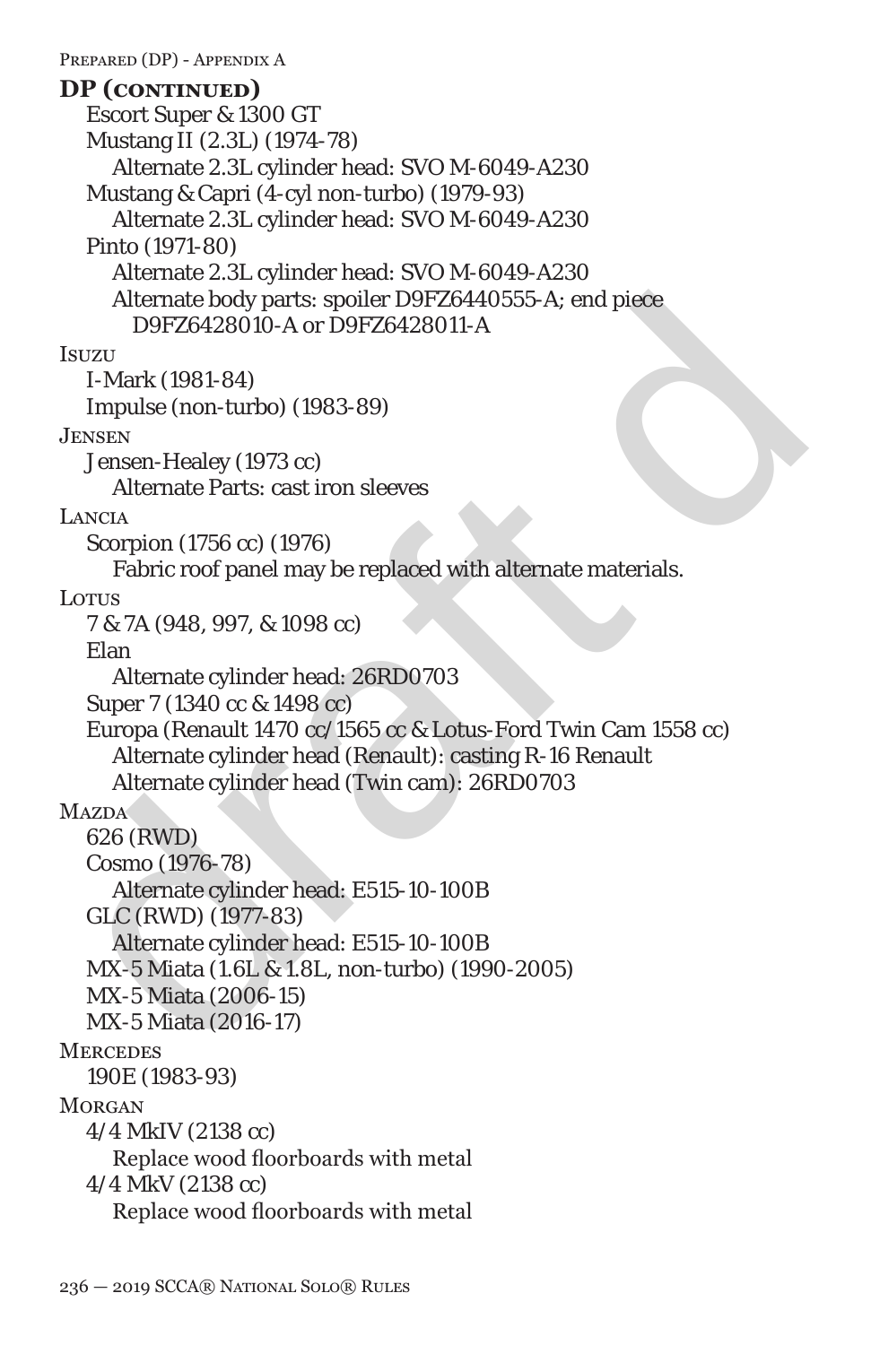## DP (continued)

- Escort Super & 1300 GT
- Mustang II (2.3L) (1974-78)
  - Alternate 2.3L cylinder head: SVO M-6049-A230
- Mustang & Capri (4-cyl non-turbo) (1979-93)
  - Alternate 2.3L cylinder head: SVO M-6049-A230
- Pinto (1971-80)
  - Alternate 2.3L cylinder head: SVO M-6049-A230
  - Alternate body parts: spoiler D9FZ6440555-A; end piece D9FZ6428010-A or D9FZ6428011-A

### Isuzu

- I-Mark (1981-84)
- Impulse (non-turbo) (1983-89)

### Jensen

- Jensen-Healey (1973 cc)
  - Alternate Parts: cast iron sleeves

### Lancia

- Scorpion (1756 cc) (1976)
  - Fabric roof panel may be replaced with alternate materials.

### Lotus

- 7 & 7A (948, 997, & 1098 cc)
- Elan
  - Alternate cylinder head: 26RD0703
- Super 7 (1340 cc & 1498 cc)
- Europa (Renault 1470 cc/1565 cc & Lotus-Ford Twin Cam 1558 cc)
  - Alternate cylinder head (Renault): casting R-16 Renault
  - Alternate cylinder head (Twin cam): 26RD0703

### Mazda

- 626 (RWD)
- Cosmo (1976-78)
  - Alternate cylinder head: E515-10-100B
- GLC (RWD) (1977-83)
  - Alternate cylinder head: E515-10-100B
- MX-5 Miata (1.6L & 1.8L, non-turbo) (1990-2005)
- MX-5 Miata (2006-15)
- MX-5 Miata (2016-17)

### Mercedes

- 190E (1983-93)

### Morgan

- 4/4 MkIV (2138 cc)
  - Replace wood floorboards with metal
- 4/4 MkV (2138 cc)
  - Replace wood floorboards with metal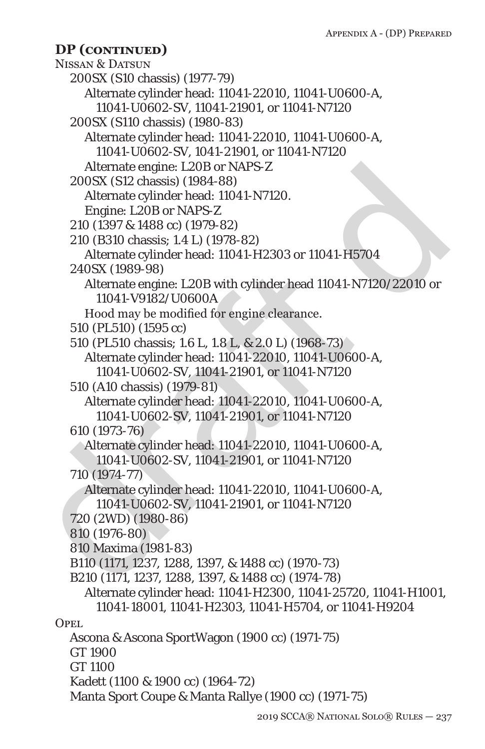## DP (continued)

Nissan & Datsun

- 200SX (S10 chassis) (1977-79)
  - Alternate cylinder head: 11041-22010, 11041-U0600-A, 11041-U0602-SV, 11041-21901, or 11041-N7120
- 200SX (S110 chassis) (1980-83)
  - Alternate cylinder head: 11041-22010, 11041-U0600-A, 11041-U0602-SV, 1041-21901, or 11041-N7120
  - Alternate engine: L20B or NAPS-Z
- 200SX (S12 chassis) (1984-88)
  - Alternate cylinder head: 11041-N7120.
  - Engine: L20B or NAPS-Z
- 210 (1397 & 1488 cc) (1979-82)
- 210 (B310 chassis; 1.4 L) (1978-82)
  - Alternate cylinder head: 11041-H2303 or 11041-H5704
- 240SX (1989-98)
  - Alternate engine: L20B with cylinder head 11041-N7120/22010 or 11041-V9182/U0600A
  - Hood may be modified for engine clearance.
- 510 (PL510) (1595 cc)
- 510 (PL510 chassis; 1.6 L, 1.8 L, & 2.0 L) (1968-73)
  - Alternate cylinder head: 11041-22010, 11041-U0600-A, 11041-U0602-SV, 11041-21901, or 11041-N7120
- 510 (A10 chassis) (1979-81)
  - Alternate cylinder head: 11041-22010, 11041-U0600-A, 11041-U0602-SV, 11041-21901, or 11041-N7120
- 610 (1973-76)
  - Alternate cylinder head: 11041-22010, 11041-U0600-A, 11041-U0602-SV, 11041-21901, or 11041-N7120
- 710 (1974-77)
  - Alternate cylinder head: 11041-22010, 11041-U0600-A, 11041-U0602-SV, 11041-21901, or 11041-N7120
- 720 (2WD) (1980-86)
- 810 (1976-80)
- 810 Maxima (1981-83)
- B110 (1171, 1237, 1288, 1397, & 1488 cc) (1970-73)
- B210 (1171, 1237, 1288, 1397, & 1488 cc) (1974-78)
  - Alternate cylinder head: 11041-H2300, 11041-25720, 11041-H1001, 11041-18001, 11041-H2303, 11041-H5704, or 11041-H9204

Opel

- Ascona & Ascona SportWagon (1900 cc) (1971-75)
- GT 1900
- GT 1100
- Kadett (1100 & 1900 cc) (1964-72)
- Manta Sport Coupe & Manta Rallye (1900 cc) (1971-75)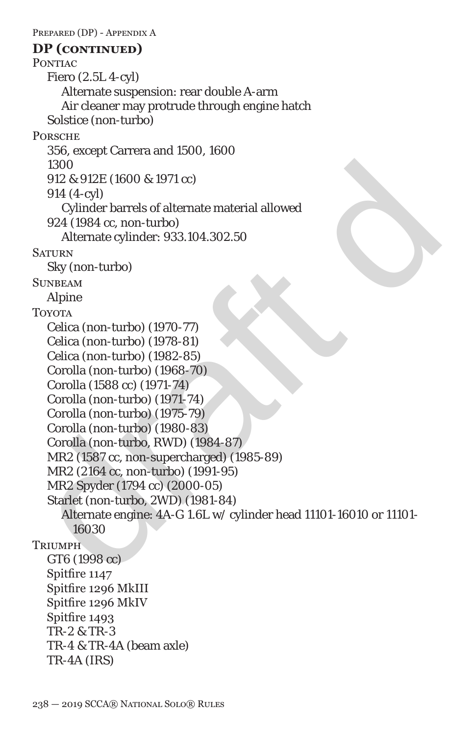## DP (continued)

Pontiac

- Fiero (2.5L 4-cyl)
  - Alternate suspension: rear double A-arm
  - Air cleaner may protrude through engine hatch
- Solstice (non-turbo)

Porsche

- 356, except Carrera and 1500, 1600
- 1300
- 912 & 912E (1600 & 1971 cc)
- 914 (4-cyl)
  - Cylinder barrels of alternate material allowed
- 924 (1984 cc, non-turbo)
  - Alternate cylinder: 933.104.302.50

Saturn

- Sky (non-turbo)

Sunbeam

- Alpine

Toyota

- Celica (non-turbo) (1970-77)
- Celica (non-turbo) (1978-81)
- Celica (non-turbo) (1982-85)
- Corolla (non-turbo) (1968-70)
- Corolla (1588 cc) (1971-74)
- Corolla (non-turbo) (1971-74)
- Corolla (non-turbo) (1975-79)
- Corolla (non-turbo) (1980-83)
- Corolla (non-turbo, RWD) (1984-87)
- MR2 (1587 cc, non-supercharged) (1985-89)
- MR2 (2164 cc, non-turbo) (1991-95)
- MR2 Spyder (1794 cc) (2000-05)
- Starlet (non-turbo, 2WD) (1981-84)
  - Alternate engine: 4A-G 1.6L w/ cylinder head 11101-16010 or 11101-16030

Triumph

- GT6 (1998 cc)
- Spitfire 1147
- Spitfire 1296 MkIII
- Spitfire 1296 MkIV
- Spitfire 1493
- TR-2 & TR-3
- TR-4 & TR-4A (beam axle)
- TR-4A (IRS)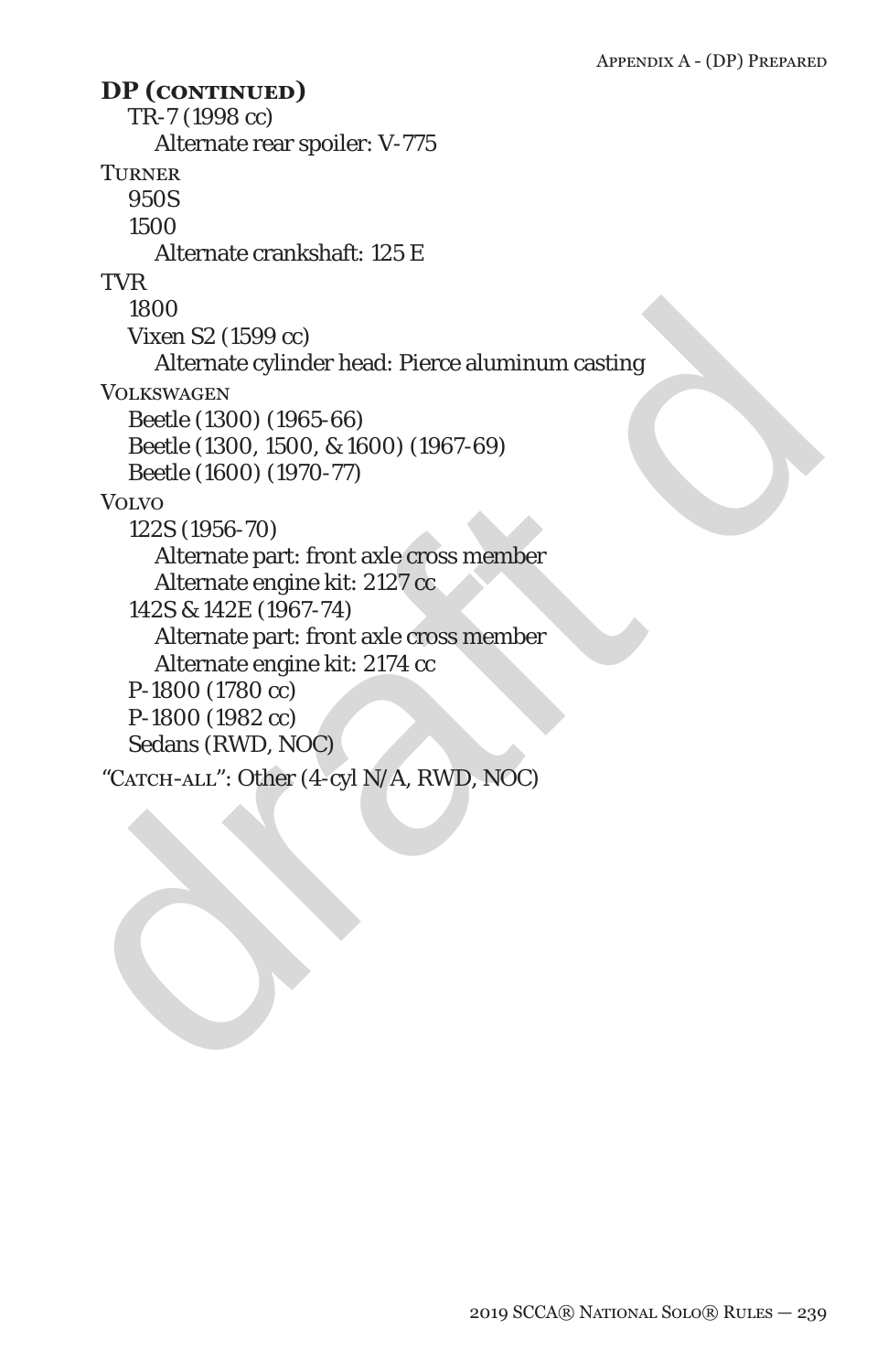**DP (continued)**

TR-7 (1998 cc)
- Alternate rear spoiler: V-775

Turner
- 950S
- 1500
  - Alternate crankshaft: 125 E

TVR
- 1800
- Vixen S2 (1599 cc)
  - Alternate cylinder head: Pierce aluminum casting

Volkswagen
- Beetle (1300) (1965-66)
- Beetle (1300, 1500, & 1600) (1967-69)
- Beetle (1600) (1970-77)

Volvo
- 122S (1956-70)
  - Alternate part: front axle cross member
  - Alternate engine kit: 2127 cc
- 142S & 142E (1967-74)
  - Alternate part: front axle cross member
  - Alternate engine kit: 2174 cc
- P-1800 (1780 cc)
- P-1800 (1982 cc)
- Sedans (RWD, NOC)

"Catch-all": Other (4-cyl N/A, RWD, NOC)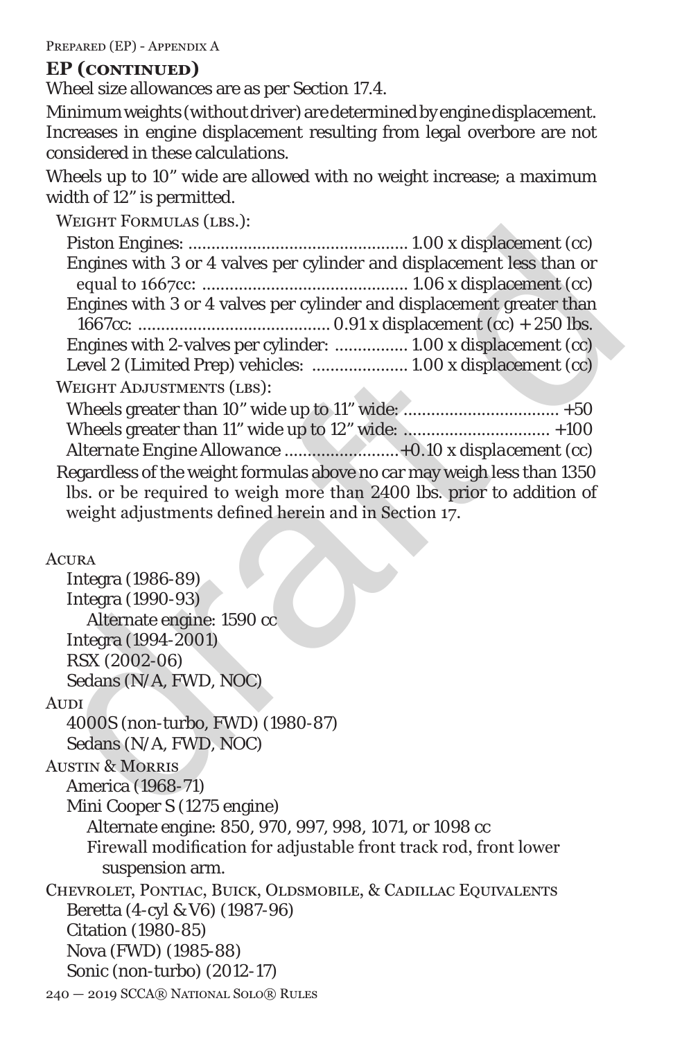## EP (continued)

Wheel size allowances are as per Section 17.4.

Minimum weights (without driver) are determined by engine displacement. Increases in engine displacement resulting from legal overbore are not considered in these calculations.

Wheels up to 10" wide are allowed with no weight increase; a maximum width of 12" is permitted.

Weight Formulas (lbs.):

- Piston Engines: ............................................... 1.00 x displacement (cc)
- Engines with 3 or 4 valves per cylinder and displacement less than or equal to 1667cc: ............................................ 1.06 x displacement (cc)
- Engines with 3 or 4 valves per cylinder and displacement greater than 1667cc: ......................................... 0.91 x displacement (cc) + 250 lbs.
- Engines with 2-valves per cylinder: ............... 1.00 x displacement (cc)
- Level 2 (Limited Prep) vehicles: .................... 1.00 x displacement (cc)

Weight Adjustments (lbs):

- Wheels greater than 10" wide up to 11" wide: ................................. +50
- Wheels greater than 11" wide up to 12" wide: ............................... +100
- *Alternate Engine Allowance ........................+0.10 x displacement (cc)*

Regardless of the weight formulas above no car may weigh less than 1350 lbs. or be required to weigh more than 2400 lbs. prior to addition of weight adjustments defined herein and in Section 17.

Acura

- Integra (1986-89)
- Integra (1990-93)
  - Alternate engine: 1590 cc
- Integra (1994-2001)
- RSX (2002-06)
- Sedans (N/A, FWD, NOC)

Audi

- 4000S (non-turbo, FWD) (1980-87)
- Sedans (N/A, FWD, NOC)

Austin & Morris

- America (1968-71)
- Mini Cooper S (1275 engine)
  - Alternate engine: 850, 970, 997, 998, 1071, or 1098 cc
  - Firewall modification for adjustable front track rod, front lower suspension arm.

Chevrolet, Pontiac, Buick, Oldsmobile, & Cadillac Equivalents

- Beretta (4-cyl & V6) (1987-96)
- Citation (1980-85)
- Nova (FWD) (1985-88)
- Sonic (non-turbo) (2012-17)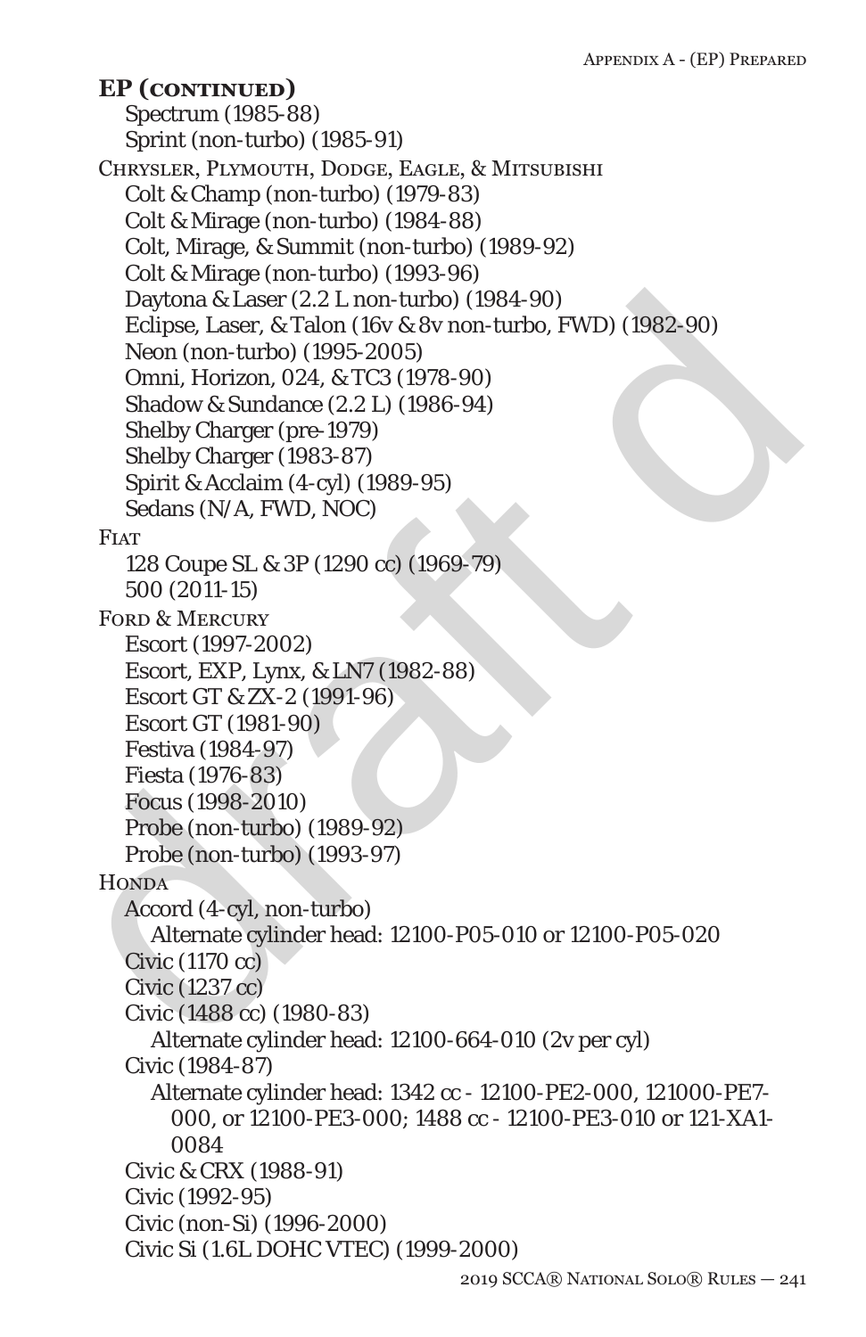**EP (continued)**

- Spectrum (1985-88)
- Sprint (non-turbo) (1985-91)

Chrysler, Plymouth, Dodge, Eagle, & Mitsubishi

- Colt & Champ (non-turbo) (1979-83)
- Colt & Mirage (non-turbo) (1984-88)
- Colt, Mirage, & Summit (non-turbo) (1989-92)
- Colt & Mirage (non-turbo) (1993-96)
- Daytona & Laser (2.2 L non-turbo) (1984-90)
- Eclipse, Laser, & Talon (16v & 8v non-turbo, FWD) (1982-90)
- Neon (non-turbo) (1995-2005)
- Omni, Horizon, 024, & TC3 (1978-90)
- Shadow & Sundance (2.2 L) (1986-94)
- Shelby Charger (pre-1979)
- Shelby Charger (1983-87)
- Spirit & Acclaim (4-cyl) (1989-95)
- Sedans (N/A, FWD, NOC)

Fiat

- 128 Coupe SL & 3P (1290 cc) (1969-79)
- 500 (2011-15)

Ford & Mercury

- Escort (1997-2002)
- Escort, EXP, Lynx, & LN7 (1982-88)
- Escort GT & ZX-2 (1991-96)
- Escort GT (1981-90)
- Festiva (1984-97)
- Fiesta (1976-83)
- Focus (1998-2010)
- Probe (non-turbo) (1989-92)
- Probe (non-turbo) (1993-97)

Honda

- Accord (4-cyl, non-turbo)
  - Alternate cylinder head: 12100-P05-010 or 12100-P05-020
- Civic (1170 cc)
- Civic (1237 cc)
- Civic (1488 cc) (1980-83)
  - Alternate cylinder head: 12100-664-010 (2v per cyl)
- Civic (1984-87)
  - Alternate cylinder head: 1342 cc - 12100-PE2-000, 121000-PE7-000, or 12100-PE3-000; 1488 cc - 12100-PE3-010 or 121-XA1-0084
- Civic & CRX (1988-91)
- Civic (1992-95)
- Civic (non-Si) (1996-2000)
- Civic Si (1.6L DOHC VTEC) (1999-2000)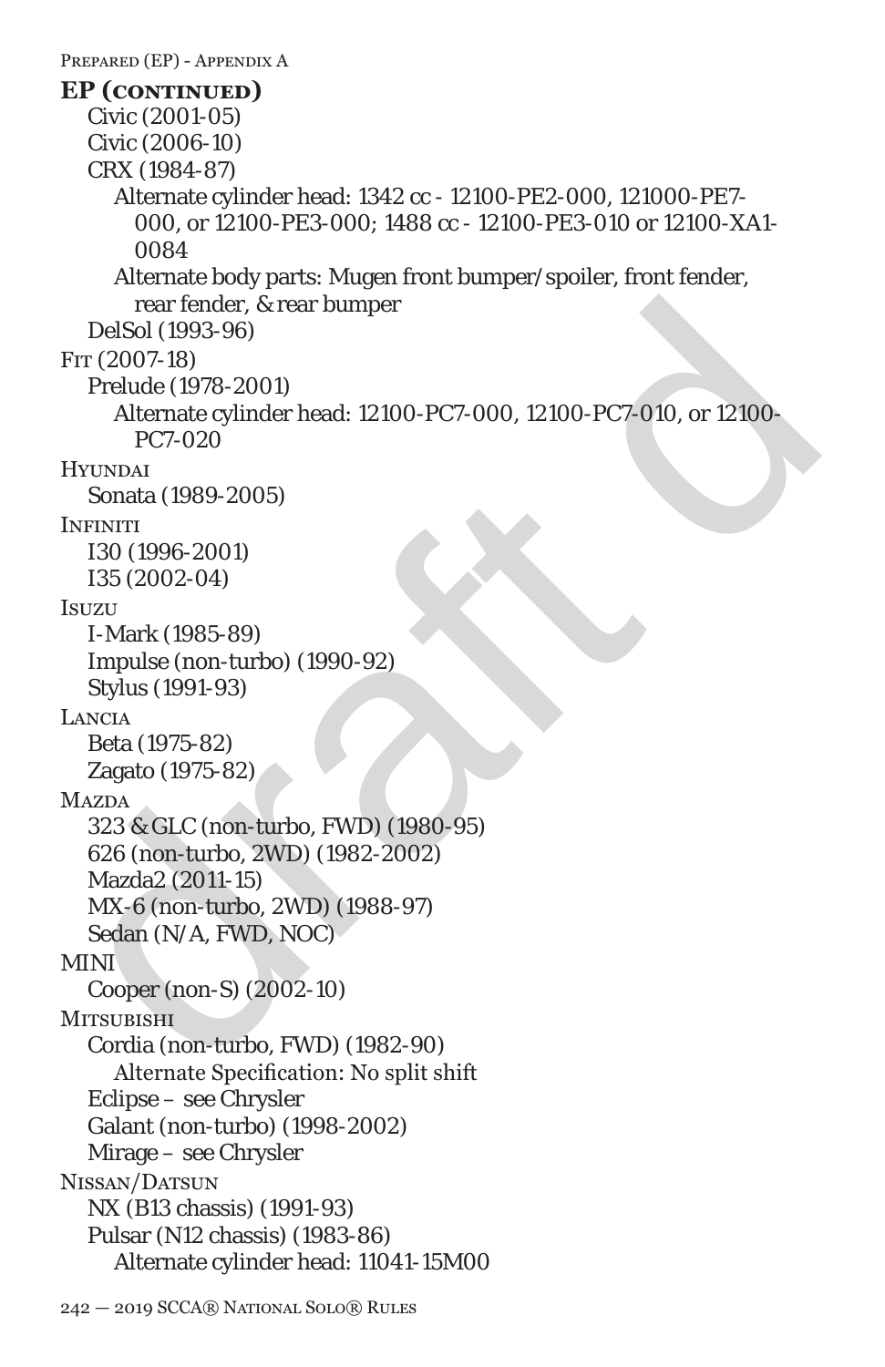## EP (continued)

- Civic (2001-05)
- Civic (2006-10)
- CRX (1984-87)
  - Alternate cylinder head: 1342 cc - 12100-PE2-000, 121000-PE7-000, or 12100-PE3-000; 1488 cc - 12100-PE3-010 or 12100-XA1-0084
  - Alternate body parts: Mugen front bumper/spoiler, front fender, rear fender, & rear bumper
- DelSol (1993-96)

Fit (2007-18)

- Prelude (1978-2001)
  - Alternate cylinder head: 12100-PC7-000, 12100-PC7-010, or 12100-PC7-020

Hyundai

- Sonata (1989-2005)

Infiniti

- I30 (1996-2001)
- I35 (2002-04)

Isuzu

- I-Mark (1985-89)
- Impulse (non-turbo) (1990-92)
- Stylus (1991-93)

Lancia

- Beta (1975-82)
- Zagato (1975-82)

Mazda

- 323 & GLC (non-turbo, FWD) (1980-95)
- 626 (non-turbo, 2WD) (1982-2002)
- Mazda2 (2011-15)
- MX-6 (non-turbo, 2WD) (1988-97)
- Sedan (N/A, FWD, NOC)

MINI

- Cooper (non-S) (2002-10)

Mitsubishi

- Cordia (non-turbo, FWD) (1982-90)
  - Alternate Specification: No split shift
- Eclipse – see Chrysler
- Galant (non-turbo) (1998-2002)
- Mirage – see Chrysler

Nissan/Datsun

- NX (B13 chassis) (1991-93)
- Pulsar (N12 chassis) (1983-86)
  - Alternate cylinder head: 11041-15M00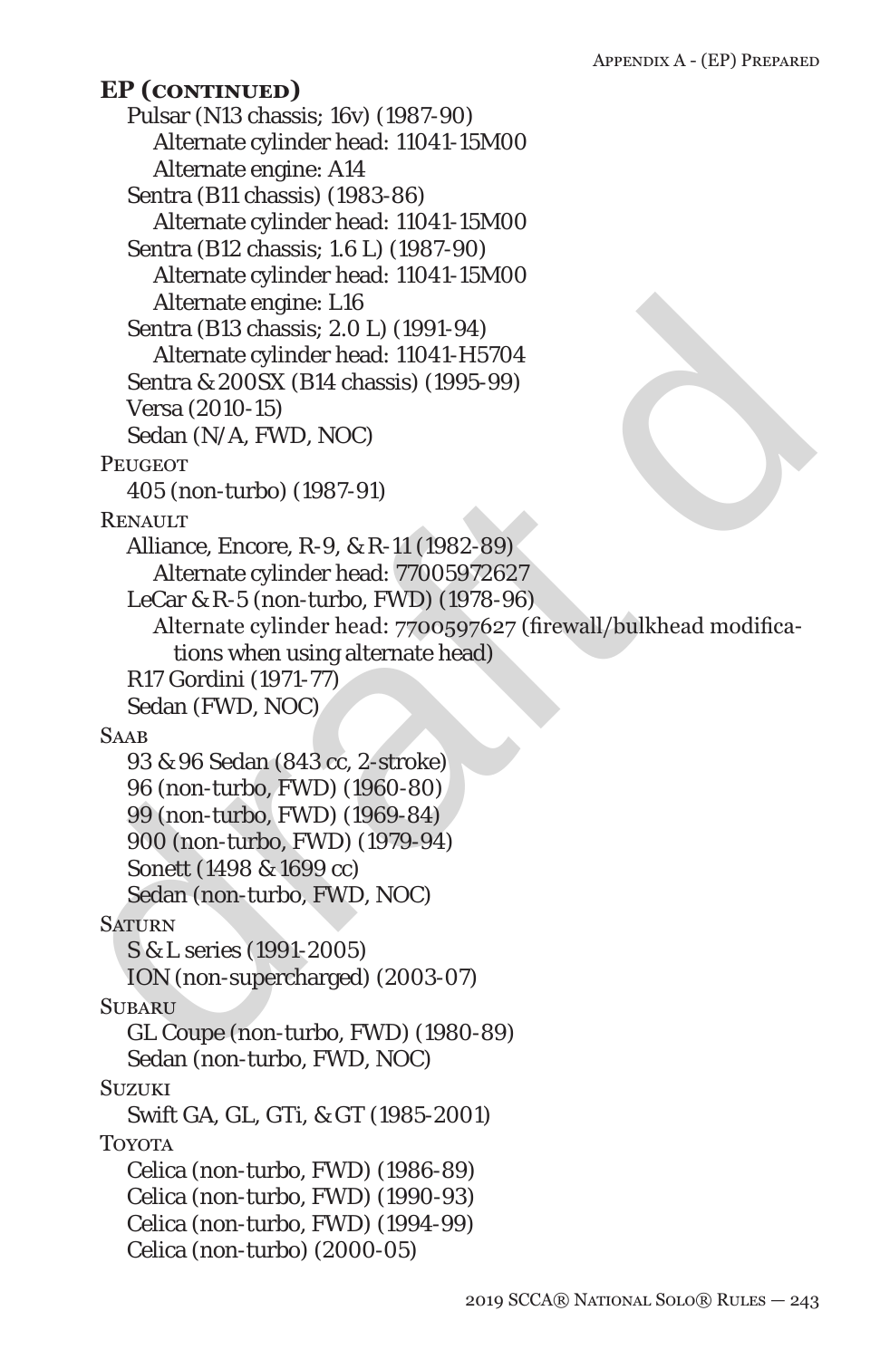**EP (continued)**

- Pulsar (N13 chassis; 16v) (1987-90)
  - Alternate cylinder head: 11041-15M00
  - Alternate engine: A14
- Sentra (B11 chassis) (1983-86)
  - Alternate cylinder head: 11041-15M00
- Sentra (B12 chassis; 1.6 L) (1987-90)
  - Alternate cylinder head: 11041-15M00
  - Alternate engine: L16
- Sentra (B13 chassis; 2.0 L) (1991-94)
  - Alternate cylinder head: 11041-H5704
- Sentra & 200SX (B14 chassis) (1995-99)
- Versa (2010-15)
- Sedan (N/A, FWD, NOC)

Peugeot

- 405 (non-turbo) (1987-91)

Renault

- Alliance, Encore, R-9, & R-11 (1982-89)
  - Alternate cylinder head: 77005972627
- LeCar & R-5 (non-turbo, FWD) (1978-96)
  - Alternate cylinder head: 7700597627 (firewall/bulkhead modifications when using alternate head)
- R17 Gordini (1971-77)
- Sedan (FWD, NOC)

Saab

- 93 & 96 Sedan (843 cc, 2-stroke)
- 96 (non-turbo, FWD) (1960-80)
- 99 (non-turbo, FWD) (1969-84)
- 900 (non-turbo, FWD) (1979-94)
- Sonett (1498 & 1699 cc)
- Sedan (non-turbo, FWD, NOC)

Saturn

- S & L series (1991-2005)
- ION (non-supercharged) (2003-07)

Subaru

- GL Coupe (non-turbo, FWD) (1980-89)
- Sedan (non-turbo, FWD, NOC)

Suzuki

- Swift GA, GL, GTi, & GT (1985-2001)

Toyota

- Celica (non-turbo, FWD) (1986-89)
- Celica (non-turbo, FWD) (1990-93)
- Celica (non-turbo, FWD) (1994-99)
- Celica (non-turbo) (2000-05)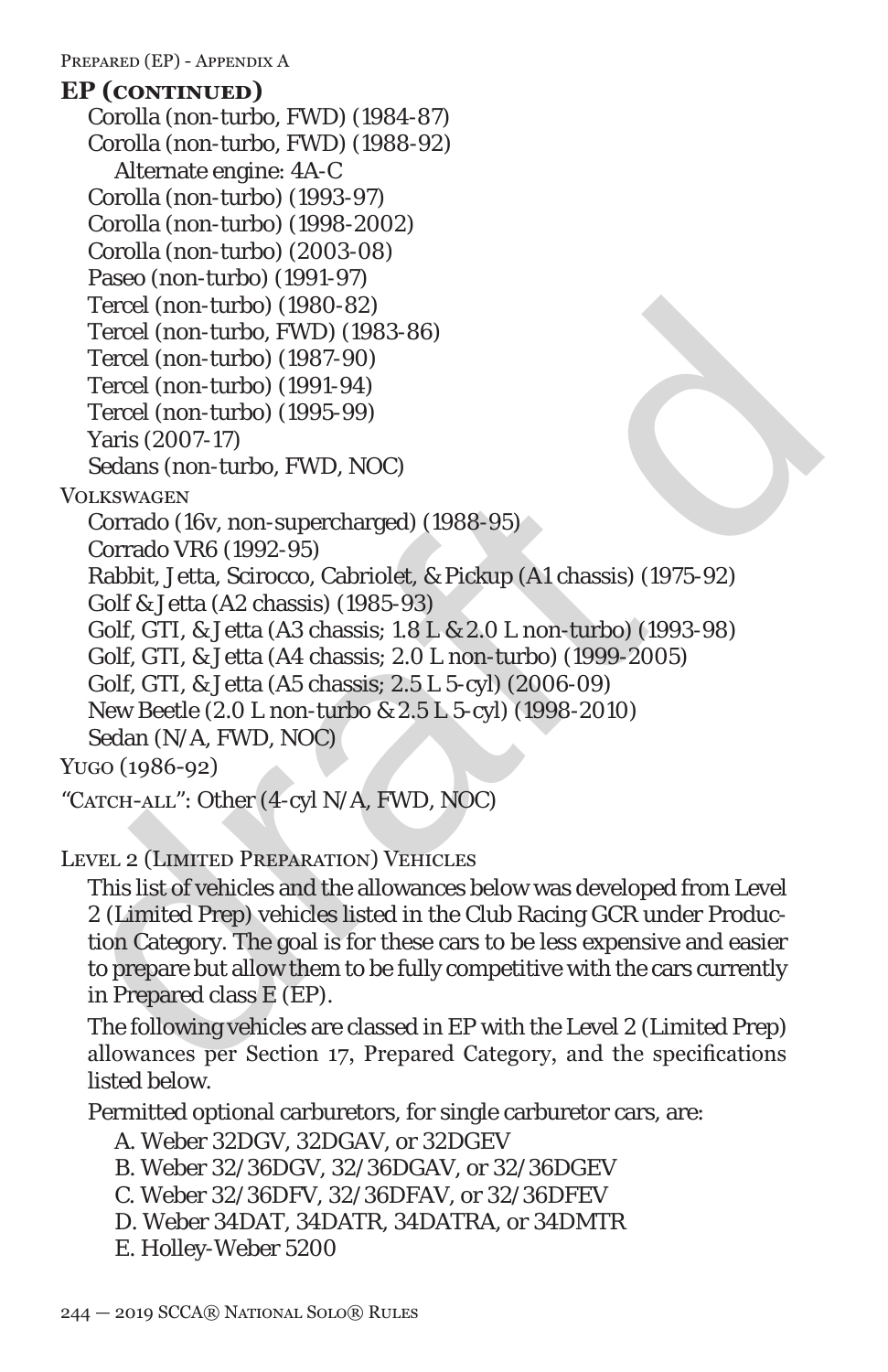## EP (continued)

- Corolla (non-turbo, FWD) (1984-87)
- Corolla (non-turbo, FWD) (1988-92)
  - Alternate engine: 4A-C
- Corolla (non-turbo) (1993-97)
- Corolla (non-turbo) (1998-2002)
- Corolla (non-turbo) (2003-08)
- Paseo (non-turbo) (1991-97)
- Tercel (non-turbo) (1980-82)
- Tercel (non-turbo, FWD) (1983-86)
- Tercel (non-turbo) (1987-90)
- Tercel (non-turbo) (1991-94)
- Tercel (non-turbo) (1995-99)
- Yaris (2007-17)
- Sedans (non-turbo, FWD, NOC)

Volkswagen

- Corrado (16v, non-supercharged) (1988-95)
- Corrado VR6 (1992-95)
- Rabbit, Jetta, Scirocco, Cabriolet, & Pickup (A1 chassis) (1975-92)
- Golf & Jetta (A2 chassis) (1985-93)
- Golf, GTI, & Jetta (A3 chassis; 1.8 L & 2.0 L non-turbo) (1993-98)
- Golf, GTI, & Jetta (A4 chassis; 2.0 L non-turbo) (1999-2005)
- Golf, GTI, & Jetta (A5 chassis; 2.5 L 5-cyl) (2006-09)
- New Beetle (2.0 L non-turbo & 2.5 L 5-cyl) (1998-2010)
- Sedan (N/A, FWD, NOC)

Yugo (1986-92)

"Catch-all": Other (4-cyl N/A, FWD, NOC)

### Level 2 (Limited Preparation) Vehicles

This list of vehicles and the allowances below was developed from Level 2 (Limited Prep) vehicles listed in the Club Racing GCR under Production Category. The goal is for these cars to be less expensive and easier to prepare but allow them to be fully competitive with the cars currently in Prepared class E (EP).

The following vehicles are classed in EP with the Level 2 (Limited Prep) allowances per Section 17, Prepared Category, and the specifications listed below.

Permitted optional carburetors, for single carburetor cars, are:

A. Weber 32DGV, 32DGAV, or 32DGEV
B. Weber 32/36DGV, 32/36DGAV, or 32/36DGEV
C. Weber 32/36DFV, 32/36DFAV, or 32/36DFEV
D. Weber 34DAT, 34DATR, 34DATRA, or 34DMTR
E. Holley-Weber 5200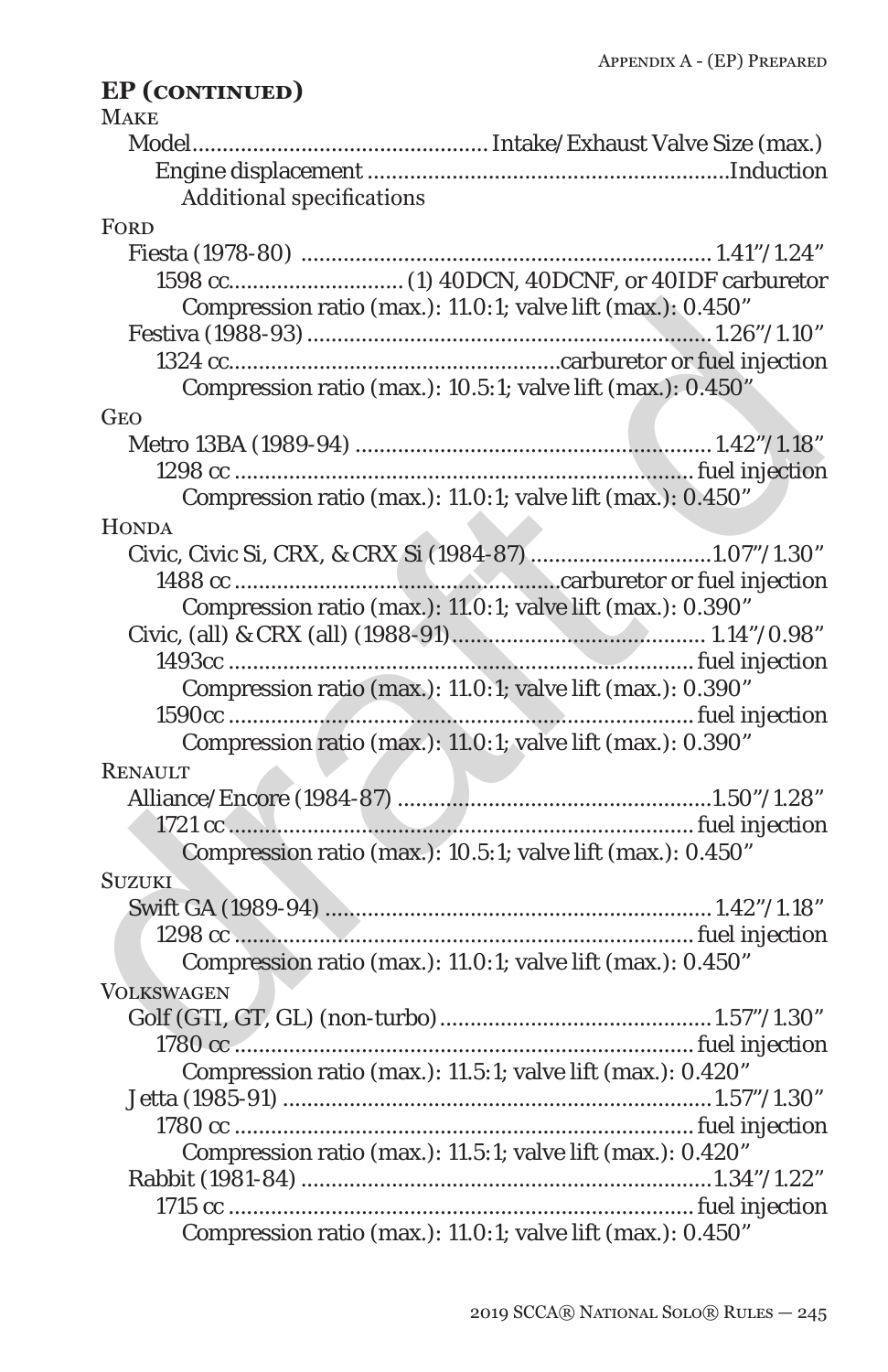## EP (continued)

**Make**
- Model ................ Intake/Exhaust Valve Size (max.)
  - Engine displacement ................ Induction
    - Additional specifications

**Ford**

- Fiesta (1978-80) ................ 1.41"/1.24"
  - 1598 cc................ (1) 40DCN, 40DCNF, or 40IDF carburetor
    - Compression ratio (max.): 11.0:1; valve lift (max.): 0.450"
- Festiva (1988-93) ................ 1.26"/1.10"
  - 1324 cc................ carburetor or fuel injection
    - Compression ratio (max.): 10.5:1; valve lift (max.): 0.450"

**Geo**

- Metro 13BA (1989-94) ................ 1.42"/1.18"
  - 1298 cc ................ fuel injection
    - Compression ratio (max.): 11.0:1; valve lift (max.): 0.450"

**Honda**

- Civic, Civic Si, CRX, & CRX Si (1984-87) ................ 1.07"/1.30"
  - 1488 cc ................ carburetor or fuel injection
    - Compression ratio (max.): 11.0:1; valve lift (max.): 0.390"
- Civic, (all) & CRX (all) (1988-91) ................ 1.14"/0.98"
  - 1493cc ................ fuel injection
    - Compression ratio (max.): 11.0:1; valve lift (max.): 0.390"
  - 1590cc ................ fuel injection
    - Compression ratio (max.): 11.0:1; valve lift (max.): 0.390"

**Renault**

- Alliance/Encore (1984-87) ................ 1.50"/1.28"
  - 1721 cc ................ fuel injection
    - Compression ratio (max.): 10.5:1; valve lift (max.): 0.450"

**Suzuki**

- Swift GA (1989-94) ................ 1.42"/1.18"
  - 1298 cc ................ fuel injection
    - Compression ratio (max.): 11.0:1; valve lift (max.): 0.450"

**Volkswagen**

- Golf (GTI, GT, GL) (non-turbo) ................ 1.57"/1.30"
  - 1780 cc ................ fuel injection
    - Compression ratio (max.): 11.5:1; valve lift (max.): 0.420"
- Jetta (1985-91) ................ 1.57"/1.30"
  - 1780 cc ................ fuel injection
    - Compression ratio (max.): 11.5:1; valve lift (max.): 0.420"
- Rabbit (1981-84) ................ 1.34"/1.22"
  - 1715 cc ................ fuel injection
    - Compression ratio (max.): 11.0:1; valve lift (max.): 0.450"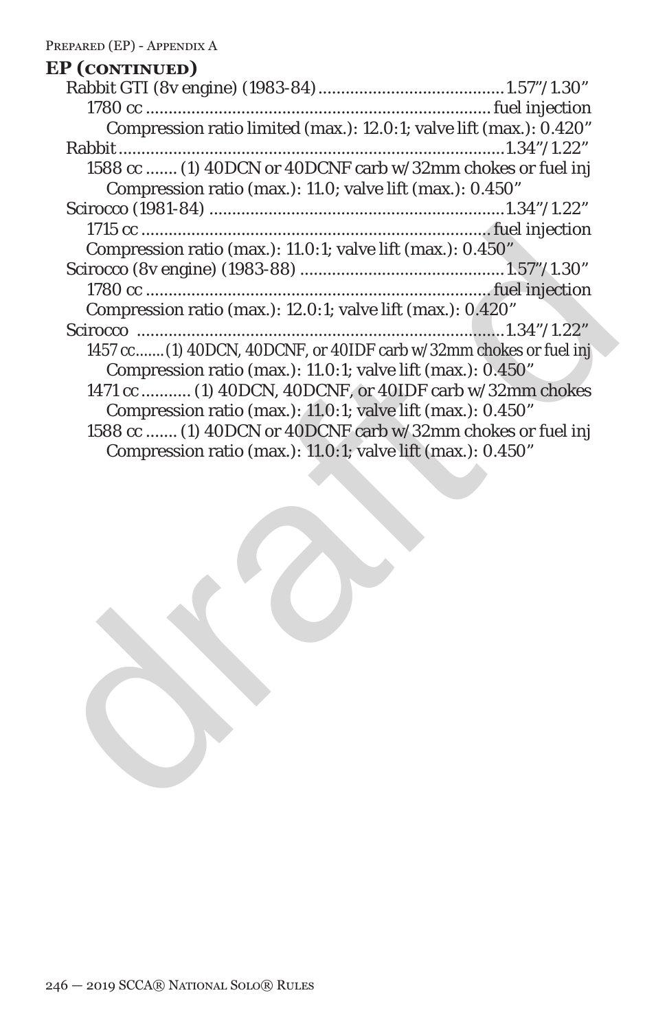## EP (continued)

Rabbit GTI (8v engine) (1983-84)........................................1.57"/1.30"
  1780 cc...........................................................................fuel injection
    Compression ratio limited (max.): 12.0:1; valve lift (max.): 0.420"
Rabbit......................................................................................1.34"/1.22"
  1588 cc ....... (1) 40DCN or 40DCNF carb w/32mm chokes or fuel inj
    Compression ratio (max.): 11.0; valve lift (max.): 0.450"
Scirocco (1981-84) .................................................................1.34"/1.22"
  1715 cc...........................................................................fuel injection
  Compression ratio (max.): 11.0:1; valve lift (max.): 0.450"
Scirocco (8v engine) (1983-88) ............................................1.57"/1.30"
  1780 cc...........................................................................fuel injection
  Compression ratio (max.): 12.0:1; valve lift (max.): 0.420"
Scirocco ..................................................................................1.34"/1.22"
  1457 cc....... (1) 40DCN, 40DCNF, or 40IDF carb w/32mm chokes or fuel inj
    Compression ratio (max.): 11.0:1; valve lift (max.): 0.450"
  1471 cc ........... (1) 40DCN, 40DCNF, or 40IDF carb w/32mm chokes
    Compression ratio (max.): 11.0:1; valve lift (max.): 0.450"
  1588 cc ....... (1) 40DCN or 40DCNF carb w/32mm chokes or fuel inj
    Compression ratio (max.): 11.0:1; valve lift (max.): 0.450"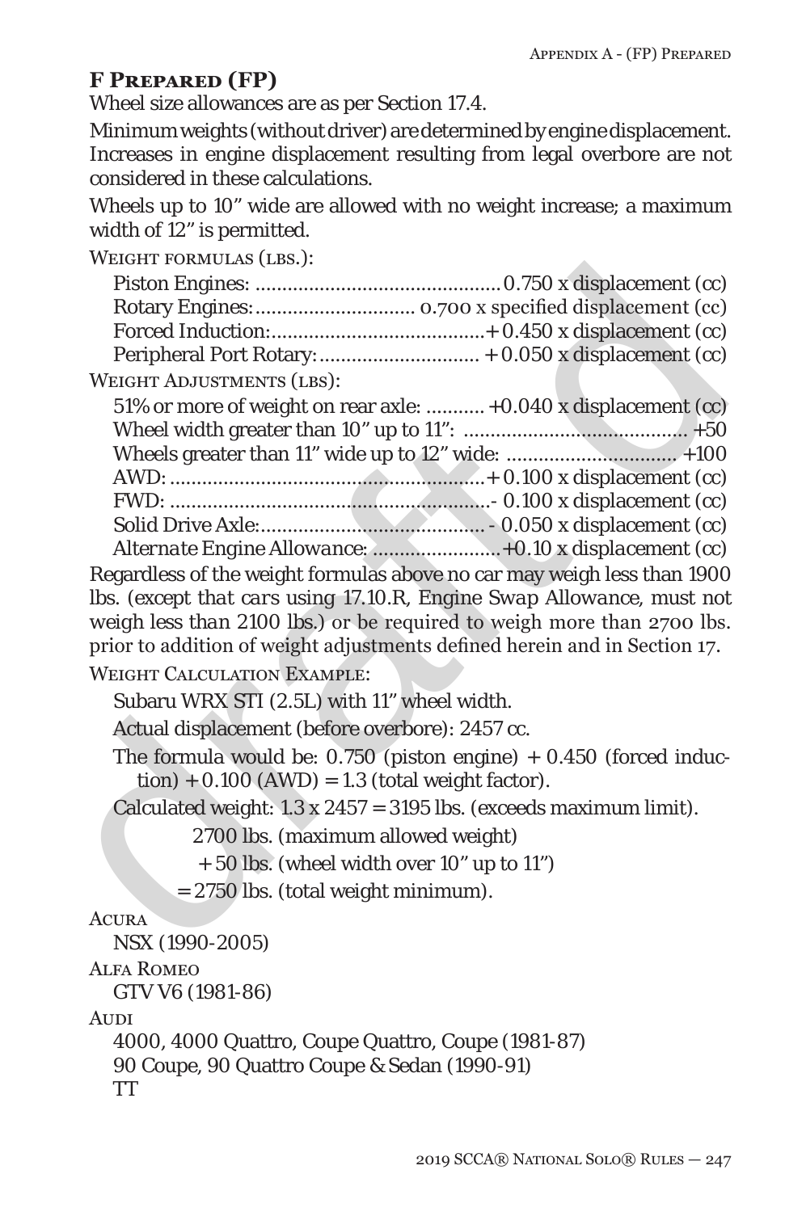## F Prepared (FP)

Wheel size allowances are as per Section 17.4.

Minimum weights (without driver) are determined by engine displacement. Increases in engine displacement resulting from legal overbore are not considered in these calculations.

Wheels up to 10" wide are allowed with no weight increase; a maximum width of 12" is permitted.

Weight formulas (lbs.):

Piston Engines: ............................................ 0.750 x displacement (cc)
Rotary Engines: ............................ 0.700 x specified displacement (cc)
Forced Induction: ...................................... + 0.450 x displacement (cc)
Peripheral Port Rotary: ............................ + 0.050 x displacement (cc)

Weight Adjustments (lbs):

51% or more of weight on rear axle: ........... +0.040 x displacement (cc)
Wheel width greater than 10" up to 11": .......................................... +50
Wheels greater than 11" wide up to 12" wide: ................................ +100
AWD: ........................................................... + 0.100 x displacement (cc)
FWD: ............................................................ - 0.100 x displacement (cc)
Solid Drive Axle: ......................................... - 0.050 x displacement (cc)
*Alternate Engine Allowance: ........................+0.10 x displacement (cc)*

Regardless of the weight formulas above no car may weigh less than 1900 lbs. (*except that cars using 17.10.R, Engine Swap Allowance, must not weigh less than 2100 lbs.*) or be required to weigh more than 2700 lbs. prior to addition of weight adjustments defined herein and in Section 17.

Weight Calculation Example:

Subaru WRX STI (2.5L) with 11" wheel width.

Actual displacement (before overbore): 2457 cc.

The formula would be: 0.750 (piston engine) + 0.450 (forced induction) + 0.100 (AWD) = 1.3 (total weight factor).

Calculated weight: 1.3 x 2457 = 3195 lbs. (exceeds maximum limit).

2700 lbs. (maximum allowed weight)

+ 50 lbs. (wheel width over 10" up to 11")

= 2750 lbs. (total weight minimum).

Acura
NSX (1990-2005)

Alfa Romeo
GTV V6 (1981-86)

Audi
4000, 4000 Quattro, Coupe Quattro, Coupe (1981-87)
90 Coupe, 90 Quattro Coupe & Sedan (1990-91)
TT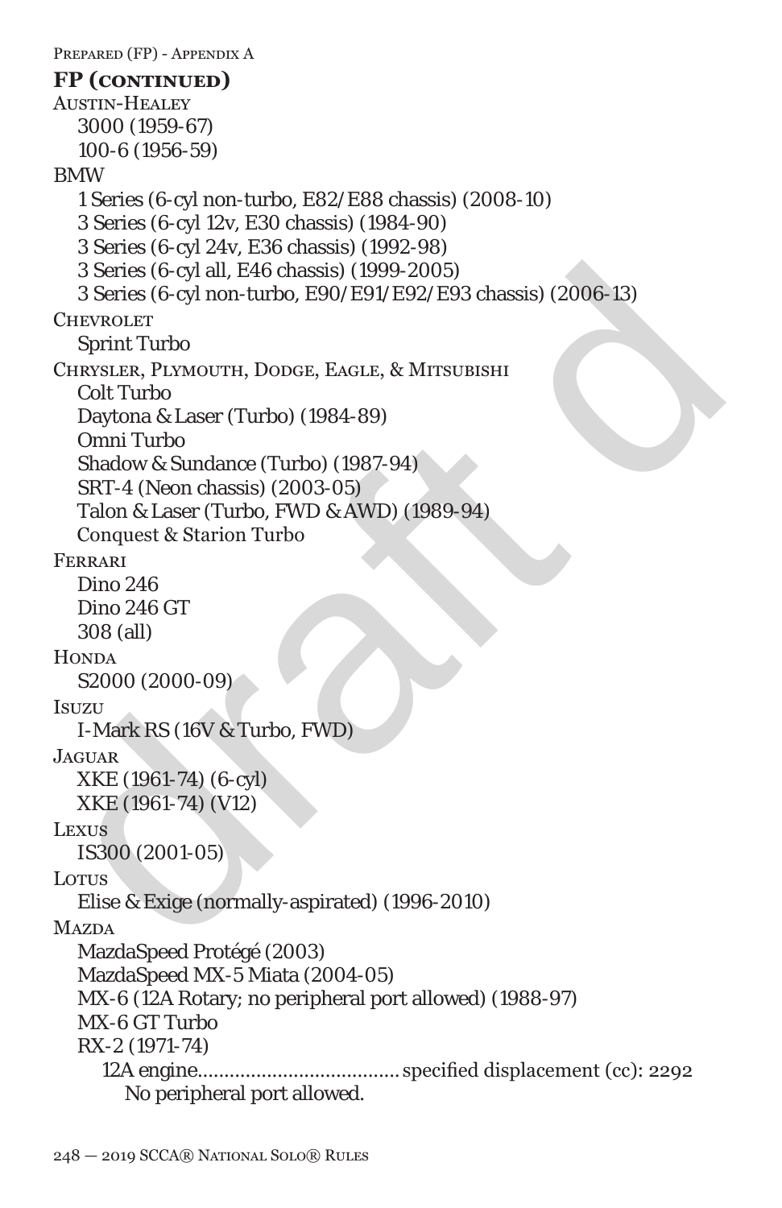### FP (continued)

**Austin-Healey**

- 3000 (1959-67)
- 100-6 (1956-59)

**BMW**

- 1 Series (6-cyl non-turbo, E82/E88 chassis) (2008-10)
- 3 Series (6-cyl 12v, E30 chassis) (1984-90)
- 3 Series (6-cyl 24v, E36 chassis) (1992-98)
- 3 Series (6-cyl all, E46 chassis) (1999-2005)
- 3 Series (6-cyl non-turbo, E90/E91/E92/E93 chassis) (2006-13)

**Chevrolet**

- Sprint Turbo

**Chrysler, Plymouth, Dodge, Eagle, & Mitsubishi**

- Colt Turbo
- Daytona & Laser (Turbo) (1984-89)
- Omni Turbo
- Shadow & Sundance (Turbo) (1987-94)
- SRT-4 (Neon chassis) (2003-05)
- Talon & Laser (Turbo, FWD & AWD) (1989-94)
- Conquest & Starion Turbo

**Ferrari**

- Dino 246
- Dino 246 GT
- 308 (all)

**Honda**

- S2000 (2000-09)

**Isuzu**

- I-Mark RS (16V & Turbo, FWD)

**Jaguar**

- XKE (1961-74) (6-cyl)
- XKE (1961-74) (V12)

**Lexus**

- IS300 (2001-05)

**Lotus**

- Elise & Exige (normally-aspirated) (1996-2010)

**Mazda**

- MazdaSpeed Protégé (2003)
- MazdaSpeed MX-5 Miata (2004-05)
- MX-6 (12A Rotary; no peripheral port allowed) (1988-97)
- MX-6 GT Turbo
- RX-2 (1971-74)
  - 12A engine.................................... specified displacement (cc): 2292
    - No peripheral port allowed.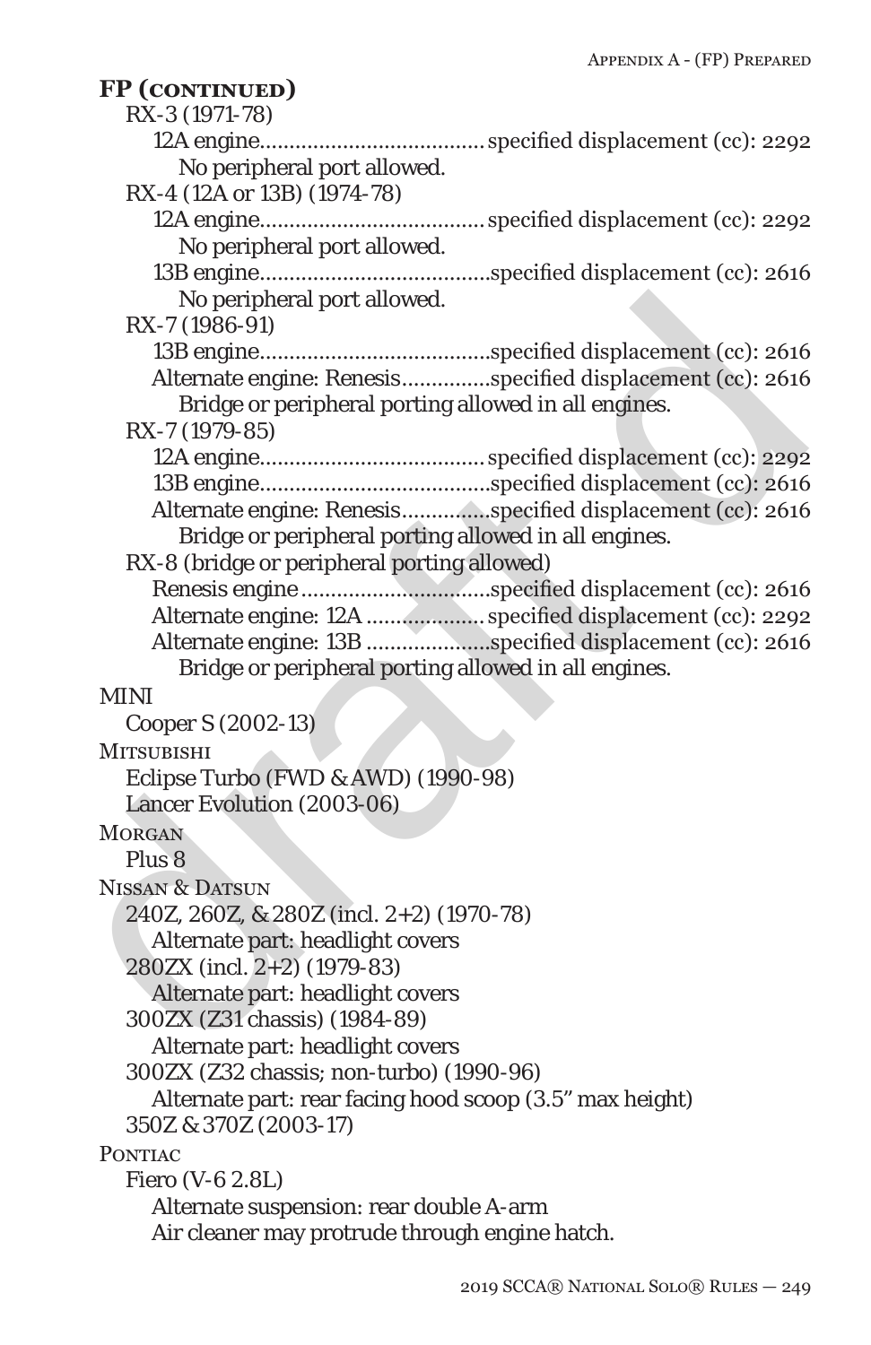## FP (continued)

- RX-3 (1971-78)
  - 12A engine.....................................specified displacement (cc): 2292
    - No peripheral port allowed.
- RX-4 (12A or 13B) (1974-78)
  - 12A engine.....................................specified displacement (cc): 2292
    - No peripheral port allowed.
  - 13B engine.....................................specified displacement (cc): 2616
    - No peripheral port allowed.
- RX-7 (1986-91)
  - 13B engine.....................................specified displacement (cc): 2616
  - Alternate engine: Renesis...............specified displacement (cc): 2616
    - Bridge or peripheral porting allowed in all engines.
- RX-7 (1979-85)
  - 12A engine.....................................specified displacement (cc): 2292
  - 13B engine.....................................specified displacement (cc): 2616
  - Alternate engine: Renesis...............specified displacement (cc): 2616
    - Bridge or peripheral porting allowed in all engines.
- RX-8 (bridge or peripheral porting allowed)
  - Renesis engine................................specified displacement (cc): 2616
  - Alternate engine: 12A...................specified displacement (cc): 2292
  - Alternate engine: 13B...................specified displacement (cc): 2616
    - Bridge or peripheral porting allowed in all engines.

MINI
- Cooper S (2002-13)

Mitsubishi
- Eclipse Turbo (FWD & AWD) (1990-98)
- Lancer Evolution (2003-06)

Morgan
- Plus 8

Nissan & Datsun
- 240Z, 260Z, & 280Z (incl. 2+2) (1970-78)
  - Alternate part: headlight covers
- 280ZX (incl. 2+2) (1979-83)
  - Alternate part: headlight covers
- 300ZX (Z31 chassis) (1984-89)
  - Alternate part: headlight covers
- 300ZX (Z32 chassis; non-turbo) (1990-96)
  - Alternate part: rear facing hood scoop (3.5" max height)
- 350Z & 370Z (2003-17)

Pontiac
- Fiero (V-6 2.8L)
  - Alternate suspension: rear double A-arm
  - Air cleaner may protrude through engine hatch.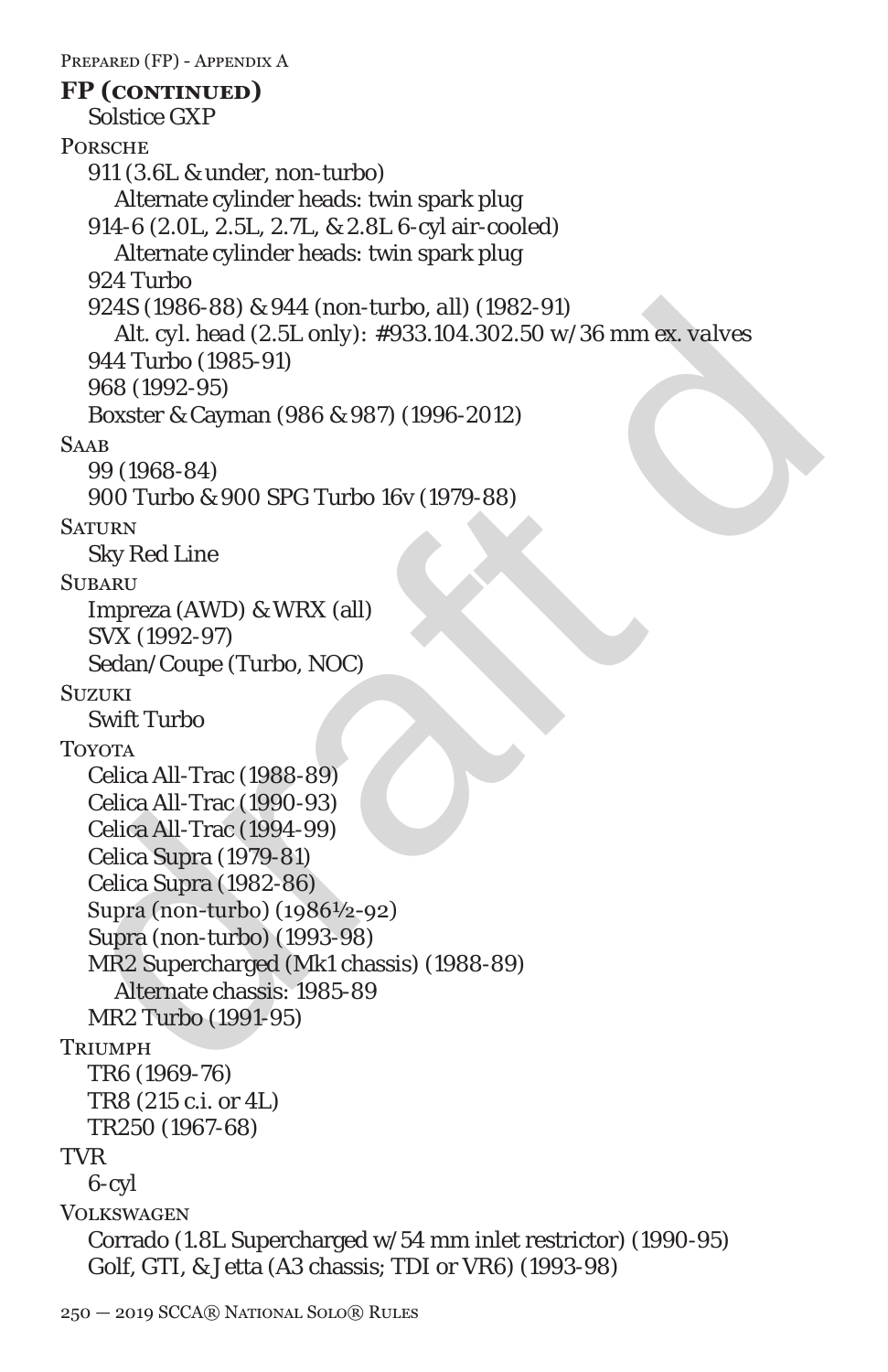### FP (continued)

Solstice GXP

Porsche

911 (3.6L & under, non-turbo)

Alternate cylinder heads: twin spark plug

914-6 (2.0L, 2.5L, 2.7L, & 2.8L 6-cyl air-cooled)

Alternate cylinder heads: twin spark plug

924 Turbo

924S (1986-88) & 944 (non-turbo, all) (1982-91)

Alt. cyl. head (2.5L only): #933.104.302.50 w/36 mm ex. valves

944 Turbo (1985-91)

968 (1992-95)

Boxster & Cayman (986 & 987) (1996-2012)

Saab

99 (1968-84)

900 Turbo & 900 SPG Turbo 16v (1979-88)

Saturn

Sky Red Line

Subaru

Impreza (AWD) & WRX (all)

SVX (1992-97)

Sedan/Coupe (Turbo, NOC)

Suzuki

Swift Turbo

Toyota

Celica All-Trac (1988-89)

Celica All-Trac (1990-93)

Celica All-Trac (1994-99)

Celica Supra (1979-81)

Celica Supra (1982-86)

Supra (non-turbo) (1986½-92)

Supra (non-turbo) (1993-98)

MR2 Supercharged (Mk1 chassis) (1988-89)

Alternate chassis: 1985-89

MR2 Turbo (1991-95)

Triumph

TR6 (1969-76)

TR8 (215 c.i. or 4L)

TR250 (1967-68)

TVR

6-cyl

Volkswagen

Corrado (1.8L Supercharged w/54 mm inlet restrictor) (1990-95)

Golf, GTI, & Jetta (A3 chassis; TDI or VR6) (1993-98)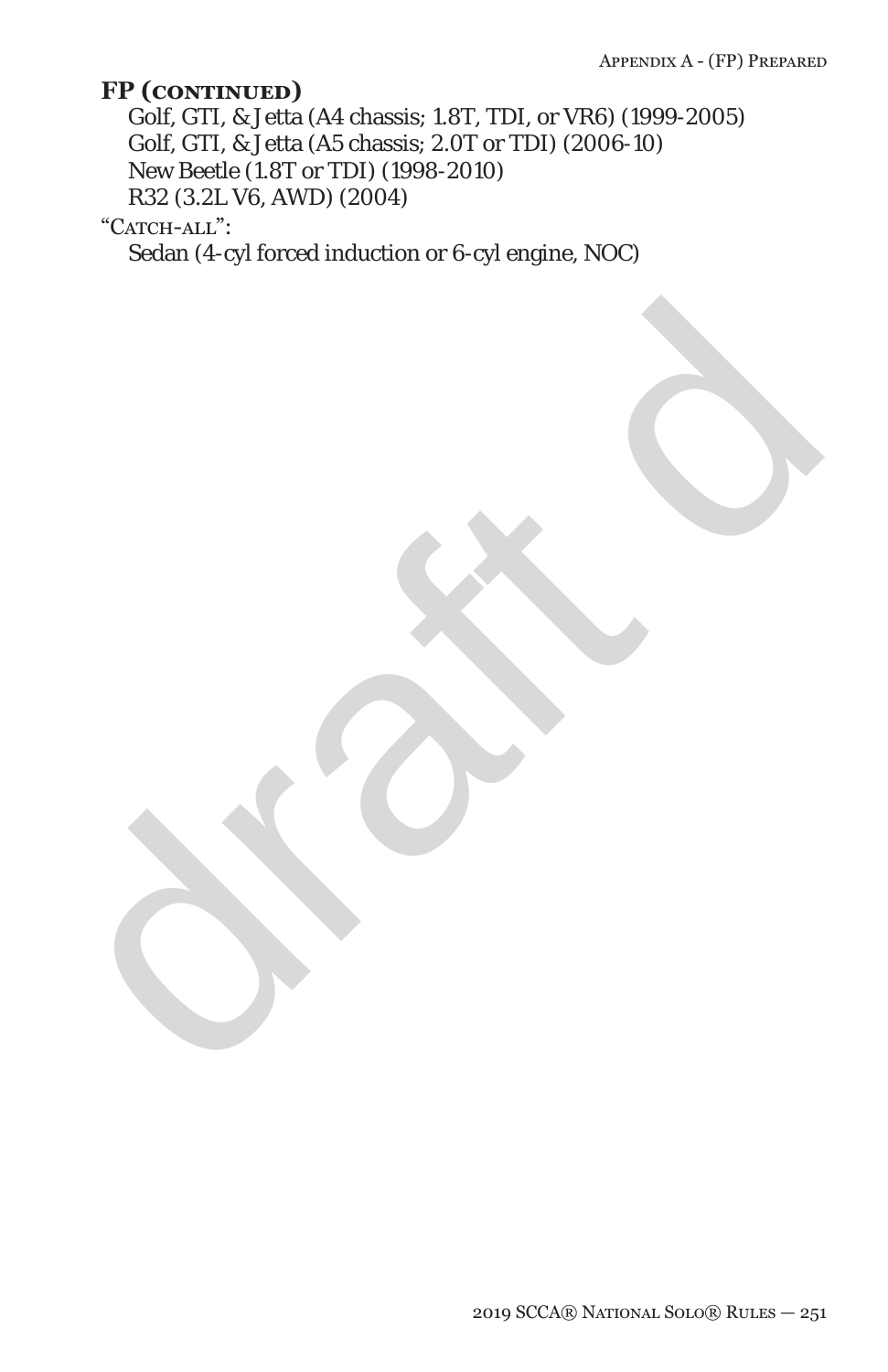**FP (continued)**

Golf, GTI, & Jetta (A4 chassis; 1.8T, TDI, or VR6) (1999-2005)
Golf, GTI, & Jetta (A5 chassis; 2.0T or TDI) (2006-10)
New Beetle (1.8T or TDI) (1998-2010)
R32 (3.2L V6, AWD) (2004)

"Catch-all":

Sedan (4-cyl forced induction or 6-cyl engine, NOC)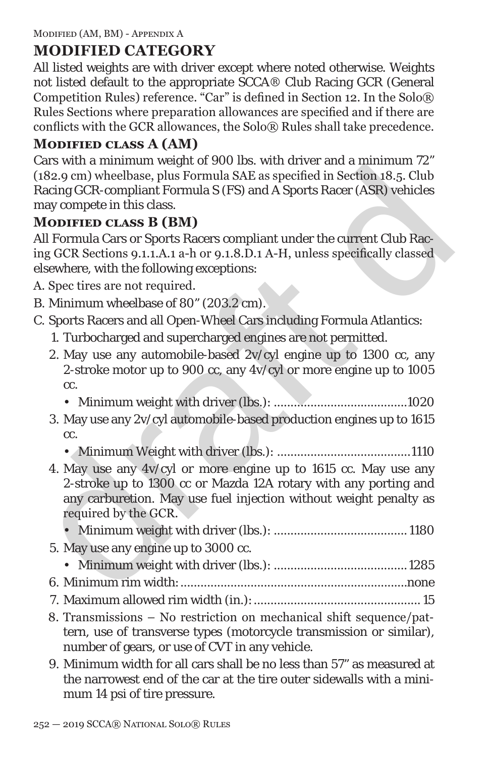# MODIFIED CATEGORY

All listed weights are with driver except where noted otherwise. Weights not listed default to the appropriate SCCA® Club Racing GCR (General Competition Rules) reference. "Car" is defined in Section 12. In the Solo® Rules Sections where preparation allowances are specified and if there are conflicts with the GCR allowances, the Solo® Rules shall take precedence.

## Modified class A (AM)

Cars with a minimum weight of 900 lbs. with driver and a minimum 72" (182.9 cm) wheelbase, plus Formula SAE as specified in Section 18.5. Club Racing GCR-compliant Formula S (FS) and A Sports Racer (ASR) vehicles may compete in this class.

## Modified class B (BM)

All Formula Cars or Sports Racers compliant under the current Club Racing GCR Sections 9.1.1.A.1 a-h or 9.1.8.D.1 A-H, unless specifically classed elsewhere, with the following exceptions:

A. Spec tires are not required.

B. Minimum wheelbase of 80" (203.2 cm).

C. Sports Racers and all Open-Wheel Cars including Formula Atlantics:

1. Turbocharged and supercharged engines are not permitted.
2. May use any automobile-based 2v/cyl engine up to 1300 cc, any 2-stroke motor up to 900 cc, any 4v/cyl or more engine up to 1005 cc.
   - Minimum weight with driver (lbs.): ....................................1020
3. May use any 2v/cyl automobile-based production engines up to 1615 cc.
   - Minimum Weight with driver (lbs.): ....................................1110
4. May use any 4v/cyl or more engine up to 1615 cc. May use any 2-stroke up to 1300 cc or Mazda 12A rotary with any porting and any carburetion. May use fuel injection without weight penalty as required by the GCR.
   - Minimum weight with driver (lbs.): .................................... 1180
5. May use any engine up to 3000 cc.
   - Minimum weight with driver (lbs.): .................................... 1285
6. Minimum rim width: ....................................................................none
7. Maximum allowed rim width (in.): .................................................. 15
8. Transmissions – No restriction on mechanical shift sequence/pattern, use of transverse types (motorcycle transmission or similar), number of gears, or use of CVT in any vehicle.
9. Minimum width for all cars shall be no less than 57" as measured at the narrowest end of the car at the tire outer sidewalls with a minimum 14 psi of tire pressure.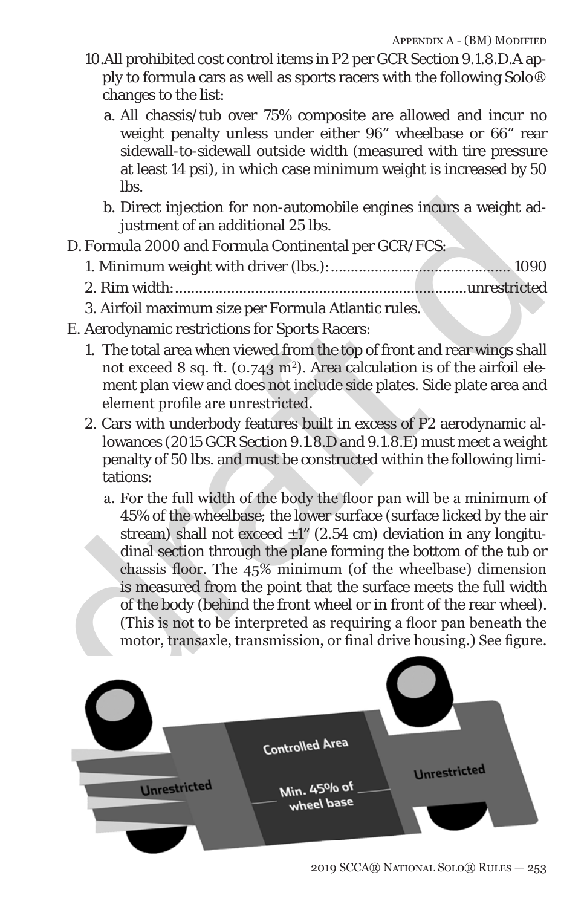10. All prohibited cost control items in P2 per GCR Section 9.1.8.D.A apply to formula cars as well as sports racers with the following Solo® changes to the list:
    a. All chassis/tub over 75% composite are allowed and incur no weight penalty unless under either 96" wheelbase or 66" rear sidewall-to-sidewall outside width (measured with tire pressure at least 14 psi), in which case minimum weight is increased by 50 lbs.
    b. Direct injection for non-automobile engines incurs a weight adjustment of an additional 25 lbs.

D. Formula 2000 and Formula Continental per GCR/FCS:
   1. Minimum weight with driver (lbs.): ............................................ 1090
   2. Rim width: ........................................................................unrestricted
   3. Airfoil maximum size per Formula Atlantic rules.

E. Aerodynamic restrictions for Sports Racers:
   1. The total area when viewed from the top of front and rear wings shall not exceed 8 sq. ft. (0.743 $m^2$). Area calculation is of the airfoil element plan view and does not include side plates. Side plate area and element profile are unrestricted.
   2. Cars with underbody features built in excess of P2 aerodynamic allowances (2015 GCR Section 9.1.8.D and 9.1.8.E) must meet a weight penalty of 50 lbs. and must be constructed within the following limitations:
      a. For the full width of the body the floor pan will be a minimum of 45% of the wheelbase; the lower surface (surface licked by the air stream) shall not exceed ±1" (2.54 cm) deviation in any longitudinal section through the plane forming the bottom of the tub or chassis floor. The 45% minimum (of the wheelbase) dimension is measured from the point that the surface meets the full width of the body (behind the front wheel or in front of the rear wheel). (This is not to be interpreted as requiring a floor pan beneath the motor, transaxle, transmission, or final drive housing.) See figure.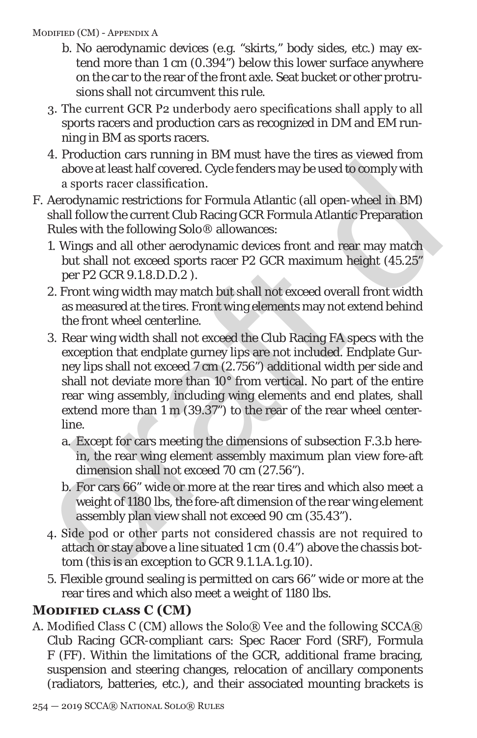b. No aerodynamic devices (e.g. "skirts," body sides, etc.) may extend more than 1 cm (0.394") below this lower surface anywhere on the car to the rear of the front axle. Seat bucket or other protrusions shall not circumvent this rule.

3. The current GCR P2 underbody aero specifications shall apply to all sports racers and production cars as recognized in DM and EM running in BM as sports racers.
4. Production cars running in BM must have the tires as viewed from above at least half covered. Cycle fenders may be used to comply with a sports racer classification.

F. Aerodynamic restrictions for Formula Atlantic (all open-wheel in BM) shall follow the current Club Racing GCR Formula Atlantic Preparation Rules with the following Solo® allowances:

1. Wings and all other aerodynamic devices front and rear may match but shall not exceed sports racer P2 GCR maximum height (45.25" per P2 GCR 9.1.8.D.D.2 ).
2. Front wing width may match but shall not exceed overall front width as measured at the tires. Front wing elements may not extend behind the front wheel centerline.
3. Rear wing width shall not exceed the Club Racing FA specs with the exception that endplate gurney lips are not included. Endplate Gurney lips shall not exceed 7 cm (2.756") additional width per side and shall not deviate more than 10° from vertical. No part of the entire rear wing assembly, including wing elements and end plates, shall extend more than 1 m (39.37") to the rear of the rear wheel centerline.
   a. Except for cars meeting the dimensions of subsection F.3.b herein, the rear wing element assembly maximum plan view fore-aft dimension shall not exceed 70 cm (27.56").
   b. For cars 66" wide or more at the rear tires and which also meet a weight of 1180 lbs, the fore-aft dimension of the rear wing element assembly plan view shall not exceed 90 cm (35.43").
4. Side pod or other parts not considered chassis are not required to attach or stay above a line situated 1 cm (0.4") above the chassis bottom (this is an exception to GCR 9.1.1.A.1.g.10).
5. Flexible ground sealing is permitted on cars 66" wide or more at the rear tires and which also meet a weight of 1180 lbs.

## Modified class C (CM)

A. Modified Class C (CM) allows the Solo® Vee and the following SCCA® Club Racing GCR-compliant cars: Spec Racer Ford (SRF), Formula F (FF). Within the limitations of the GCR, additional frame bracing, suspension and steering changes, relocation of ancillary components (radiators, batteries, etc.), and their associated mounting brackets is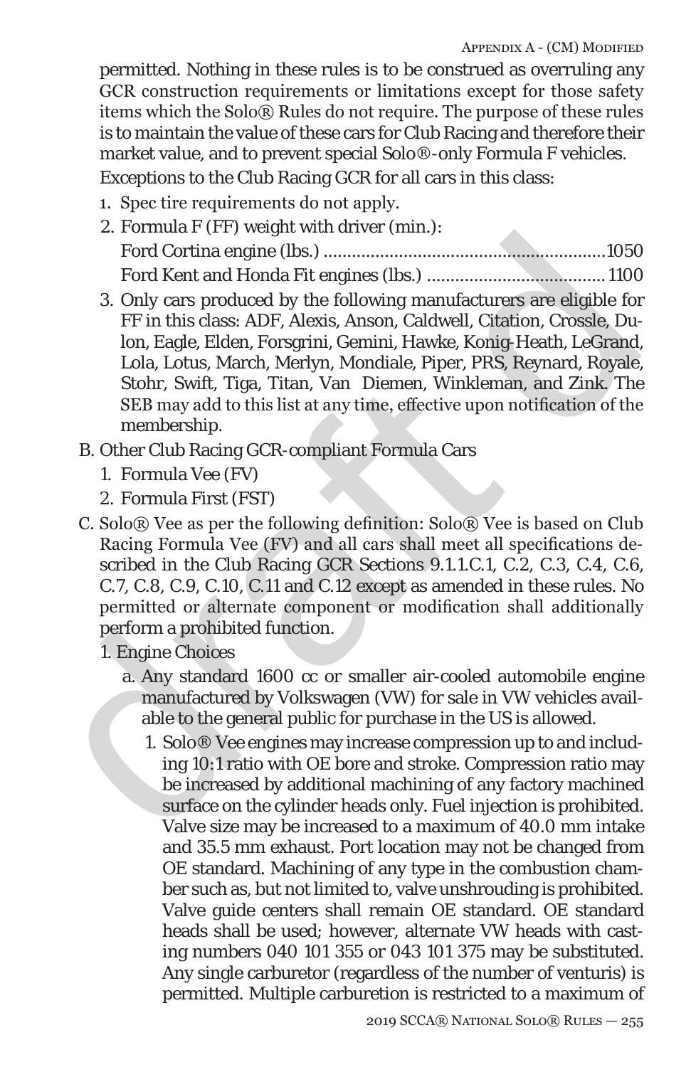permitted. Nothing in these rules is to be construed as overruling any GCR construction requirements or limitations except for those safety items which the Solo® Rules do not require. The purpose of these rules is to maintain the value of these cars for Club Racing and therefore their market value, and to prevent special Solo®-only Formula F vehicles.

Exceptions to the Club Racing GCR for all cars in this class:

1. Spec tire requirements do not apply.
2. Formula F (FF) weight with driver (min.):
   Ford Cortina engine (lbs.) ........................................................1050
   Ford Kent and Honda Fit engines (lbs.) .....................................1100
3. Only cars produced by the following manufacturers are eligible for FF in this class: ADF, Alexis, Anson, Caldwell, Citation, Crossle, Dulon, Eagle, Elden, Forsgrini, Gemini, Hawke, Konig-Heath, LeGrand, Lola, Lotus, March, Merlyn, Mondiale, Piper, PRS, Reynard, Royale, Stohr, Swift, Tiga, Titan, Van Diemen, Winkleman, and Zink. The SEB may add to this list at any time, effective upon notification of the membership.

B. Other Club Racing GCR-compliant Formula Cars
   1. Formula Vee (FV)
   2. Formula First (FST)

C. Solo® Vee as per the following definition: Solo® Vee is based on Club Racing Formula Vee (FV) and all cars shall meet all specifications described in the Club Racing GCR Sections 9.1.1.C.1, C.2, C.3, C.4, C.6, C.7, C.8, C.9, C.10, C.11 and C.12 except as amended in these rules. No permitted or alternate component or modification shall additionally perform a prohibited function.

   1. Engine Choices
      a. Any standard 1600 cc or smaller air-cooled automobile engine manufactured by Volkswagen (VW) for sale in VW vehicles available to the general public for purchase in the US is allowed.
         1. Solo® Vee engines may increase compression up to and including 10:1 ratio with OE bore and stroke. Compression ratio may be increased by additional machining of any factory machined surface on the cylinder heads only. Fuel injection is prohibited. Valve size may be increased to a maximum of 40.0 mm intake and 35.5 mm exhaust. Port location may not be changed from OE standard. Machining of any type in the combustion chamber such as, but not limited to, valve unshrouding is prohibited. Valve guide centers shall remain OE standard. OE standard heads shall be used; however, alternate VW heads with casting numbers 040 101 355 or 043 101 375 may be substituted. Any single carburetor (regardless of the number of venturis) is permitted. Multiple carburetion is restricted to a maximum of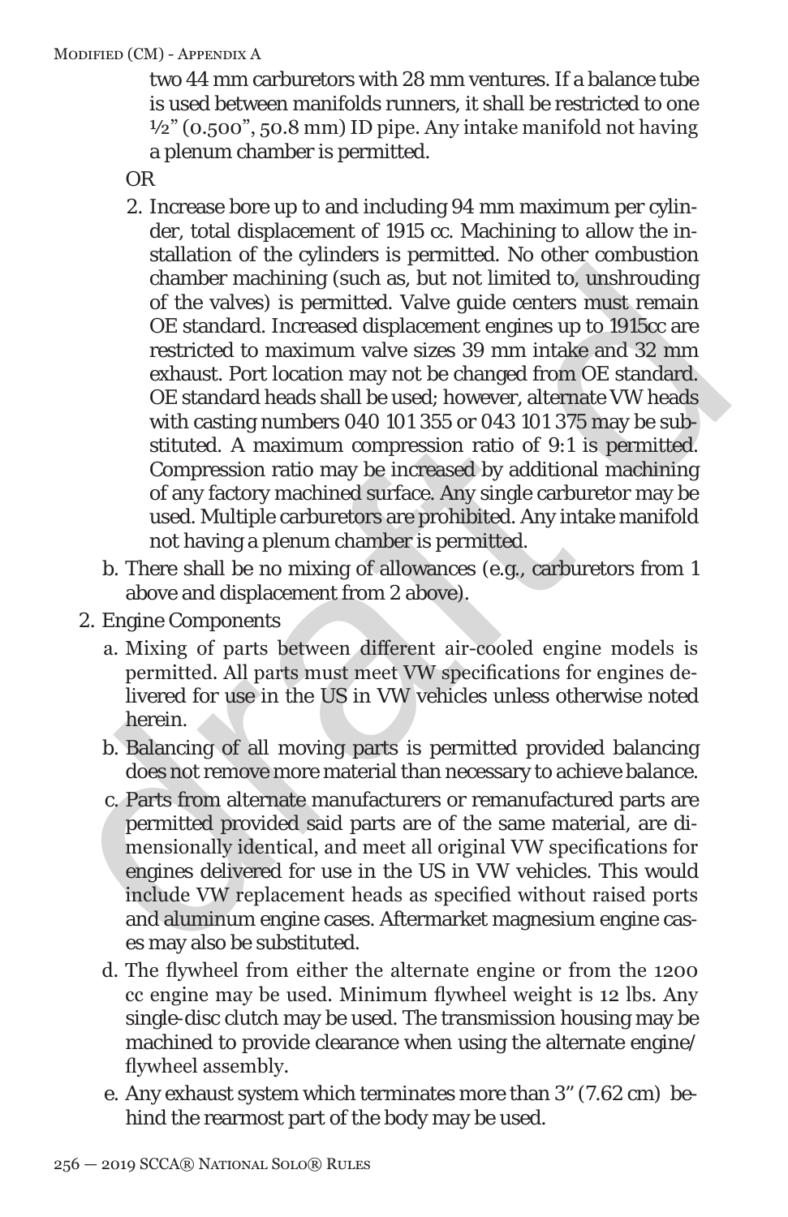two 44 mm carburetors with 28 mm ventures. If a balance tube is used between manifolds runners, it shall be restricted to one ½" (0.500", 50.8 mm) ID pipe. Any intake manifold not having a plenum chamber is permitted.

OR

2. Increase bore up to and including 94 mm maximum per cylinder, total displacement of 1915 cc. Machining to allow the installation of the cylinders is permitted. No other combustion chamber machining (such as, but not limited to, unshrouding of the valves) is permitted. Valve guide centers must remain OE standard. Increased displacement engines up to 1915cc are restricted to maximum valve sizes 39 mm intake and 32 mm exhaust. Port location may not be changed from OE standard. OE standard heads shall be used; however, alternate VW heads with casting numbers 040 101 355 or 043 101 375 may be substituted. A maximum compression ratio of 9:1 is permitted. Compression ratio may be increased by additional machining of any factory machined surface. Any single carburetor may be used. Multiple carburetors are prohibited. Any intake manifold not having a plenum chamber is permitted.

b. There shall be no mixing of allowances (e.g., carburetors from 1 above and displacement from 2 above).

2. Engine Components

   a. Mixing of parts between different air-cooled engine models is permitted. All parts must meet VW specifications for engines delivered for use in the US in VW vehicles unless otherwise noted herein.

   b. Balancing of all moving parts is permitted provided balancing does not remove more material than necessary to achieve balance.

   c. Parts from alternate manufacturers or remanufactured parts are permitted provided said parts are of the same material, are dimensionally identical, and meet all original VW specifications for engines delivered for use in the US in VW vehicles. This would include VW replacement heads as specified without raised ports and aluminum engine cases. Aftermarket magnesium engine cases may also be substituted.

   d. The flywheel from either the alternate engine or from the 1200 cc engine may be used. Minimum flywheel weight is 12 lbs. Any single-disc clutch may be used. The transmission housing may be machined to provide clearance when using the alternate engine/flywheel assembly.

   e. Any exhaust system which terminates more than 3" (7.62 cm) behind the rearmost part of the body may be used.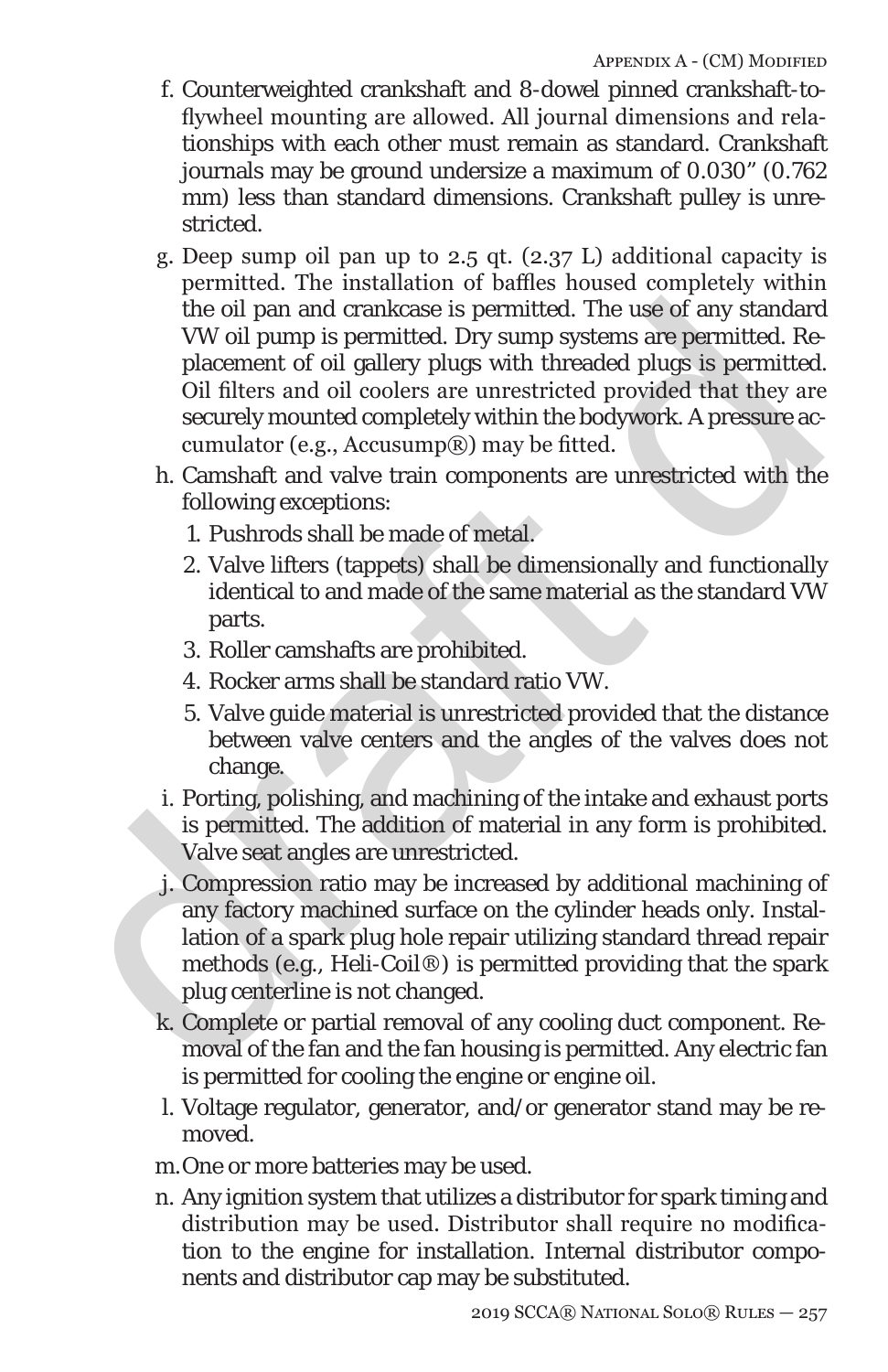f. Counterweighted crankshaft and 8-dowel pinned crankshaft-to-flywheel mounting are allowed. All journal dimensions and relationships with each other must remain as standard. Crankshaft journals may be ground undersize a maximum of 0.030" (0.762 mm) less than standard dimensions. Crankshaft pulley is unrestricted.

g. Deep sump oil pan up to 2.5 qt. (2.37 L) additional capacity is permitted. The installation of baffles housed completely within the oil pan and crankcase is permitted. The use of any standard VW oil pump is permitted. Dry sump systems are permitted. Replacement of oil gallery plugs with threaded plugs is permitted. Oil filters and oil coolers are unrestricted provided that they are securely mounted completely within the bodywork. A pressure accumulator (e.g., Accusump®) may be fitted.

h. Camshaft and valve train components are unrestricted with the following exceptions:

   1. Pushrods shall be made of metal.
   2. Valve lifters (tappets) shall be dimensionally and functionally identical to and made of the same material as the standard VW parts.
   3. Roller camshafts are prohibited.
   4. Rocker arms shall be standard ratio VW.
   5. Valve guide material is unrestricted provided that the distance between valve centers and the angles of the valves does not change.

i. Porting, polishing, and machining of the intake and exhaust ports is permitted. The addition of material in any form is prohibited. Valve seat angles are unrestricted.

j. Compression ratio may be increased by additional machining of any factory machined surface on the cylinder heads only. Installation of a spark plug hole repair utilizing standard thread repair methods (e.g., Heli-Coil®) is permitted providing that the spark plug centerline is not changed.

k. Complete or partial removal of any cooling duct component. Removal of the fan and the fan housing is permitted. Any electric fan is permitted for cooling the engine or engine oil.

l. Voltage regulator, generator, and/or generator stand may be removed.

m. One or more batteries may be used.

n. Any ignition system that utilizes a distributor for spark timing and distribution may be used. Distributor shall require no modification to the engine for installation. Internal distributor components and distributor cap may be substituted.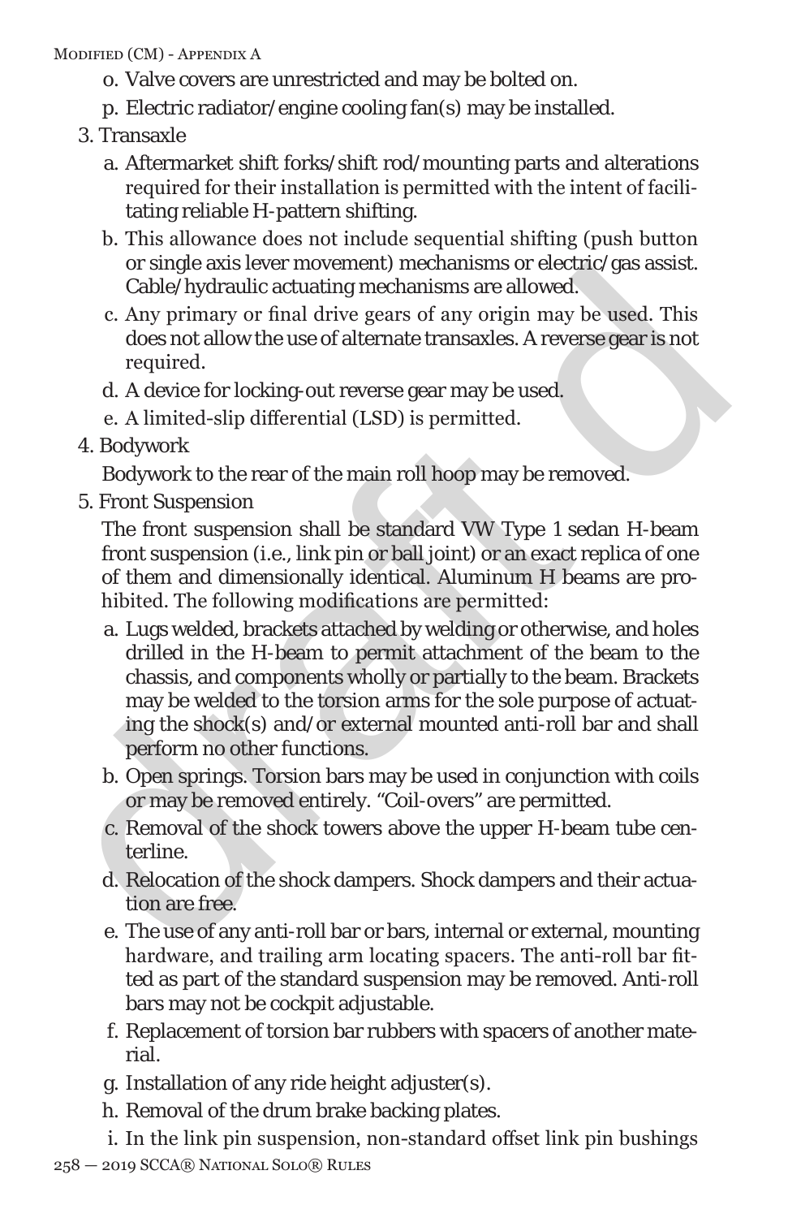o. Valve covers are unrestricted and may be bolted on.

p. Electric radiator/engine cooling fan(s) may be installed.

3. Transaxle

   a. Aftermarket shift forks/shift rod/mounting parts and alterations required for their installation is permitted with the intent of facilitating reliable H-pattern shifting.

   b. This allowance does not include sequential shifting (push button or single axis lever movement) mechanisms or electric/gas assist. Cable/hydraulic actuating mechanisms are allowed.

   c. Any primary or final drive gears of any origin may be used. This does not allow the use of alternate transaxles. A reverse gear is not required.

   d. A device for locking-out reverse gear may be used.

   e. A limited-slip differential (LSD) is permitted.

4. Bodywork

   Bodywork to the rear of the main roll hoop may be removed.

5. Front Suspension

   The front suspension shall be standard VW Type 1 sedan H-beam front suspension (i.e., link pin or ball joint) or an exact replica of one of them and dimensionally identical. Aluminum H beams are prohibited. The following modifications are permitted:

   a. Lugs welded, brackets attached by welding or otherwise, and holes drilled in the H-beam to permit attachment of the beam to the chassis, and components wholly or partially to the beam. Brackets may be welded to the torsion arms for the sole purpose of actuating the shock(s) and/or external mounted anti-roll bar and shall perform no other functions.

   b. Open springs. Torsion bars may be used in conjunction with coils or may be removed entirely. "Coil-overs" are permitted.

   c. Removal of the shock towers above the upper H-beam tube centerline.

   d. Relocation of the shock dampers. Shock dampers and their actuation are free.

   e. The use of any anti-roll bar or bars, internal or external, mounting hardware, and trailing arm locating spacers. The anti-roll bar fitted as part of the standard suspension may be removed. Anti-roll bars may not be cockpit adjustable.

   f. Replacement of torsion bar rubbers with spacers of another material.

   g. Installation of any ride height adjuster(s).

   h. Removal of the drum brake backing plates.

   i. In the link pin suspension, non-standard offset link pin bushings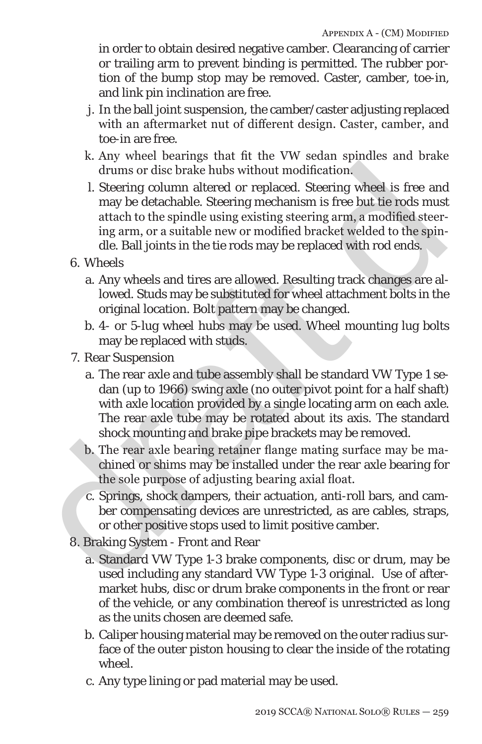in order to obtain desired negative camber. Clearancing of carrier or trailing arm to prevent binding is permitted. The rubber portion of the bump stop may be removed. Caster, camber, toe-in, and link pin inclination are free.

   j. In the ball joint suspension, the camber/caster adjusting replaced with an aftermarket nut of different design. Caster, camber, and toe-in are free.

   k. Any wheel bearings that fit the VW sedan spindles and brake drums or disc brake hubs without modification.

   l. Steering column altered or replaced. Steering wheel is free and may be detachable. Steering mechanism is free but tie rods must attach to the spindle using existing steering arm, a modified steering arm, or a suitable new or modified bracket welded to the spindle. Ball joints in the tie rods may be replaced with rod ends.

6. Wheels

   a. Any wheels and tires are allowed. Resulting track changes are allowed. Studs may be substituted for wheel attachment bolts in the original location. Bolt pattern may be changed.

   b. 4- or 5-lug wheel hubs may be used. Wheel mounting lug bolts may be replaced with studs.

7. Rear Suspension

   a. The rear axle and tube assembly shall be standard VW Type 1 sedan (up to 1966) swing axle (no outer pivot point for a half shaft) with axle location provided by a single locating arm on each axle. The rear axle tube may be rotated about its axis. The standard shock mounting and brake pipe brackets may be removed.

   b. The rear axle bearing retainer flange mating surface may be machined or shims may be installed under the rear axle bearing for the sole purpose of adjusting bearing axial float.

   c. Springs, shock dampers, their actuation, anti-roll bars, and camber compensating devices are unrestricted, as are cables, straps, or other positive stops used to limit positive camber.

8. Braking System - Front and Rear

   a. Standard VW Type 1-3 brake components, disc or drum, may be used including any standard VW Type 1-3 original. Use of aftermarket hubs, disc or drum brake components in the front or rear of the vehicle, or any combination thereof is unrestricted as long as the units chosen are deemed safe.

   b. Caliper housing material may be removed on the outer radius surface of the outer piston housing to clear the inside of the rotating wheel.

   c. Any type lining or pad material may be used.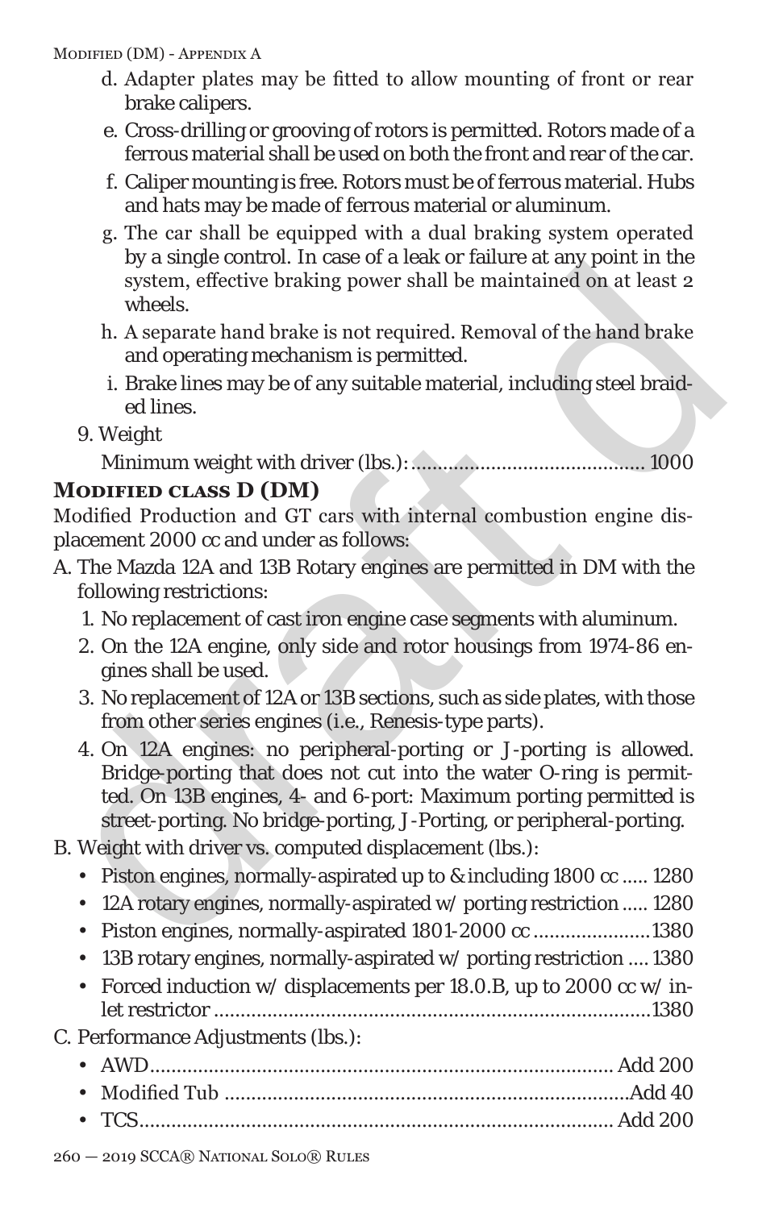d. Adapter plates may be fitted to allow mounting of front or rear brake calipers.

e. Cross-drilling or grooving of rotors is permitted. Rotors made of a ferrous material shall be used on both the front and rear of the car.

f. Caliper mounting is free. Rotors must be of ferrous material. Hubs and hats may be made of ferrous material or aluminum.

g. The car shall be equipped with a dual braking system operated by a single control. In case of a leak or failure at any point in the system, effective braking power shall be maintained on at least 2 wheels.

h. A separate hand brake is not required. Removal of the hand brake and operating mechanism is permitted.

i. Brake lines may be of any suitable material, including steel braided lines.

9. Weight

Minimum weight with driver (lbs.): ........................................... 1000

## Modified class D (DM)

Modified Production and GT cars with internal combustion engine displacement 2000 cc and under as follows:

A. The Mazda 12A and 13B Rotary engines are permitted in DM with the following restrictions:

1. No replacement of cast iron engine case segments with aluminum.
2. On the 12A engine, only side and rotor housings from 1974-86 engines shall be used.
3. No replacement of 12A or 13B sections, such as side plates, with those from other series engines (i.e., Renesis-type parts).
4. On 12A engines: no peripheral-porting or J-porting is allowed. Bridge-porting that does not cut into the water O-ring is permitted. On 13B engines, 4- and 6-port: Maximum porting permitted is street-porting. No bridge-porting, J-Porting, or peripheral-porting.

B. Weight with driver vs. computed displacement (lbs.):

- Piston engines, normally-aspirated up to & including 1800 cc ..... 1280
- 12A rotary engines, normally-aspirated w/ porting restriction ..... 1280
- Piston engines, normally-aspirated 1801-2000 cc ......................1380
- 13B rotary engines, normally-aspirated w/ porting restriction .... 1380
- Forced induction w/ displacements per 18.0.B, up to 2000 cc w/ inlet restrictor ..................................................................................1380

C. Performance Adjustments (lbs.):

- AWD..................................................................................... Add 200
- Modified Tub ..........................................................................Add 40
- TCS........................................................................................ Add 200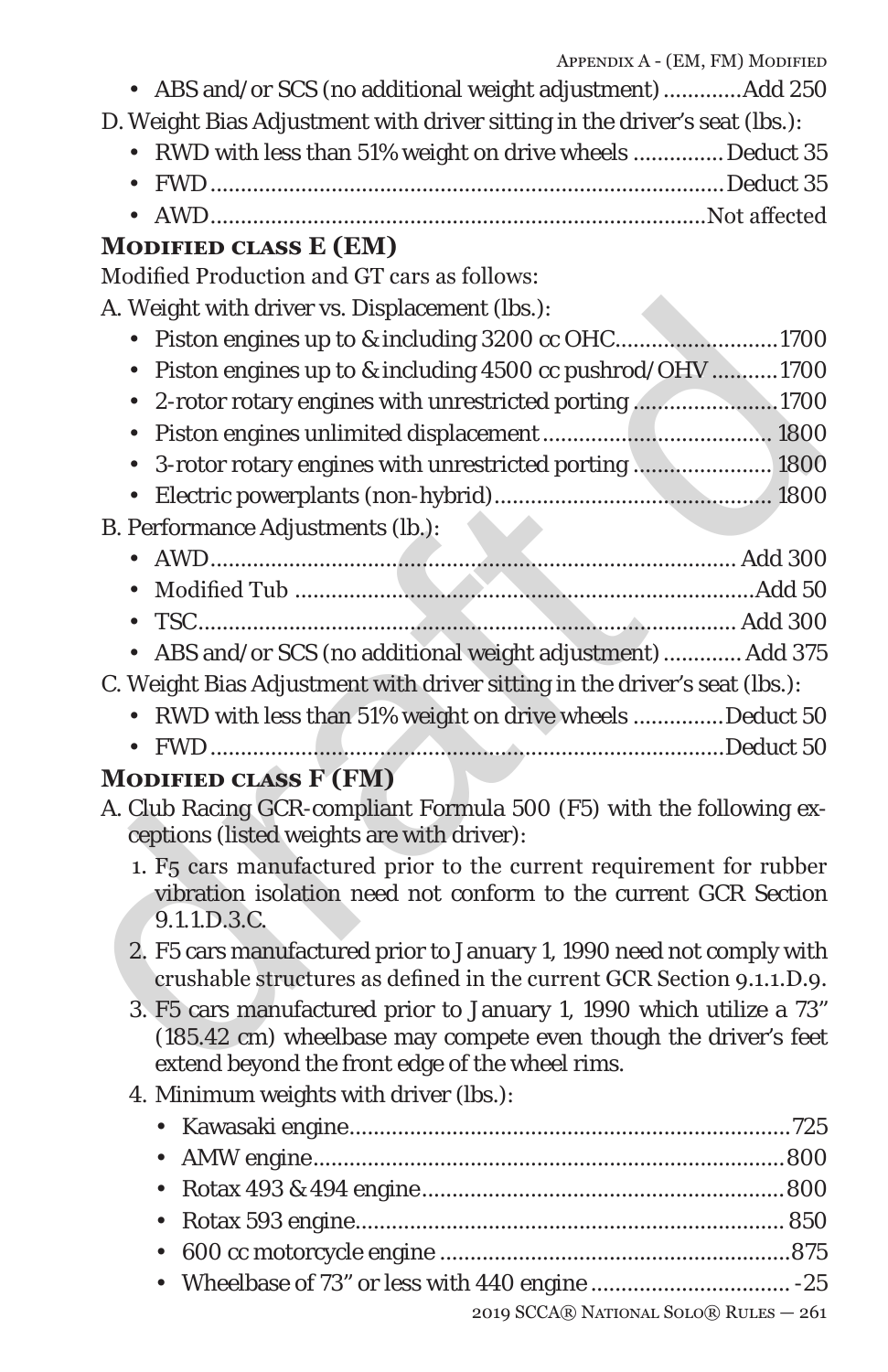- ABS and/or SCS (no additional weight adjustment) ............Add 250

D. Weight Bias Adjustment with driver sitting in the driver's seat (lbs.):

- RWD with less than 51% weight on drive wheels ..............Deduct 35
- FWD....................................................................................Deduct 35
- AWD................................................................................Not affected

### Modified class E (EM)

Modified Production and GT cars as follows:

A. Weight with driver vs. Displacement (lbs.):

- Piston engines up to & including 3200 cc OHC..........................1700
- Piston engines up to & including 4500 cc pushrod/OHV ..........1700
- 2-rotor rotary engines with unrestricted porting .......................1700
- Piston engines unlimited displacement...................................... 1800
- 3-rotor rotary engines with unrestricted porting ...................... 1800
- Electric powerplants (non-hybrid)............................................. 1800

B. Performance Adjustments (lb.):

- AWD...................................................................................... Add 300
- Modified Tub ...........................................................................Add 50
- TSC........................................................................................ Add 300
- ABS and/or SCS (no additional weight adjustment) ............ Add 375

C. Weight Bias Adjustment with driver sitting in the driver's seat (lbs.):

- RWD with less than 51% weight on drive wheels ..............Deduct 50
- FWD...................................................................................Deduct 50

### Modified class F (FM)

A. Club Racing GCR-compliant Formula 500 (F5) with the following exceptions (listed weights are with driver):

1. F5 cars manufactured prior to the current requirement for rubber vibration isolation need not conform to the current GCR Section 9.1.1.D.3.C.
2. F5 cars manufactured prior to January 1, 1990 need not comply with crushable structures as defined in the current GCR Section 9.1.1.D.9.
3. F5 cars manufactured prior to January 1, 1990 which utilize a 73" (185.42 cm) wheelbase may compete even though the driver's feet extend beyond the front edge of the wheel rims.
4. Minimum weights with driver (lbs.):
   - Kawasaki engine.......................................................................725
   - AMW engine.............................................................................800
   - Rotax 493 & 494 engine...........................................................800
   - Rotax 593 engine..................................................................... 850
   - 600 cc motorcycle engine .........................................................875
   - Wheelbase of 73" or less with 440 engine ................................ -25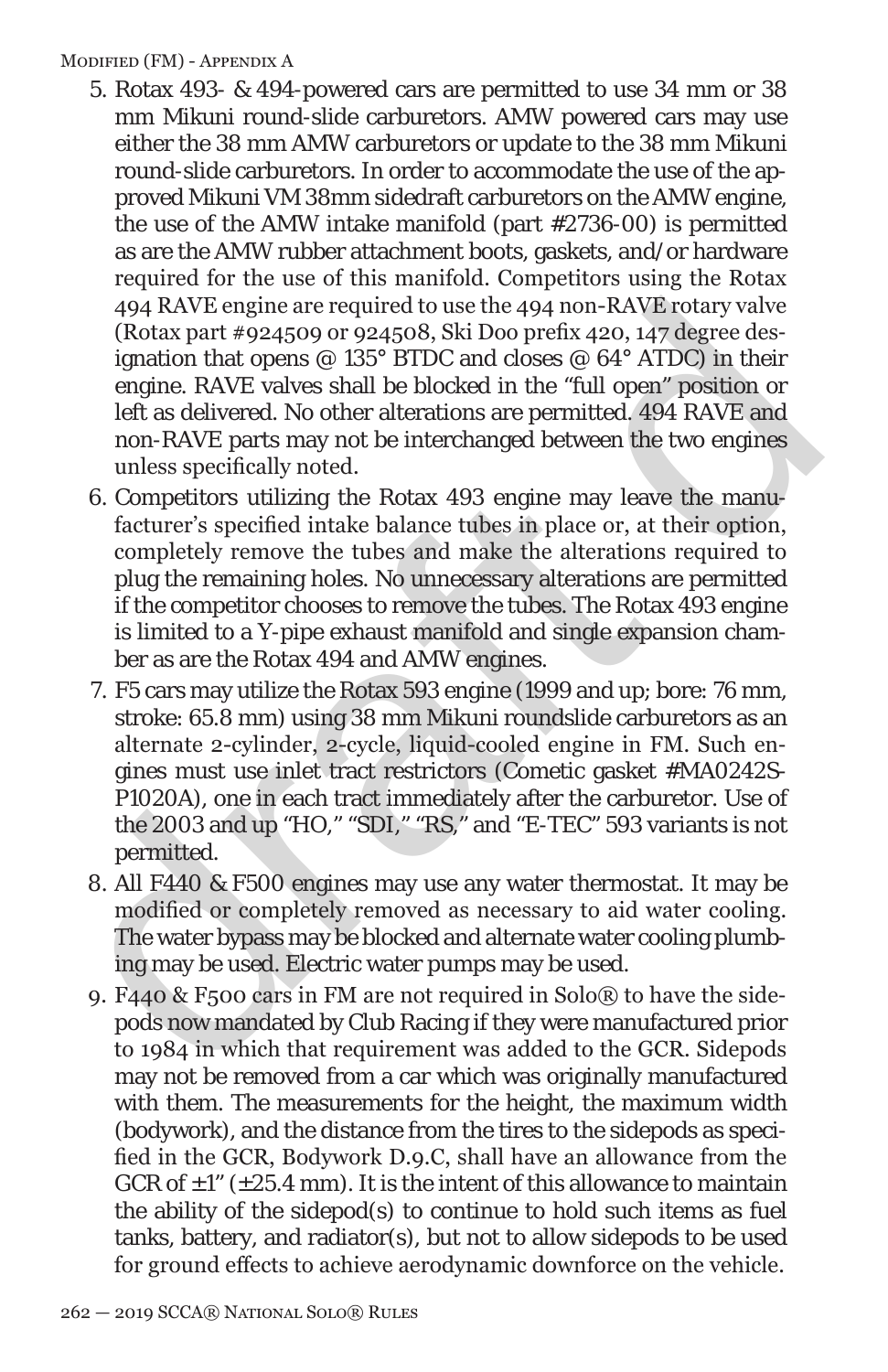5. Rotax 493- & 494-powered cars are permitted to use 34 mm or 38 mm Mikuni round-slide carburetors. AMW powered cars may use either the 38 mm AMW carburetors or update to the 38 mm Mikuni round-slide carburetors. In order to accommodate the use of the approved Mikuni VM 38mm sidedraft carburetors on the AMW engine, the use of the AMW intake manifold (part #2736-00) is permitted as are the AMW rubber attachment boots, gaskets, and/or hardware required for the use of this manifold. Competitors using the Rotax 494 RAVE engine are required to use the 494 non-RAVE rotary valve (Rotax part #924509 or 924508, Ski Doo prefix 420, 147 degree designation that opens @ 135° BTDC and closes @ 64° ATDC) in their engine. RAVE valves shall be blocked in the "full open" position or left as delivered. No other alterations are permitted. 494 RAVE and non-RAVE parts may not be interchanged between the two engines unless specifically noted.
6. Competitors utilizing the Rotax 493 engine may leave the manufacturer's specified intake balance tubes in place or, at their option, completely remove the tubes and make the alterations required to plug the remaining holes. No unnecessary alterations are permitted if the competitor chooses to remove the tubes. The Rotax 493 engine is limited to a Y-pipe exhaust manifold and single expansion chamber as are the Rotax 494 and AMW engines.
7. F5 cars may utilize the Rotax 593 engine (1999 and up; bore: 76 mm, stroke: 65.8 mm) using 38 mm Mikuni roundslide carburetors as an alternate 2-cylinder, 2-cycle, liquid-cooled engine in FM. Such engines must use inlet tract restrictors (Cometic gasket #MA0242S-P1020A), one in each tract immediately after the carburetor. Use of the 2003 and up "HO," "SDI," "RS," and "E-TEC" 593 variants is not permitted.
8. All F440 & F500 engines may use any water thermostat. It may be modified or completely removed as necessary to aid water cooling. The water bypass may be blocked and alternate water cooling plumbing may be used. Electric water pumps may be used.
9. F440 & F500 cars in FM are not required in Solo® to have the sidepods now mandated by Club Racing if they were manufactured prior to 1984 in which that requirement was added to the GCR. Sidepods may not be removed from a car which was originally manufactured with them. The measurements for the height, the maximum width (bodywork), and the distance from the tires to the sidepods as specified in the GCR, Bodywork D.9.C, shall have an allowance from the GCR of ±1" (±25.4 mm). It is the intent of this allowance to maintain the ability of the sidepod(s) to continue to hold such items as fuel tanks, battery, and radiator(s), but not to allow sidepods to be used for ground effects to achieve aerodynamic downforce on the vehicle.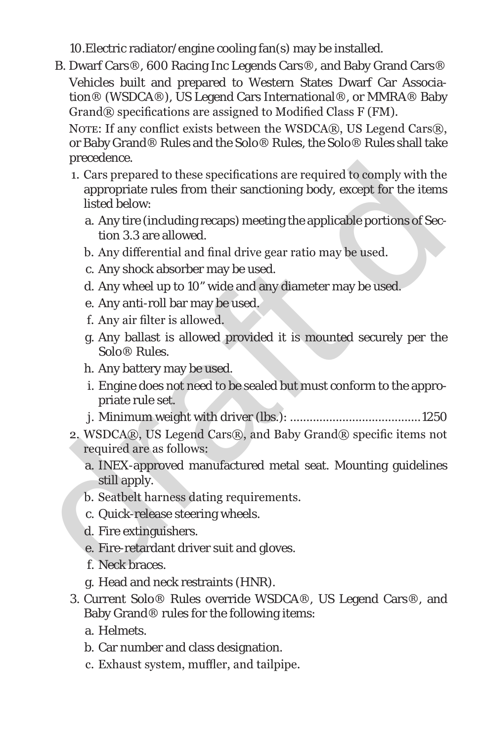10. Electric radiator/engine cooling fan(s) may be installed.

B. Dwarf Cars®, 600 Racing Inc Legends Cars®, and Baby Grand Cars®

Vehicles built and prepared to Western States Dwarf Car Association® (WSDCA®), US Legend Cars International®, or MMRA® Baby Grand® specifications are assigned to Modified Class F (FM).

Note: If any conflict exists between the WSDCA®, US Legend Cars®, or Baby Grand® Rules and the Solo® Rules, the Solo® Rules shall take precedence.

1. Cars prepared to these specifications are required to comply with the appropriate rules from their sanctioning body, except for the items listed below:
   a. Any tire (including recaps) meeting the applicable portions of Section 3.3 are allowed.
   b. Any differential and final drive gear ratio may be used.
   c. Any shock absorber may be used.
   d. Any wheel up to 10" wide and any diameter may be used.
   e. Any anti-roll bar may be used.
   f. Any air filter is allowed.
   g. Any ballast is allowed provided it is mounted securely per the Solo® Rules.
   h. Any battery may be used.
   i. Engine does not need to be sealed but must conform to the appropriate rule set.
   j. Minimum weight with driver (lbs.): ....................................... 1250
2. WSDCA®, US Legend Cars®, and Baby Grand® specific items not required are as follows:
   a. INEX-approved manufactured metal seat. Mounting guidelines still apply.
   b. Seatbelt harness dating requirements.
   c. Quick-release steering wheels.
   d. Fire extinguishers.
   e. Fire-retardant driver suit and gloves.
   f. Neck braces.
   g. Head and neck restraints (HNR).
3. Current Solo® Rules override WSDCA®, US Legend Cars®, and Baby Grand® rules for the following items:
   a. Helmets.
   b. Car number and class designation.
   c. Exhaust system, muffler, and tailpipe.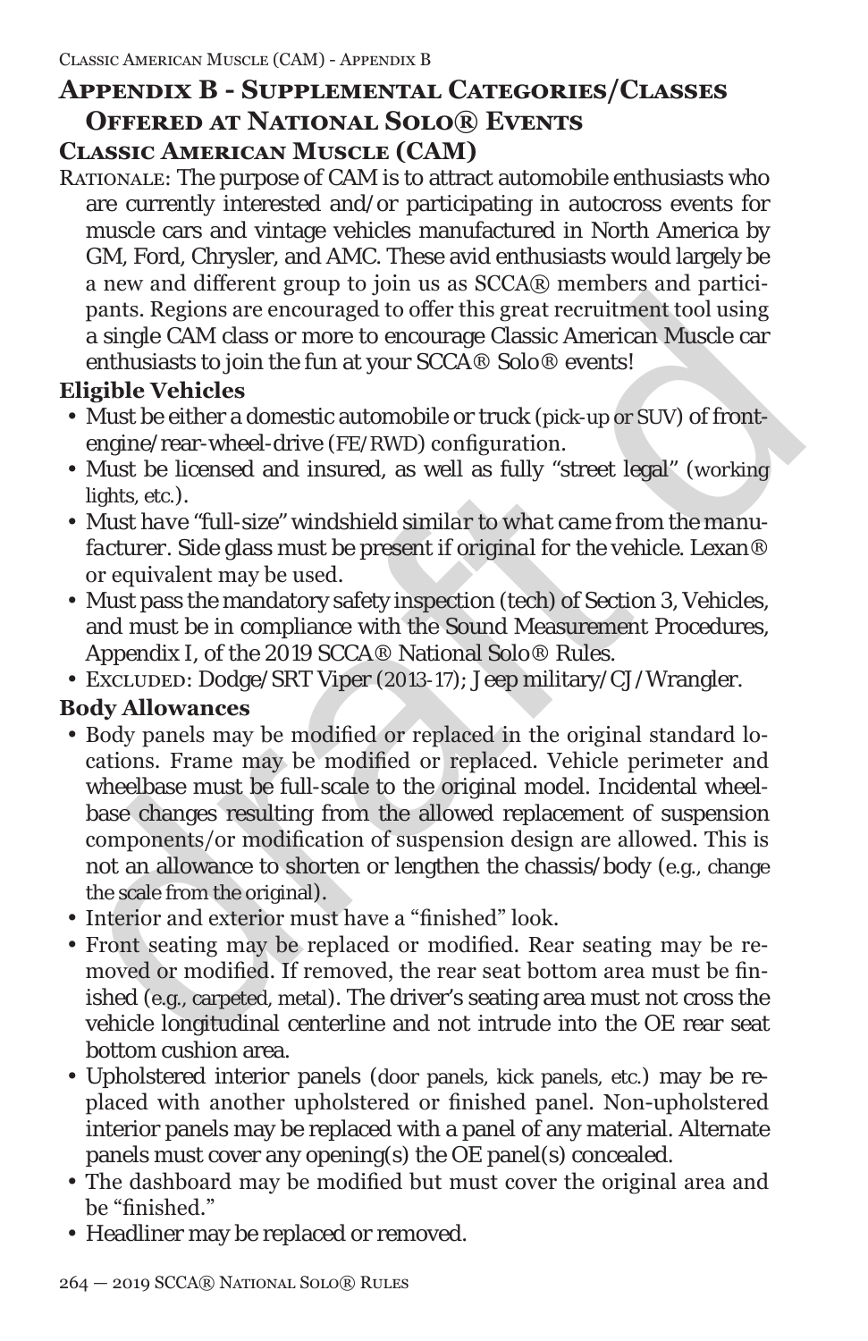# Appendix B - Supplemental Categories/Classes Offered at National Solo® Events

## Classic American Muscle (CAM)

Rationale: The purpose of CAM is to attract automobile enthusiasts who are currently interested and/or participating in autocross events for muscle cars and vintage vehicles manufactured in North America by GM, Ford, Chrysler, and AMC. These avid enthusiasts would largely be a new and different group to join us as SCCA® members and participants. Regions are encouraged to offer this great recruitment tool using a single CAM class or more to encourage Classic American Muscle car enthusiasts to join the fun at your SCCA® Solo® events!

### Eligible Vehicles

- Must be either a domestic automobile or truck (pick-up or SUV) of front-engine/rear-wheel-drive (FE/RWD) configuration.
- Must be licensed and insured, as well as fully "street legal" (working lights, etc.).
- Must have "full-size" windshield *similar to what came from the manufacturer*. Side glass must be present if original for the vehicle. Lexan® or equivalent may be used.
- Must pass the mandatory safety inspection (tech) of Section 3, Vehicles, and must be in compliance with the Sound Measurement Procedures, Appendix I, of the 2019 SCCA® National Solo® Rules.
- Excluded: Dodge/SRT Viper (2013-17); Jeep military/CJ/Wrangler.

### Body Allowances

- Body panels may be modified or replaced in the original standard locations. Frame may be modified or replaced. Vehicle perimeter and wheelbase must be full-scale to the original model. Incidental wheelbase changes resulting from the allowed replacement of suspension components/or modification of suspension design are allowed. This is not an allowance to shorten or lengthen the chassis/body (e.g., change the scale from the original).
- Interior and exterior must have a "finished" look.
- Front seating may be replaced or modified. Rear seating may be removed or modified. If removed, the rear seat bottom area must be finished (e.g., carpeted, metal). The driver's seating area must not cross the vehicle longitudinal centerline and not intrude into the OE rear seat bottom cushion area.
- Upholstered interior panels (door panels, kick panels, etc.) may be replaced with another upholstered or finished panel. Non-upholstered interior panels may be replaced with a panel of any material. Alternate panels must cover any opening(s) the OE panel(s) concealed.
- The dashboard may be modified but must cover the original area and be "finished."
- Headliner may be replaced or removed.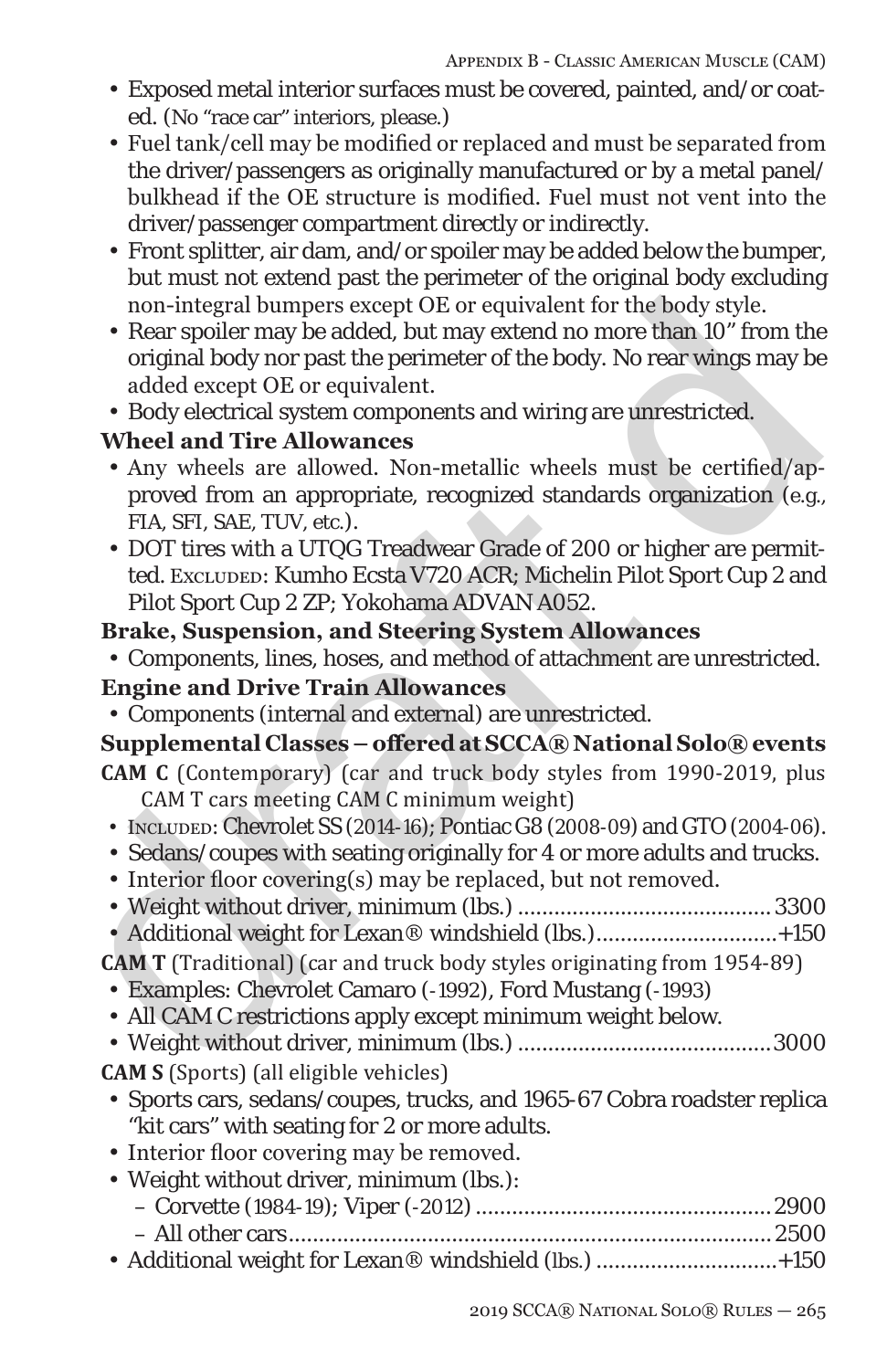- Exposed metal interior surfaces must be covered, painted, and/or coated. (No "race car" interiors, please.)
- Fuel tank/cell may be modified or replaced and must be separated from the driver/passengers as originally manufactured or by a metal panel/bulkhead if the OE structure is modified. Fuel must not vent into the driver/passenger compartment directly or indirectly.
- Front splitter, air dam, and/or spoiler may be added below the bumper, but must not extend past the perimeter of the original body excluding non-integral bumpers except OE or equivalent for the body style.
- Rear spoiler may be added, but may extend no more than 10" from the original body nor past the perimeter of the body. No rear wings may be added except OE or equivalent.
- Body electrical system components and wiring are unrestricted.

**Wheel and Tire Allowances**

- Any wheels are allowed. Non-metallic wheels must be certified/approved from an appropriate, recognized standards organization (e.g., FIA, SFI, SAE, TUV, etc.).
- DOT tires with a UTQG Treadwear Grade of 200 or higher are permitted. Excluded: Kumho Ecsta V720 ACR; Michelin Pilot Sport Cup 2 and Pilot Sport Cup 2 ZP; Yokohama ADVAN A052.

**Brake, Suspension, and Steering System Allowances**

- Components, lines, hoses, and method of attachment are unrestricted.

**Engine and Drive Train Allowances**

- Components (internal and external) are unrestricted.

**Supplemental Classes – offered at SCCA® National Solo® events**

**CAM C** (Contemporary) (car and truck body styles from 1990-2019, plus CAM T cars meeting CAM C minimum weight)

- Included: Chevrolet SS (2014-16); Pontiac G8 (2008-09) and GTO (2004-06).
- Sedans/coupes with seating originally for 4 or more adults and trucks.
- Interior floor covering(s) may be replaced, but not removed.
- Weight without driver, minimum (lbs.) .......................................... 3300
- Additional weight for Lexan® windshield (lbs.) .............................+150

**CAM T** (Traditional) (car and truck body styles originating from 1954-89)

- Examples: Chevrolet Camaro (-1992), Ford Mustang (-1993)
- All CAM C restrictions apply except minimum weight below.
- Weight without driver, minimum (lbs.) .......................................... 3000

**CAM S** (Sports) (all eligible vehicles)

- Sports cars, sedans/coupes, trucks, and 1965-67 Cobra roadster replica "kit cars" with seating for 2 or more adults.
- Interior floor covering may be removed.
- Weight without driver, minimum (lbs.):
  - Corvette (1984-19); Viper (-2012) ................................................ 2900
  - All other cars............................................................................... 2500
- Additional weight for Lexan® windshield (lbs.) .............................+150